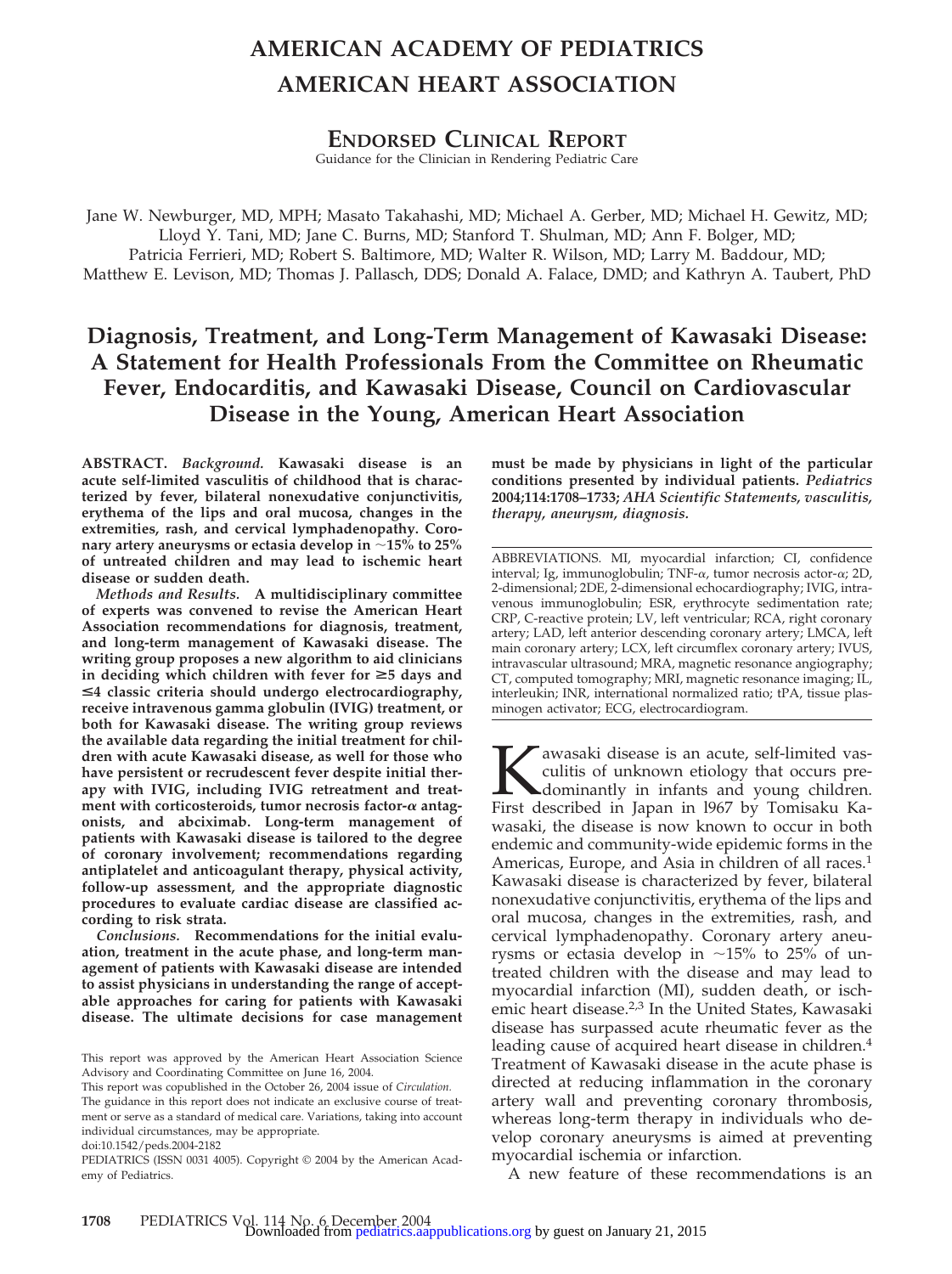# AMERICAN ACADEMY OF PEDIATRICS

# AMERICAN HEART ASSOCIATION

## ENDORSED CLINICAL REPORT

Guidance for the Clinician in Rendering Pediatric Care

Jane W. Newburger, MD, MPH; Masato Takahashi, MD; Michael A. Gerber, MD; Michael H. Gewitz, MD; Lloyd Y. Tani, MD; Jane C. Burns, MD; Stanford T. Shulman, MD; Ann F. Bolger, MD; Patricia Ferrieri, MD; Robert S. Baltimore, MD; Walter R. Wilson, MD; Larry M. Baddour, MD; Matthew E. Levison, MD; Thomas J. Pallasch, DDS; Donald A. Falace, DMD; and Kathryn A. Taubert, PhD

# Diagnosis, Treatment, and Long-Term Management of Kawasaki Disease: A Statement for Health Professionals From the Committee on Rheumatic Fever, Endocarditis, and Kawasaki Disease, Council on Cardiovascular Disease in the Young, American Heart Association

**ABSTRACT.** ***Background.*** **Kawasaki disease is an acute self-limited vasculitis of childhood that is characterized by fever, bilateral nonexudative conjunctivitis, erythema of the lips and oral mucosa, changes in the extremities, rash, and cervical lymphadenopathy. Coronary artery aneurysms or ectasia develop in ~15% to 25% of untreated children and may lead to ischemic heart disease or sudden death.**

***Methods and Results.*** **A multidisciplinary committee of experts was convened to revise the American Heart Association recommendations for diagnosis, treatment, and long-term management of Kawasaki disease. The writing group proposes a new algorithm to aid clinicians in deciding which children with fever for ≥5 days and ≤4 classic criteria should undergo electrocardiography, receive intravenous gamma globulin (IVIG) treatment, or both for Kawasaki disease. The writing group reviews the available data regarding the initial treatment for children with acute Kawasaki disease, as well for those who have persistent or recrudescent fever despite initial therapy with IVIG, including IVIG retreatment and treatment with corticosteroids, tumor necrosis factor-α antagonists, and abciximab. Long-term management of patients with Kawasaki disease is tailored to the degree of coronary involvement; recommendations regarding antiplatelet and anticoagulant therapy, physical activity, follow-up assessment, and the appropriate diagnostic procedures to evaluate cardiac disease are classified according to risk strata.**

***Conclusions.*** **Recommendations for the initial evaluation, treatment in the acute phase, and long-term management of patients with Kawasaki disease are intended to assist physicians in understanding the range of acceptable approaches for caring for patients with Kawasaki disease. The ultimate decisions for case management must be made by physicians in light of the particular conditions presented by individual patients.** ***Pediatrics*** **2004;114:1708–1733;** ***AHA Scientific Statements, vasculitis, therapy, aneurysm, diagnosis.***

This report was approved by the American Heart Association Science Advisory and Coordinating Committee on June 16, 2004.

This report was copublished in the October 26, 2004 issue of *Circulation*.

The guidance in this report does not indicate an exclusive course of treatment or serve as a standard of medical care. Variations, taking into account individual circumstances, may be appropriate.

doi:10.1542/peds.2004-2182

PEDIATRICS (ISSN 0031 4005). Copyright © 2004 by the American Academy of Pediatrics.

ABBREVIATIONS. MI, myocardial infarction; CI, confidence interval; Ig, immunoglobulin; TNF-α, tumor necrosis actor-α; 2D, 2-dimensional; 2DE, 2-dimensional echocardiography; IVIG, intravenous immunoglobulin; ESR, erythrocyte sedimentation rate; CRP, C-reactive protein; LV, left ventricular; RCA, right coronary artery; LAD, left anterior descending coronary artery; LMCA, left main coronary artery; LCX, left circumflex coronary artery; IVUS, intravascular ultrasound; MRA, magnetic resonance angiography; CT, computed tomography; MRI, magnetic resonance imaging; IL, interleukin; INR, international normalized ratio; tPA, tissue plasminogen activator; ECG, electrocardiogram.

Kawasaki disease is an acute, self-limited vasculitis of unknown etiology that occurs predominantly in infants and young children. First described in Japan in l967 by Tomisaku Kawasaki, the disease is now known to occur in both endemic and community-wide epidemic forms in the Americas, Europe, and Asia in children of all races.[1] Kawasaki disease is characterized by fever, bilateral nonexudative conjunctivitis, erythema of the lips and oral mucosa, changes in the extremities, rash, and cervical lymphadenopathy. Coronary artery aneurysms or ectasia develop in ~15% to 25% of untreated children with the disease and may lead to myocardial infarction (MI), sudden death, or ischemic heart disease.[2,3] In the United States, Kawasaki disease has surpassed acute rheumatic fever as the leading cause of acquired heart disease in children.[4] Treatment of Kawasaki disease in the acute phase is directed at reducing inflammation in the coronary artery wall and preventing coronary thrombosis, whereas long-term therapy in individuals who develop coronary aneurysms is aimed at preventing myocardial ischemia or infarction.

A new feature of these recommendations is an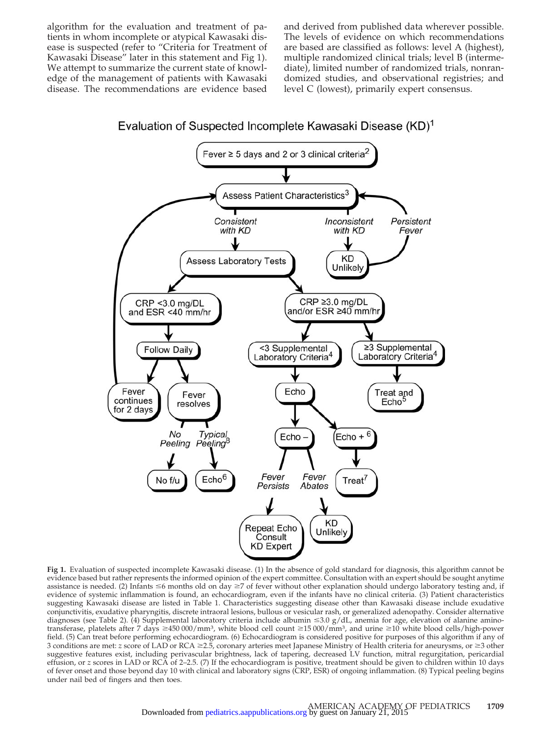algorithm for the evaluation and treatment of patients in whom incomplete or atypical Kawasaki disease is suspected (refer to "Criteria for Treatment of Kawasaki Disease" later in this statement and Fig 1). We attempt to summarize the current state of knowledge of the management of patients with Kawasaki disease. The recommendations are evidence based and derived from published data wherever possible. The levels of evidence on which recommendations are based are classified as follows: level A (highest), multiple randomized clinical trials; level B (intermediate), limited number of randomized trials, nonrandomized studies, and observational registries; and level C (lowest), primarily expert consensus.

**Evaluation of Suspected Incomplete Kawasaki Disease (KD)[1]**

- Fever ≥ 5 days and 2 or 3 clinical criteria[2]
  - → Assess Patient Characteristics[3]
    - *Inconsistent with KD* → KD Unlikely → *Persistent Fever* → back to Assess Patient Characteristics
    - *Consistent with KD* → Assess Laboratory Tests
      - CRP <3.0 mg/DL and ESR <40 mm/hr → Follow Daily
        - Fever continues for 2 days → back to Assess Patient Characteristics
        - Fever resolves
          - *No Peeling* → No f/u
          - *Typical Peeling*[8] → Echo[6]
      - CRP ≥3.0 mg/DL and/or ESR ≥40 mm/hr
        - <3 Supplemental Laboratory Criteria[4] → Echo
          - Echo – 
            - *Fever Persists* → Repeat Echo Consult KD Expert
            - *Fever Abates* → KD Unlikely
          - Echo +[6] → Treat[7]
        - ≥3 Supplemental Laboratory Criteria[4] → Treat and Echo[5]

**Fig 1.** Evaluation of suspected incomplete Kawasaki disease. (1) In the absence of gold standard for diagnosis, this algorithm cannot be evidence based but rather represents the informed opinion of the expert committee. Consultation with an expert should be sought anytime assistance is needed. (2) Infants ≤6 months old on day ≥7 of fever without other explanation should undergo laboratory testing and, if evidence of systemic inflammation is found, an echocardiogram, even if the infants have no clinical criteria. (3) Patient characteristics suggesting Kawasaki disease are listed in Table 1. Characteristics suggesting disease other than Kawasaki disease include exudative conjunctivitis, exudative pharyngitis, discrete intraoral lesions, bullous or vesicular rash, or generalized adenopathy. Consider alternative diagnoses (see Table 2). (4) Supplemental laboratory criteria include albumin ≤3.0 g/dL, anemia for age, elevation of alanine aminotransferase, platelets after 7 days ≥450 000/mm³, white blood cell count ≥15 000/mm³, and urine ≥10 white blood cells/high-power field. (5) Can treat before performing echocardiogram. (6) Echocardiogram is considered positive for purposes of this algorithm if any of 3 conditions are met: *z* score of LAD or RCA ≥2.5, coronary arteries meet Japanese Ministry of Health criteria for aneurysms, or ≥3 other suggestive features exist, including perivascular brightness, lack of tapering, decreased LV function, mitral regurgitation, pericardial effusion, or *z* scores in LAD or RCA of 2–2.5. (7) If the echocardiogram is positive, treatment should be given to children within 10 days of fever onset and those beyond day 10 with clinical and laboratory signs (CRP, ESR) of ongoing inflammation. (8) Typical peeling begins under nail bed of fingers and then toes.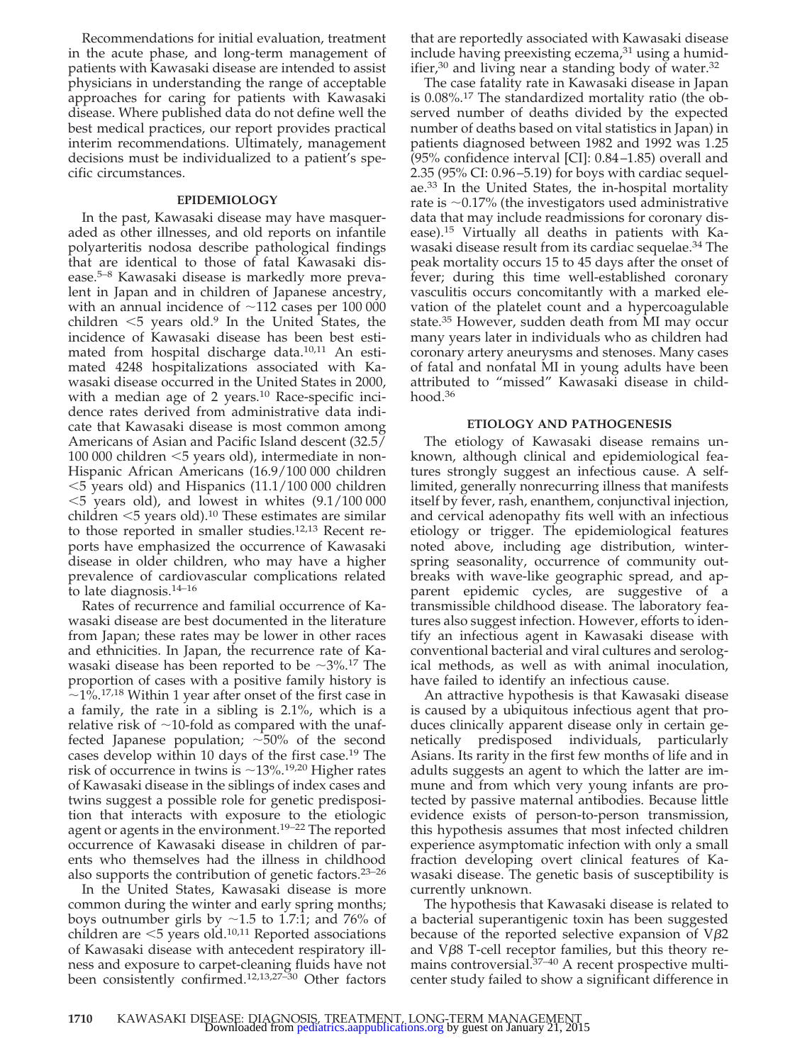Recommendations for initial evaluation, treatment in the acute phase, and long-term management of patients with Kawasaki disease are intended to assist physicians in understanding the range of acceptable approaches for caring for patients with Kawasaki disease. Where published data do not define well the best medical practices, our report provides practical interim recommendations. Ultimately, management decisions must be individualized to a patient's specific circumstances.

## EPIDEMIOLOGY

In the past, Kawasaki disease may have masqueraded as other illnesses, and old reports on infantile polyarteritis nodosa describe pathological findings that are identical to those of fatal Kawasaki disease.[5–8] Kawasaki disease is markedly more prevalent in Japan and in children of Japanese ancestry, with an annual incidence of ~112 cases per 100 000 children <5 years old.[9] In the United States, the incidence of Kawasaki disease has been best estimated from hospital discharge data.[10,11] An estimated 4248 hospitalizations associated with Kawasaki disease occurred in the United States in 2000, with a median age of 2 years.[10] Race-specific incidence rates derived from administrative data indicate that Kawasaki disease is most common among Americans of Asian and Pacific Island descent (32.5/100 000 children <5 years old), intermediate in non-Hispanic African Americans (16.9/100 000 children <5 years old) and Hispanics (11.1/100 000 children <5 years old), and lowest in whites (9.1/100 000 children <5 years old).[10] These estimates are similar to those reported in smaller studies.[12,13] Recent reports have emphasized the occurrence of Kawasaki disease in older children, who may have a higher prevalence of cardiovascular complications related to late diagnosis.[14–16]

Rates of recurrence and familial occurrence of Kawasaki disease are best documented in the literature from Japan; these rates may be lower in other races and ethnicities. In Japan, the recurrence rate of Kawasaki disease has been reported to be ~3%.[17] The proportion of cases with a positive family history is ~1%.[17,18] Within 1 year after onset of the first case in a family, the rate in a sibling is 2.1%, which is a relative risk of ~10-fold as compared with the unaffected Japanese population; ~50% of the second cases develop within 10 days of the first case.[19] The risk of occurrence in twins is ~13%.[19,20] Higher rates of Kawasaki disease in the siblings of index cases and twins suggest a possible role for genetic predisposition that interacts with exposure to the etiologic agent or agents in the environment.[19–22] The reported occurrence of Kawasaki disease in children of parents who themselves had the illness in childhood also supports the contribution of genetic factors.[23–26]

In the United States, Kawasaki disease is more common during the winter and early spring months; boys outnumber girls by ~1.5 to 1.7:1; and 76% of children are <5 years old.[10,11] Reported associations of Kawasaki disease with antecedent respiratory illness and exposure to carpet-cleaning fluids have not been consistently confirmed.[12,13,27–30] Other factors that are reportedly associated with Kawasaki disease include having preexisting eczema,[31] using a humidifier,[30] and living near a standing body of water.[32]

The case fatality rate in Kawasaki disease in Japan is 0.08%.[17] The standardized mortality ratio (the observed number of deaths divided by the expected number of deaths based on vital statistics in Japan) in patients diagnosed between 1982 and 1992 was 1.25 (95% confidence interval [CI]: 0.84–1.85) overall and 2.35 (95% CI: 0.96–5.19) for boys with cardiac sequelae.[33] In the United States, the in-hospital mortality rate is ~0.17% (the investigators used administrative data that may include readmissions for coronary disease).[15] Virtually all deaths in patients with Kawasaki disease result from its cardiac sequelae.[34] The peak mortality occurs 15 to 45 days after the onset of fever; during this time well-established coronary vasculitis occurs concomitantly with a marked elevation of the platelet count and a hypercoagulable state.[35] However, sudden death from MI may occur many years later in individuals who as children had coronary artery aneurysms and stenoses. Many cases of fatal and nonfatal MI in young adults have been attributed to "missed" Kawasaki disease in childhood.[36]

## ETIOLOGY AND PATHOGENESIS

The etiology of Kawasaki disease remains unknown, although clinical and epidemiological features strongly suggest an infectious cause. A self-limited, generally nonrecurring illness that manifests itself by fever, rash, enanthem, conjunctival injection, and cervical adenopathy fits well with an infectious etiology or trigger. The epidemiological features noted above, including age distribution, winter-spring seasonality, occurrence of community outbreaks with wave-like geographic spread, and apparent epidemic cycles, are suggestive of a transmissible childhood disease. The laboratory features also suggest infection. However, efforts to identify an infectious agent in Kawasaki disease with conventional bacterial and viral cultures and serological methods, as well as with animal inoculation, have failed to identify an infectious cause.

An attractive hypothesis is that Kawasaki disease is caused by a ubiquitous infectious agent that produces clinically apparent disease only in certain genetically predisposed individuals, particularly Asians. Its rarity in the first few months of life and in adults suggests an agent to which the latter are immune and from which very young infants are protected by passive maternal antibodies. Because little evidence exists of person-to-person transmission, this hypothesis assumes that most infected children experience asymptomatic infection with only a small fraction developing overt clinical features of Kawasaki disease. The genetic basis of susceptibility is currently unknown.

The hypothesis that Kawasaki disease is related to a bacterial superantigenic toxin has been suggested because of the reported selective expansion of V$\beta$2 and V$\beta$8 T-cell receptor families, but this theory remains controversial.[37–40] A recent prospective multicenter study failed to show a significant difference in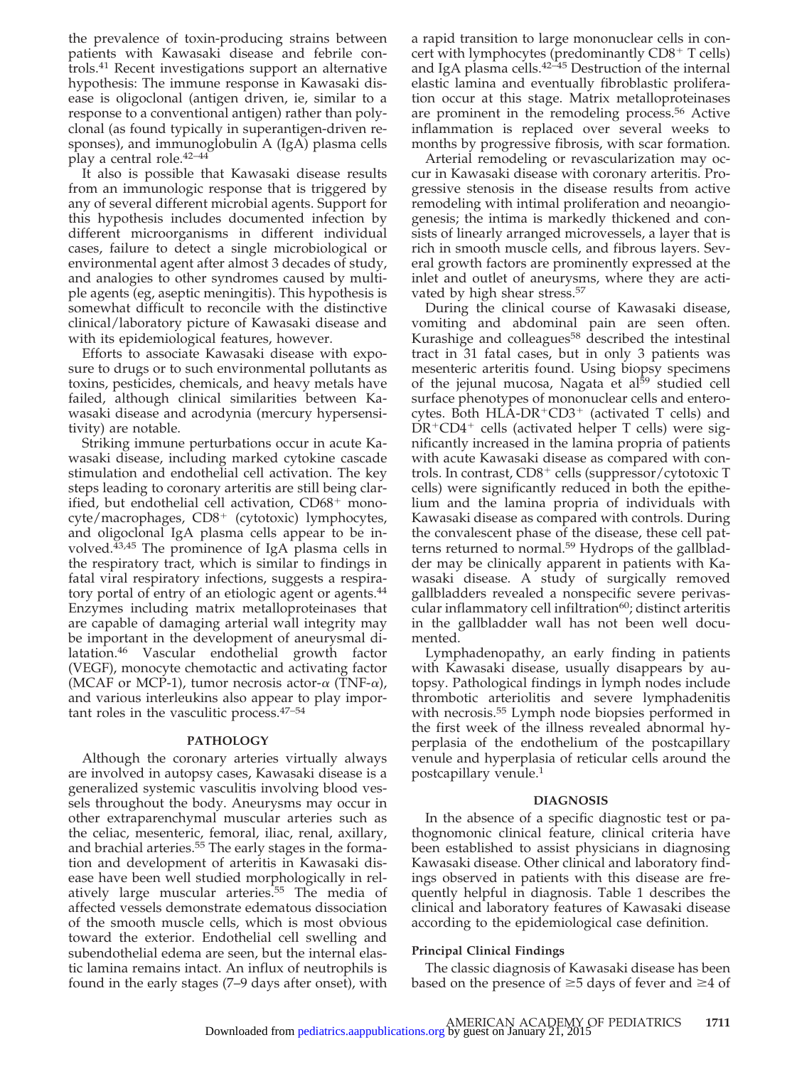the prevalence of toxin-producing strains between patients with Kawasaki disease and febrile controls.[41] Recent investigations support an alternative hypothesis: The immune response in Kawasaki disease is oligoclonal (antigen driven, ie, similar to a response to a conventional antigen) rather than polyclonal (as found typically in superantigen-driven responses), and immunoglobulin A (IgA) plasma cells play a central role.[42–44]

It also is possible that Kawasaki disease results from an immunologic response that is triggered by any of several different microbial agents. Support for this hypothesis includes documented infection by different microorganisms in different individual cases, failure to detect a single microbiological or environmental agent after almost 3 decades of study, and analogies to other syndromes caused by multiple agents (eg, aseptic meningitis). This hypothesis is somewhat difficult to reconcile with the distinctive clinical/laboratory picture of Kawasaki disease and with its epidemiological features, however.

Efforts to associate Kawasaki disease with exposure to drugs or to such environmental pollutants as toxins, pesticides, chemicals, and heavy metals have failed, although clinical similarities between Kawasaki disease and acrodynia (mercury hypersensitivity) are notable.

Striking immune perturbations occur in acute Kawasaki disease, including marked cytokine cascade stimulation and endothelial cell activation. The key steps leading to coronary arteritis are still being clarified, but endothelial cell activation, $CD68^+$ monocyte/macrophages, $CD8^+$ (cytotoxic) lymphocytes, and oligoclonal IgA plasma cells appear to be involved.[43,45] The prominence of IgA plasma cells in the respiratory tract, which is similar to findings in fatal viral respiratory infections, suggests a respiratory portal of entry of an etiologic agent or agents.[44] Enzymes including matrix metalloproteinases that are capable of damaging arterial wall integrity may be important in the development of aneurysmal dilatation.[46] Vascular endothelial growth factor (VEGF), monocyte chemotactic and activating factor (MCAF or MCP-1), tumor necrosis actor-$\alpha$ (TNF-$\alpha$), and various interleukins also appear to play important roles in the vasculitic process.[47–54]

## PATHOLOGY

Although the coronary arteries virtually always are involved in autopsy cases, Kawasaki disease is a generalized systemic vasculitis involving blood vessels throughout the body. Aneurysms may occur in other extraparenchymal muscular arteries such as the celiac, mesenteric, femoral, iliac, renal, axillary, and brachial arteries.[55] The early stages in the formation and development of arteritis in Kawasaki disease have been well studied morphologically in relatively large muscular arteries.[55] The media of affected vessels demonstrate edematous dissociation of the smooth muscle cells, which is most obvious toward the exterior. Endothelial cell swelling and subendothelial edema are seen, but the internal elastic lamina remains intact. An influx of neutrophils is found in the early stages (7–9 days after onset), with a rapid transition to large mononuclear cells in concert with lymphocytes (predominantly $CD8^+$ T cells) and IgA plasma cells.[42–45] Destruction of the internal elastic lamina and eventually fibroblastic proliferation occur at this stage. Matrix metalloproteinases are prominent in the remodeling process.[56] Active inflammation is replaced over several weeks to months by progressive fibrosis, with scar formation.

Arterial remodeling or revascularization may occur in Kawasaki disease with coronary arteritis. Progressive stenosis in the disease results from active remodeling with intimal proliferation and neoangiogenesis; the intima is markedly thickened and consists of linearly arranged microvessels, a layer that is rich in smooth muscle cells, and fibrous layers. Several growth factors are prominently expressed at the inlet and outlet of aneurysms, where they are activated by high shear stress.[57]

During the clinical course of Kawasaki disease, vomiting and abdominal pain are seen often. Kurashige and colleagues[58] described the intestinal tract in 31 fatal cases, but in only 3 patients was mesenteric arteritis found. Using biopsy specimens of the jejunal mucosa, Nagata et al[59] studied cell surface phenotypes of mononuclear cells and enterocytes. Both $HLA\text{-}DR^+CD3^+$ (activated T cells) and $DR^+CD4^+$ cells (activated helper T cells) were significantly increased in the lamina propria of patients with acute Kawasaki disease as compared with controls. In contrast, $CD8^+$ cells (suppressor/cytotoxic T cells) were significantly reduced in both the epithelium and the lamina propria of individuals with Kawasaki disease as compared with controls. During the convalescent phase of the disease, these cell patterns returned to normal.[59] Hydrops of the gallbladder may be clinically apparent in patients with Kawasaki disease. A study of surgically removed gallbladders revealed a nonspecific severe perivascular inflammatory cell infiltration[60]; distinct arteritis in the gallbladder wall has not been well documented.

Lymphadenopathy, an early finding in patients with Kawasaki disease, usually disappears by autopsy. Pathological findings in lymph nodes include thrombotic arteriolitis and severe lymphadenitis with necrosis.[55] Lymph node biopsies performed in the first week of the illness revealed abnormal hyperplasia of the endothelium of the postcapillary venule and hyperplasia of reticular cells around the postcapillary venule.[1]

## DIAGNOSIS

In the absence of a specific diagnostic test or pathognomonic clinical feature, clinical criteria have been established to assist physicians in diagnosing Kawasaki disease. Other clinical and laboratory findings observed in patients with this disease are frequently helpful in diagnosis. Table 1 describes the clinical and laboratory features of Kawasaki disease according to the epidemiological case definition.

### Principal Clinical Findings

The classic diagnosis of Kawasaki disease has been based on the presence of $\geq$5 days of fever and $\geq$4 of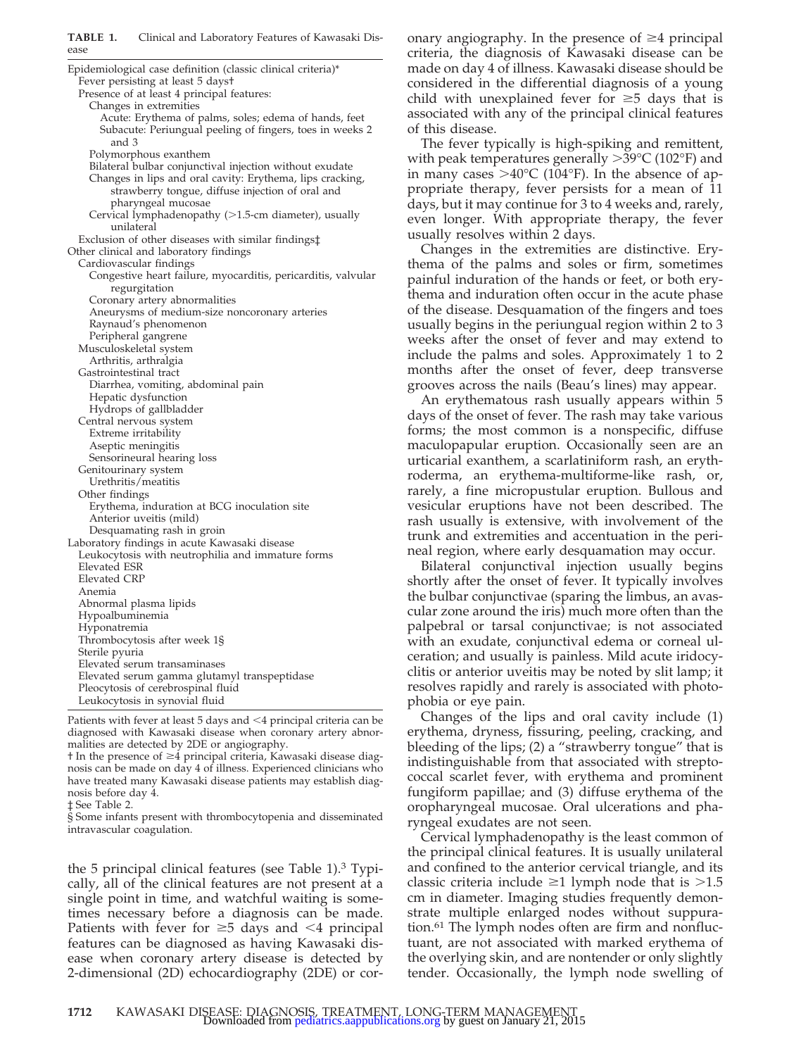**TABLE 1.** Clinical and Laboratory Features of Kawasaki Disease

- Epidemiological case definition (classic clinical criteria)*
  - Fever persisting at least 5 days†
  - Presence of at least 4 principal features:
    - Changes in extremities
      - Acute: Erythema of palms, soles; edema of hands, feet
      - Subacute: Periungual peeling of fingers, toes in weeks 2 and 3
    - Polymorphous exanthem
    - Bilateral bulbar conjunctival injection without exudate
    - Changes in lips and oral cavity: Erythema, lips cracking, strawberry tongue, diffuse injection of oral and pharyngeal mucosae
    - Cervical lymphadenopathy (>1.5-cm diameter), usually unilateral
  - Exclusion of other diseases with similar findings‡
- Other clinical and laboratory findings
  - Cardiovascular findings
    - Congestive heart failure, myocarditis, pericarditis, valvular regurgitation
    - Coronary artery abnormalities
    - Aneurysms of medium-size noncoronary arteries
    - Raynaud's phenomenon
    - Peripheral gangrene
  - Musculoskeletal system
    - Arthritis, arthralgia
  - Gastrointestinal tract
    - Diarrhea, vomiting, abdominal pain
    - Hepatic dysfunction
    - Hydrops of gallbladder
  - Central nervous system
    - Extreme irritability
    - Aseptic meningitis
    - Sensorineural hearing loss
  - Genitourinary system
    - Urethritis/meatitis
  - Other findings
    - Erythema, induration at BCG inoculation site
    - Anterior uveitis (mild)
    - Desquamating rash in groin
- Laboratory findings in acute Kawasaki disease
  - Leukocytosis with neutrophilia and immature forms
  - Elevated ESR
  - Elevated CRP
  - Anemia
  - Abnormal plasma lipids
  - Hypoalbuminemia
  - Hyponatremia
  - Thrombocytosis after week 1§
  - Sterile pyuria
  - Elevated serum transaminases
  - Elevated serum gamma glutamyl transpeptidase
  - Pleocytosis of cerebrospinal fluid
  - Leukocytosis in synovial fluid

Patients with fever at least 5 days and <4 principal criteria can be diagnosed with Kawasaki disease when coronary artery abnormalities are detected by 2DE or angiography.

† In the presence of ≥4 principal criteria, Kawasaki disease diagnosis can be made on day 4 of illness. Experienced clinicians who have treated many Kawasaki disease patients may establish diagnosis before day 4.

‡ See Table 2.

§ Some infants present with thrombocytopenia and disseminated intravascular coagulation.

the 5 principal clinical features (see Table 1).[3] Typically, all of the clinical features are not present at a single point in time, and watchful waiting is sometimes necessary before a diagnosis can be made. Patients with fever for ≥5 days and <4 principal features can be diagnosed as having Kawasaki disease when coronary artery disease is detected by 2-dimensional (2D) echocardiography (2DE) or coronary angiography. In the presence of ≥4 principal criteria, the diagnosis of Kawasaki disease can be made on day 4 of illness. Kawasaki disease should be considered in the differential diagnosis of a young child with unexplained fever for ≥5 days that is associated with any of the principal clinical features of this disease.

The fever typically is high-spiking and remittent, with peak temperatures generally >39°C (102°F) and in many cases >40°C (104°F). In the absence of appropriate therapy, fever persists for a mean of 11 days, but it may continue for 3 to 4 weeks and, rarely, even longer. With appropriate therapy, the fever usually resolves within 2 days.

Changes in the extremities are distinctive. Erythema of the palms and soles or firm, sometimes painful induration of the hands or feet, or both erythema and induration often occur in the acute phase of the disease. Desquamation of the fingers and toes usually begins in the periungual region within 2 to 3 weeks after the onset of fever and may extend to include the palms and soles. Approximately 1 to 2 months after the onset of fever, deep transverse grooves across the nails (Beau's lines) may appear.

An erythematous rash usually appears within 5 days of the onset of fever. The rash may take various forms; the most common is a nonspecific, diffuse maculopapular eruption. Occasionally seen are an urticarial exanthem, a scarlatiniform rash, an erythroderma, an erythema-multiforme-like rash, or, rarely, a fine micropustular eruption. Bullous and vesicular eruptions have not been described. The rash usually is extensive, with involvement of the trunk and extremities and accentuation in the perineal region, where early desquamation may occur.

Bilateral conjunctival injection usually begins shortly after the onset of fever. It typically involves the bulbar conjunctivae (sparing the limbus, an avascular zone around the iris) much more often than the palpebral or tarsal conjunctivae; is not associated with an exudate, conjunctival edema or corneal ulceration; and usually is painless. Mild acute iridocyclitis or anterior uveitis may be noted by slit lamp; it resolves rapidly and rarely is associated with photophobia or eye pain.

Changes of the lips and oral cavity include (1) erythema, dryness, fissuring, peeling, cracking, and bleeding of the lips; (2) a "strawberry tongue" that is indistinguishable from that associated with streptococcal scarlet fever, with erythema and prominent fungiform papillae; and (3) diffuse erythema of the oropharyngeal mucosae. Oral ulcerations and pharyngeal exudates are not seen.

Cervical lymphadenopathy is the least common of the principal clinical features. It is usually unilateral and confined to the anterior cervical triangle, and its classic criteria include ≥1 lymph node that is >1.5 cm in diameter. Imaging studies frequently demonstrate multiple enlarged nodes without suppuration.[61] The lymph nodes often are firm and nonfluctuant, are not associated with marked erythema of the overlying skin, and are nontender or only slightly tender. Occasionally, the lymph node swelling of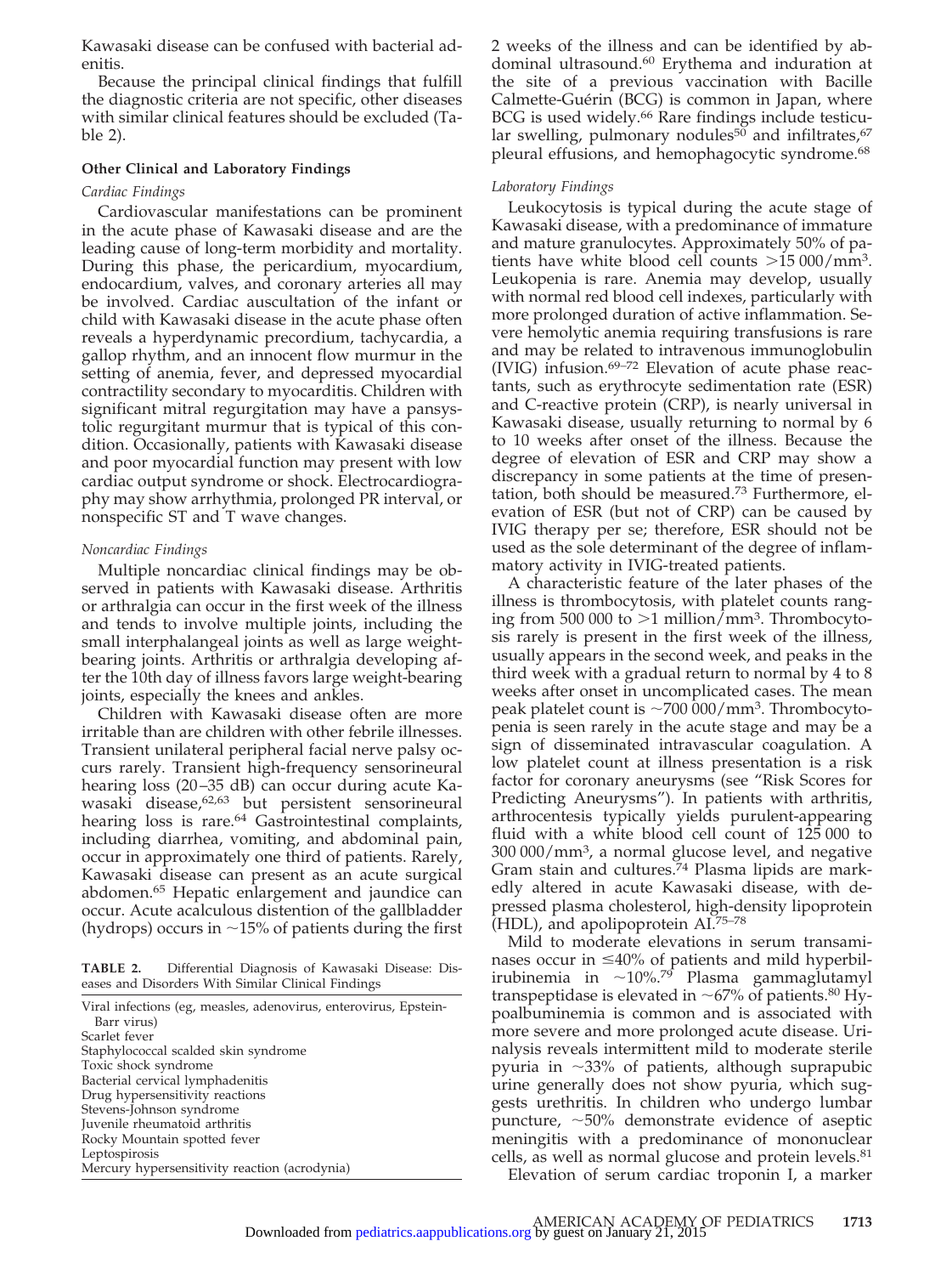Kawasaki disease can be confused with bacterial adenitis.

Because the principal clinical findings that fulfill the diagnostic criteria are not specific, other diseases with similar clinical features should be excluded (Table 2).

**TABLE 2.** Differential Diagnosis of Kawasaki Disease: Diseases and Disorders With Similar Clinical Findings

| |
|---|
| Viral infections (eg, measles, adenovirus, enterovirus, Epstein-Barr virus) |
| Scarlet fever |
| Staphylococcal scalded skin syndrome |
| Toxic shock syndrome |
| Bacterial cervical lymphadenitis |
| Drug hypersensitivity reactions |
| Stevens-Johnson syndrome |
| Juvenile rheumatoid arthritis |
| Rocky Mountain spotted fever |
| Leptospirosis |
| Mercury hypersensitivity reaction (acrodynia) |

### Other Clinical and Laboratory Findings

*Cardiac Findings*

Cardiovascular manifestations can be prominent in the acute phase of Kawasaki disease and are the leading cause of long-term morbidity and mortality. During this phase, the pericardium, myocardium, endocardium, valves, and coronary arteries all may be involved. Cardiac auscultation of the infant or child with Kawasaki disease in the acute phase often reveals a hyperdynamic precordium, tachycardia, a gallop rhythm, and an innocent flow murmur in the setting of anemia, fever, and depressed myocardial contractility secondary to myocarditis. Children with significant mitral regurgitation may have a pansystolic regurgitant murmur that is typical of this condition. Occasionally, patients with Kawasaki disease and poor myocardial function may present with low cardiac output syndrome or shock. Electrocardiography may show arrhythmia, prolonged PR interval, or nonspecific ST and T wave changes.

*Noncardiac Findings*

Multiple noncardiac clinical findings may be observed in patients with Kawasaki disease. Arthritis or arthralgia can occur in the first week of the illness and tends to involve multiple joints, including the small interphalangeal joints as well as large weight-bearing joints. Arthritis or arthralgia developing after the 10th day of illness favors large weight-bearing joints, especially the knees and ankles.

Children with Kawasaki disease often are more irritable than are children with other febrile illnesses. Transient unilateral peripheral facial nerve palsy occurs rarely. Transient high-frequency sensorineural hearing loss (20–35 dB) can occur during acute Kawasaki disease,[62,63] but persistent sensorineural hearing loss is rare.[64] Gastrointestinal complaints, including diarrhea, vomiting, and abdominal pain, occur in approximately one third of patients. Rarely, Kawasaki disease can present as an acute surgical abdomen.[65] Hepatic enlargement and jaundice can occur. Acute acalculous distention of the gallbladder (hydrops) occurs in ~15% of patients during the first 2 weeks of the illness and can be identified by abdominal ultrasound.[60] Erythema and induration at the site of a previous vaccination with Bacille Calmette-Guérin (BCG) is common in Japan, where BCG is used widely.[66] Rare findings include testicular swelling, pulmonary nodules[50] and infiltrates,[67] pleural effusions, and hemophagocytic syndrome.[68]

*Laboratory Findings*

Leukocytosis is typical during the acute stage of Kawasaki disease, with a predominance of immature and mature granulocytes. Approximately 50% of patients have white blood cell counts >15 000/mm$^3$. Leukopenia is rare. Anemia may develop, usually with normal red blood cell indexes, particularly with more prolonged duration of active inflammation. Severe hemolytic anemia requiring transfusions is rare and may be related to intravenous immunoglobulin (IVIG) infusion.[69–72] Elevation of acute phase reactants, such as erythrocyte sedimentation rate (ESR) and C-reactive protein (CRP), is nearly universal in Kawasaki disease, usually returning to normal by 6 to 10 weeks after onset of the illness. Because the degree of elevation of ESR and CRP may show a discrepancy in some patients at the time of presentation, both should be measured.[73] Furthermore, elevation of ESR (but not of CRP) can be caused by IVIG therapy per se; therefore, ESR should not be used as the sole determinant of the degree of inflammatory activity in IVIG-treated patients.

A characteristic feature of the later phases of the illness is thrombocytosis, with platelet counts ranging from 500 000 to >1 million/mm$^3$. Thrombocytosis rarely is present in the first week of the illness, usually appears in the second week, and peaks in the third week with a gradual return to normal by 4 to 8 weeks after onset in uncomplicated cases. The mean peak platelet count is ~700 000/mm$^3$. Thrombocytopenia is seen rarely in the acute stage and may be a sign of disseminated intravascular coagulation. A low platelet count at illness presentation is a risk factor for coronary aneurysms (see "Risk Scores for Predicting Aneurysms"). In patients with arthritis, arthrocentesis typically yields purulent-appearing fluid with a white blood cell count of 125 000 to 300 000/mm$^3$, a normal glucose level, and negative Gram stain and cultures.[74] Plasma lipids are markedly altered in acute Kawasaki disease, with depressed plasma cholesterol, high-density lipoprotein (HDL), and apolipoprotein AI.[75–78]

Mild to moderate elevations in serum transaminases occur in ≤40% of patients and mild hyperbilirubinemia in ~10%.[79] Plasma gammaglutamyl transpeptidase is elevated in ~67% of patients.[80] Hypoalbuminemia is common and is associated with more severe and more prolonged acute disease. Urinalysis reveals intermittent mild to moderate sterile pyuria in ~33% of patients, although suprapubic urine generally does not show pyuria, which suggests urethritis. In children who undergo lumbar puncture, ~50% demonstrate evidence of aseptic meningitis with a predominance of mononuclear cells, as well as normal glucose and protein levels.[81]

Elevation of serum cardiac troponin I, a marker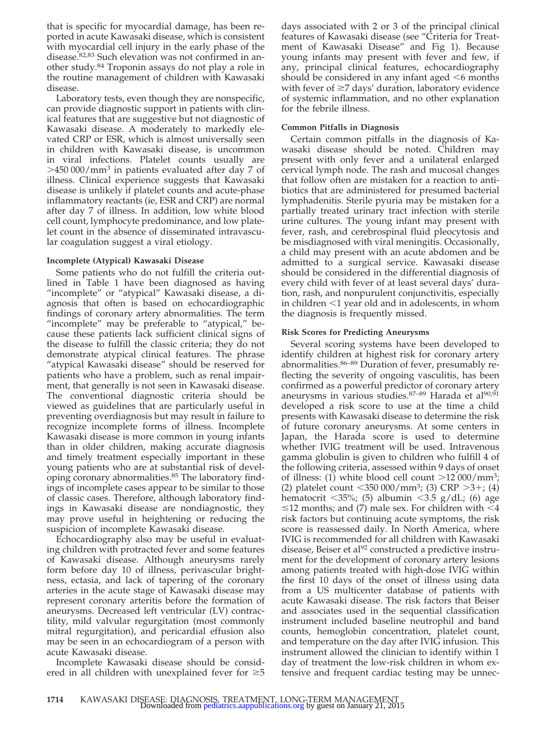that is specific for myocardial damage, has been reported in acute Kawasaki disease, which is consistent with myocardial cell injury in the early phase of the disease.[82,83] Such elevation was not confirmed in another study.[84] Troponin assays do not play a role in the routine management of children with Kawasaki disease.

Laboratory tests, even though they are nonspecific, can provide diagnostic support in patients with clinical features that are suggestive but not diagnostic of Kawasaki disease. A moderately to markedly elevated CRP or ESR, which is almost universally seen in children with Kawasaki disease, is uncommon in viral infections. Platelet counts usually are $>450\,000/mm^3$ in patients evaluated after day 7 of illness. Clinical experience suggests that Kawasaki disease is unlikely if platelet counts and acute-phase inflammatory reactants (ie, ESR and CRP) are normal after day 7 of illness. In addition, low white blood cell count, lymphocyte predominance, and low platelet count in the absence of disseminated intravascular coagulation suggest a viral etiology.

#### Incomplete (Atypical) Kawasaki Disease

Some patients who do not fulfill the criteria outlined in Table 1 have been diagnosed as having "incomplete" or "atypical" Kawasaki disease, a diagnosis that often is based on echocardiographic findings of coronary artery abnormalities. The term "incomplete" may be preferable to "atypical," because these patients lack sufficient clinical signs of the disease to fulfill the classic criteria; they do not demonstrate atypical clinical features. The phrase "atypical Kawasaki disease" should be reserved for patients who have a problem, such as renal impairment, that generally is not seen in Kawasaki disease. The conventional diagnostic criteria should be viewed as guidelines that are particularly useful in preventing overdiagnosis but may result in failure to recognize incomplete forms of illness. Incomplete Kawasaki disease is more common in young infants than in older children, making accurate diagnosis and timely treatment especially important in these young patients who are at substantial risk of developing coronary abnormalities.[85] The laboratory findings of incomplete cases appear to be similar to those of classic cases. Therefore, although laboratory findings in Kawasaki disease are nondiagnostic, they may prove useful in heightening or reducing the suspicion of incomplete Kawasaki disease.

Echocardiography also may be useful in evaluating children with protracted fever and some features of Kawasaki disease. Although aneurysms rarely form before day 10 of illness, perivascular brightness, ectasia, and lack of tapering of the coronary arteries in the acute stage of Kawasaki disease may represent coronary arteritis before the formation of aneurysms. Decreased left ventricular (LV) contractility, mild valvular regurgitation (most commonly mitral regurgitation), and pericardial effusion also may be seen in an echocardiogram of a person with acute Kawasaki disease.

Incomplete Kawasaki disease should be considered in all children with unexplained fever for $\geq 5$ days associated with 2 or 3 of the principal clinical features of Kawasaki disease (see "Criteria for Treatment of Kawasaki Disease" and Fig 1). Because young infants may present with fever and few, if any, principal clinical features, echocardiography should be considered in any infant aged <6 months with fever of $\geq 7$ days' duration, laboratory evidence of systemic inflammation, and no other explanation for the febrile illness.

#### Common Pitfalls in Diagnosis

Certain common pitfalls in the diagnosis of Kawasaki disease should be noted. Children may present with only fever and a unilateral enlarged cervical lymph node. The rash and mucosal changes that follow often are mistaken for a reaction to antibiotics that are administered for presumed bacterial lymphadenitis. Sterile pyuria may be mistaken for a partially treated urinary tract infection with sterile urine cultures. The young infant may present with fever, rash, and cerebrospinal fluid pleocytosis and be misdiagnosed with viral meningitis. Occasionally, a child may present with an acute abdomen and be admitted to a surgical service. Kawasaki disease should be considered in the differential diagnosis of every child with fever of at least several days' duration, rash, and nonpurulent conjunctivitis, especially in children <1 year old and in adolescents, in whom the diagnosis is frequently missed.

#### Risk Scores for Predicting Aneurysms

Several scoring systems have been developed to identify children at highest risk for coronary artery abnormalities.[86–89] Duration of fever, presumably reflecting the severity of ongoing vasculitis, has been confirmed as a powerful predictor of coronary artery aneurysms in various studies.[87–89] Harada et al[90,91] developed a risk score to use at the time a child presents with Kawasaki disease to determine the risk of future coronary aneurysms. At some centers in Japan, the Harada score is used to determine whether IVIG treatment will be used. Intravenous gamma globulin is given to children who fulfill 4 of the following criteria, assessed within 9 days of onset of illness: (1) white blood cell count $>12\,000/mm^3$; (2) platelet count $<350\,000/mm^3$; (3) CRP >3+; (4) hematocrit <35%; (5) albumin <3.5 g/dL; (6) age $\leq 12$ months; and (7) male sex. For children with <4 risk factors but continuing acute symptoms, the risk score is reassessed daily. In North America, where IVIG is recommended for all children with Kawasaki disease, Beiser et al[92] constructed a predictive instrument for the development of coronary artery lesions among patients treated with high-dose IVIG within the first 10 days of the onset of illness using data from a US multicenter database of patients with acute Kawasaki disease. The risk factors that Beiser and associates used in the sequential classification instrument included baseline neutrophil and band counts, hemoglobin concentration, platelet count, and temperature on the day after IVIG infusion. This instrument allowed the clinician to identify within 1 day of treatment the low-risk children in whom extensive and frequent cardiac testing may be unnec-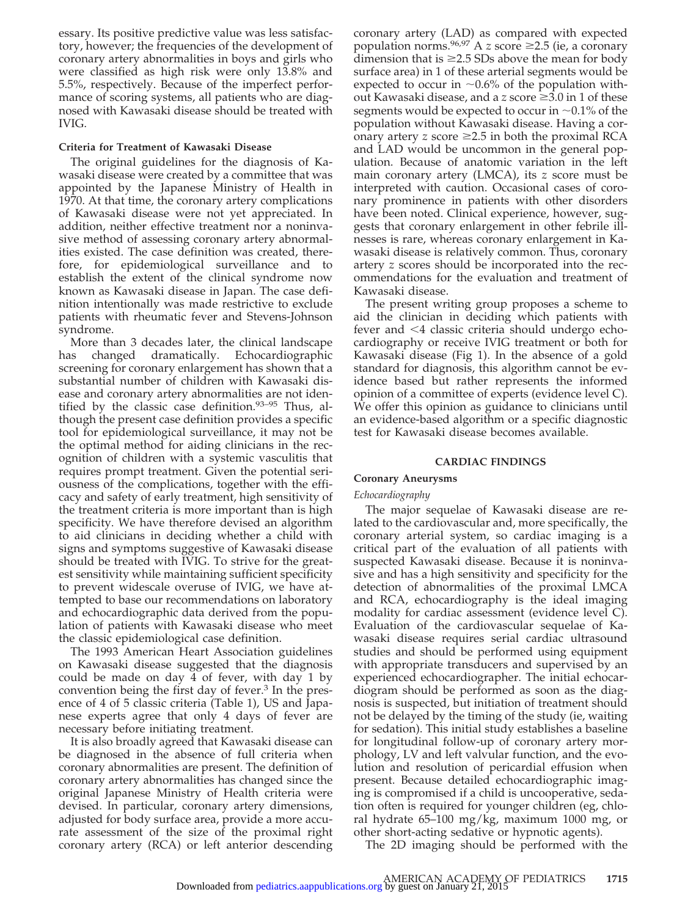essary. Its positive predictive value was less satisfactory, however; the frequencies of the development of coronary artery abnormalities in boys and girls who were classified as high risk were only 13.8% and 5.5%, respectively. Because of the imperfect performance of scoring systems, all patients who are diagnosed with Kawasaki disease should be treated with IVIG.

### Criteria for Treatment of Kawasaki Disease

The original guidelines for the diagnosis of Kawasaki disease were created by a committee that was appointed by the Japanese Ministry of Health in 1970. At that time, the coronary artery complications of Kawasaki disease were not yet appreciated. In addition, neither effective treatment nor a noninvasive method of assessing coronary artery abnormalities existed. The case definition was created, therefore, for epidemiological surveillance and to establish the extent of the clinical syndrome now known as Kawasaki disease in Japan. The case definition intentionally was made restrictive to exclude patients with rheumatic fever and Stevens-Johnson syndrome.

More than 3 decades later, the clinical landscape has changed dramatically. Echocardiographic screening for coronary enlargement has shown that a substantial number of children with Kawasaki disease and coronary artery abnormalities are not identified by the classic case definition.[93–95] Thus, although the present case definition provides a specific tool for epidemiological surveillance, it may not be the optimal method for aiding clinicians in the recognition of children with a systemic vasculitis that requires prompt treatment. Given the potential seriousness of the complications, together with the efficacy and safety of early treatment, high sensitivity of the treatment criteria is more important than is high specificity. We have therefore devised an algorithm to aid clinicians in deciding whether a child with signs and symptoms suggestive of Kawasaki disease should be treated with IVIG. To strive for the greatest sensitivity while maintaining sufficient specificity to prevent widescale overuse of IVIG, we have attempted to base our recommendations on laboratory and echocardiographic data derived from the population of patients with Kawasaki disease who meet the classic epidemiological case definition.

The 1993 American Heart Association guidelines on Kawasaki disease suggested that the diagnosis could be made on day 4 of fever, with day 1 by convention being the first day of fever.[3] In the presence of 4 of 5 classic criteria (Table 1), US and Japanese experts agree that only 4 days of fever are necessary before initiating treatment.

It is also broadly agreed that Kawasaki disease can be diagnosed in the absence of full criteria when coronary abnormalities are present. The definition of coronary artery abnormalities has changed since the original Japanese Ministry of Health criteria were devised. In particular, coronary artery dimensions, adjusted for body surface area, provide a more accurate assessment of the size of the proximal right coronary artery (RCA) or left anterior descending coronary artery (LAD) as compared with expected population norms.[96,97] A $z$ score $\geq$2.5 (ie, a coronary dimension that is $\geq$2.5 SDs above the mean for body surface area) in 1 of these arterial segments would be expected to occur in ~0.6% of the population without Kawasaki disease, and a $z$ score $\geq$3.0 in 1 of these segments would be expected to occur in ~0.1% of the population without Kawasaki disease. Having a coronary artery $z$ score $\geq$2.5 in both the proximal RCA and LAD would be uncommon in the general population. Because of anatomic variation in the left main coronary artery (LMCA), its $z$ score must be interpreted with caution. Occasional cases of coronary prominence in patients with other disorders have been noted. Clinical experience, however, suggests that coronary enlargement in other febrile illnesses is rare, whereas coronary enlargement in Kawasaki disease is relatively common. Thus, coronary artery $z$ scores should be incorporated into the recommendations for the evaluation and treatment of Kawasaki disease.

The present writing group proposes a scheme to aid the clinician in deciding which patients with fever and <4 classic criteria should undergo echocardiography or receive IVIG treatment or both for Kawasaki disease (Fig 1). In the absence of a gold standard for diagnosis, this algorithm cannot be evidence based but rather represents the informed opinion of a committee of experts (evidence level C). We offer this opinion as guidance to clinicians until an evidence-based algorithm or a specific diagnostic test for Kawasaki disease becomes available.

## CARDIAC FINDINGS

### Coronary Aneurysms

*Echocardiography*

The major sequelae of Kawasaki disease are related to the cardiovascular and, more specifically, the coronary arterial system, so cardiac imaging is a critical part of the evaluation of all patients with suspected Kawasaki disease. Because it is noninvasive and has a high sensitivity and specificity for the detection of abnormalities of the proximal LMCA and RCA, echocardiography is the ideal imaging modality for cardiac assessment (evidence level C). Evaluation of the cardiovascular sequelae of Kawasaki disease requires serial cardiac ultrasound studies and should be performed using equipment with appropriate transducers and supervised by an experienced echocardiographer. The initial echocardiogram should be performed as soon as the diagnosis is suspected, but initiation of treatment should not be delayed by the timing of the study (ie, waiting for sedation). This initial study establishes a baseline for longitudinal follow-up of coronary artery morphology, LV and left valvular function, and the evolution and resolution of pericardial effusion when present. Because detailed echocardiographic imaging is compromised if a child is uncooperative, sedation often is required for younger children (eg, chloral hydrate 65–100 mg/kg, maximum 1000 mg, or other short-acting sedative or hypnotic agents).

The 2D imaging should be performed with the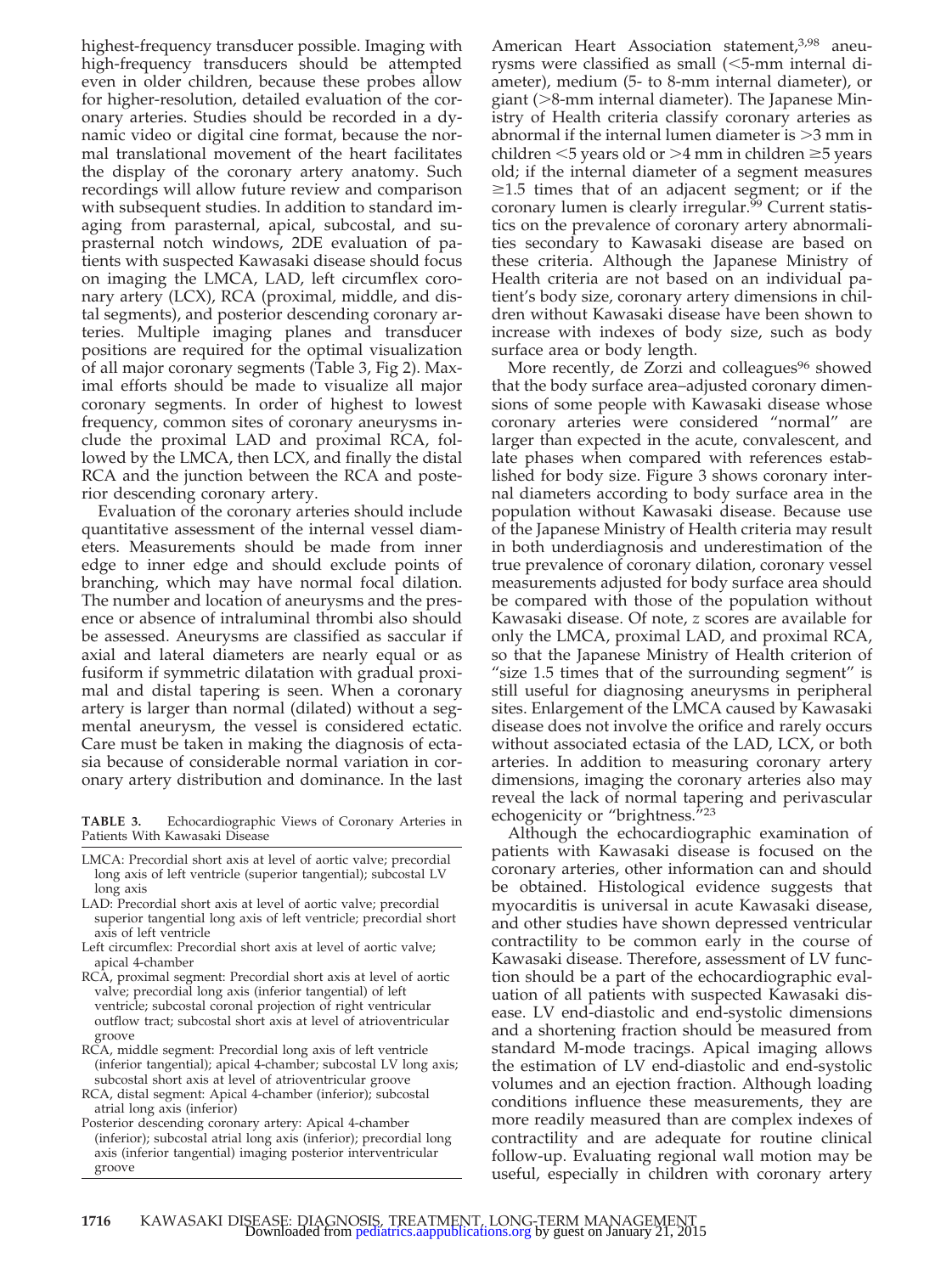highest-frequency transducer possible. Imaging with high-frequency transducers should be attempted even in older children, because these probes allow for higher-resolution, detailed evaluation of the coronary arteries. Studies should be recorded in a dynamic video or digital cine format, because the normal translational movement of the heart facilitates the display of the coronary artery anatomy. Such recordings will allow future review and comparison with subsequent studies. In addition to standard imaging from parasternal, apical, subcostal, and suprasternal notch windows, 2DE evaluation of patients with suspected Kawasaki disease should focus on imaging the LMCA, LAD, left circumflex coronary artery (LCX), RCA (proximal, middle, and distal segments), and posterior descending coronary arteries. Multiple imaging planes and transducer positions are required for the optimal visualization of all major coronary segments (Table 3, Fig 2). Maximal efforts should be made to visualize all major coronary segments. In order of highest to lowest frequency, common sites of coronary aneurysms include the proximal LAD and proximal RCA, followed by the LMCA, then LCX, and finally the distal RCA and the junction between the RCA and posterior descending coronary artery.

Evaluation of the coronary arteries should include quantitative assessment of the internal vessel diameters. Measurements should be made from inner edge to inner edge and should exclude points of branching, which may have normal focal dilation. The number and location of aneurysms and the presence or absence of intraluminal thrombi also should be assessed. Aneurysms are classified as saccular if axial and lateral diameters are nearly equal or as fusiform if symmetric dilatation with gradual proximal and distal tapering is seen. When a coronary artery is larger than normal (dilated) without a segmental aneurysm, the vessel is considered ectatic. Care must be taken in making the diagnosis of ectasia because of considerable normal variation in coronary artery distribution and dominance. In the last American Heart Association statement,[3,98] aneurysms were classified as small (<5-mm internal diameter), medium (5- to 8-mm internal diameter), or giant (>8-mm internal diameter). The Japanese Ministry of Health criteria classify coronary arteries as abnormal if the internal lumen diameter is >3 mm in children <5 years old or >4 mm in children ≥5 years old; if the internal diameter of a segment measures ≥1.5 times that of an adjacent segment; or if the coronary lumen is clearly irregular.[99] Current statistics on the prevalence of coronary artery abnormalities secondary to Kawasaki disease are based on these criteria. Although the Japanese Ministry of Health criteria are not based on an individual patient's body size, coronary artery dimensions in children without Kawasaki disease have been shown to increase with indexes of body size, such as body surface area or body length.

More recently, de Zorzi and colleagues[96] showed that the body surface area–adjusted coronary dimensions of some people with Kawasaki disease whose coronary arteries were considered "normal" are larger than expected in the acute, convalescent, and late phases when compared with references established for body size. Figure 3 shows coronary internal diameters according to body surface area in the population without Kawasaki disease. Because use of the Japanese Ministry of Health criteria may result in both underdiagnosis and underestimation of the true prevalence of coronary dilation, coronary vessel measurements adjusted for body surface area should be compared with those of the population without Kawasaki disease. Of note, *z* scores are available for only the LMCA, proximal LAD, and proximal RCA, so that the Japanese Ministry of Health criterion of "size 1.5 times that of the surrounding segment" is still useful for diagnosing aneurysms in peripheral sites. Enlargement of the LMCA caused by Kawasaki disease does not involve the orifice and rarely occurs without associated ectasia of the LAD, LCX, or both arteries. In addition to measuring coronary artery dimensions, imaging the coronary arteries also may reveal the lack of normal tapering and perivascular echogenicity or "brightness."[23]

Although the echocardiographic examination of patients with Kawasaki disease is focused on the coronary arteries, other information can and should be obtained. Histological evidence suggests that myocarditis is universal in acute Kawasaki disease, and other studies have shown depressed ventricular contractility to be common early in the course of Kawasaki disease. Therefore, assessment of LV function should be a part of the echocardiographic evaluation of all patients with suspected Kawasaki disease. LV end-diastolic and end-systolic dimensions and a shortening fraction should be measured from standard M-mode tracings. Apical imaging allows the estimation of LV end-diastolic and end-systolic volumes and an ejection fraction. Although loading conditions influence these measurements, they are more readily measured than are complex indexes of contractility and are adequate for routine clinical follow-up. Evaluating regional wall motion may be useful, especially in children with coronary artery

**TABLE 3.** Echocardiographic Views of Coronary Arteries in Patients With Kawasaki Disease

- LMCA: Precordial short axis at level of aortic valve; precordial long axis of left ventricle (superior tangential); subcostal LV long axis
- LAD: Precordial short axis at level of aortic valve; precordial superior tangential long axis of left ventricle; precordial short axis of left ventricle
- Left circumflex: Precordial short axis at level of aortic valve; apical 4-chamber
- RCA, proximal segment: Precordial short axis at level of aortic valve; precordial long axis (inferior tangential) of left ventricle; subcostal coronal projection of right ventricular outflow tract; subcostal short axis at level of atrioventricular groove
- RCA, middle segment: Precordial long axis of left ventricle (inferior tangential); apical 4-chamber; subcostal LV long axis; subcostal short axis at level of atrioventricular groove
- RCA, distal segment: Apical 4-chamber (inferior); subcostal atrial long axis (inferior)
- Posterior descending coronary artery: Apical 4-chamber (inferior); subcostal atrial long axis (inferior); precordial long axis (inferior tangential) imaging posterior interventricular groove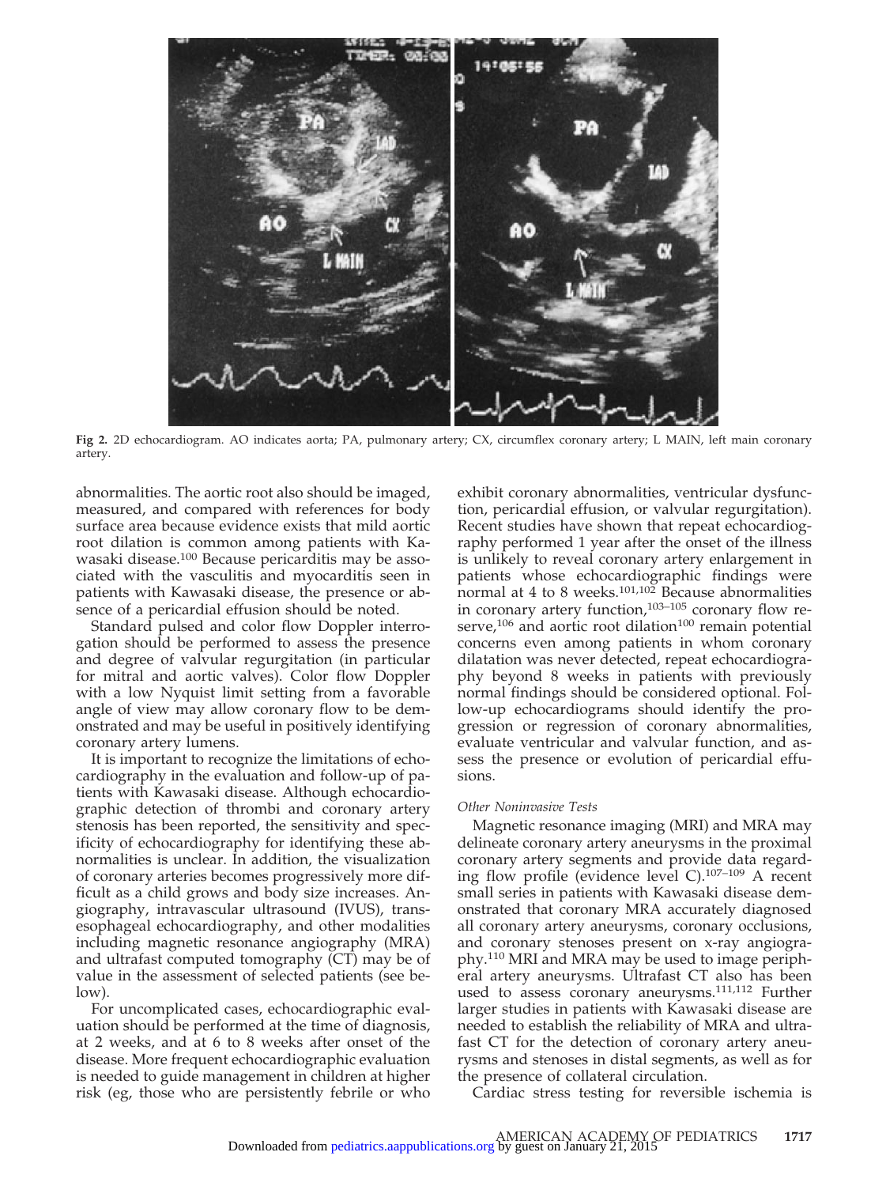**Fig 2.** 2D echocardiogram. AO indicates aorta; PA, pulmonary artery; CX, circumflex coronary artery; L MAIN, left main coronary artery.

abnormalities. The aortic root also should be imaged, measured, and compared with references for body surface area because evidence exists that mild aortic root dilation is common among patients with Kawasaki disease.[100] Because pericarditis may be associated with the vasculitis and myocarditis seen in patients with Kawasaki disease, the presence or absence of a pericardial effusion should be noted.

Standard pulsed and color flow Doppler interrogation should be performed to assess the presence and degree of valvular regurgitation (in particular for mitral and aortic valves). Color flow Doppler with a low Nyquist limit setting from a favorable angle of view may allow coronary flow to be demonstrated and may be useful in positively identifying coronary artery lumens.

It is important to recognize the limitations of echocardiography in the evaluation and follow-up of patients with Kawasaki disease. Although echocardiographic detection of thrombi and coronary artery stenosis has been reported, the sensitivity and specificity of echocardiography for identifying these abnormalities is unclear. In addition, the visualization of coronary arteries becomes progressively more difficult as a child grows and body size increases. Angiography, intravascular ultrasound (IVUS), transesophageal echocardiography, and other modalities including magnetic resonance angiography (MRA) and ultrafast computed tomography (CT) may be of value in the assessment of selected patients (see below).

For uncomplicated cases, echocardiographic evaluation should be performed at the time of diagnosis, at 2 weeks, and at 6 to 8 weeks after onset of the disease. More frequent echocardiographic evaluation is needed to guide management in children at higher risk (eg, those who are persistently febrile or who exhibit coronary abnormalities, ventricular dysfunction, pericardial effusion, or valvular regurgitation). Recent studies have shown that repeat echocardiography performed 1 year after the onset of the illness is unlikely to reveal coronary artery enlargement in patients whose echocardiographic findings were normal at 4 to 8 weeks.[101,102] Because abnormalities in coronary artery function,[103–105] coronary flow reserve,[106] and aortic root dilation[100] remain potential concerns even among patients in whom coronary dilatation was never detected, repeat echocardiography beyond 8 weeks in patients with previously normal findings should be considered optional. Follow-up echocardiograms should identify the progression or regression of coronary abnormalities, evaluate ventricular and valvular function, and assess the presence or evolution of pericardial effusions.

### *Other Noninvasive Tests*

Magnetic resonance imaging (MRI) and MRA may delineate coronary artery aneurysms in the proximal coronary artery segments and provide data regarding flow profile (evidence level C).[107–109] A recent small series in patients with Kawasaki disease demonstrated that coronary MRA accurately diagnosed all coronary artery aneurysms, coronary occlusions, and coronary stenoses present on x-ray angiography.[110] MRI and MRA may be used to image peripheral artery aneurysms. Ultrafast CT also has been used to assess coronary aneurysms.[111,112] Further larger studies in patients with Kawasaki disease are needed to establish the reliability of MRA and ultrafast CT for the detection of coronary artery aneurysms and stenoses in distal segments, as well as for the presence of collateral circulation.

Cardiac stress testing for reversible ischemia is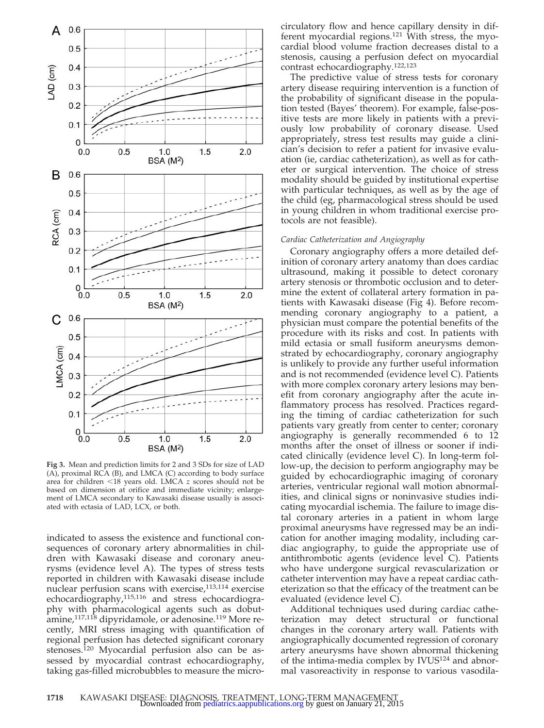A

0.6
0.5
0.4
0.3
0.2
0.1
0

LAD (cm)

0.0 0.5 1.0 1.5 2.0

BSA (M2)

B

0.6
0.5
0.4
0.3
0.2
0.1
0

RCA (cm)

0.0 0.5 1.0 1.5 2.0

BSA (M2)

C

0.6
0.5
0.4
0.3
0.2
0.1
0

LMCA (cm)

0.0 0.5 1.0 1.5 2.0

BSA (M2)

**Fig 3.** Mean and prediction limits for 2 and 3 SDs for size of LAD (A), proximal RCA (B), and LMCA (C) according to body surface area for children <18 years old. LMCA z scores should not be based on dimension at orifice and immediate vicinity; enlargement of LMCA secondary to Kawasaki disease usually is associated with ectasia of LAD, LCX, or both.

indicated to assess the existence and functional consequences of coronary artery abnormalities in children with Kawasaki disease and coronary aneurysms (evidence level A). The types of stress tests reported in children with Kawasaki disease include nuclear perfusion scans with exercise,[113,114] exercise echocardiography,[115,116] and stress echocardiography with pharmacological agents such as dobutamine,[117,118] dipyridamole, or adenosine.[119] More recently, MRI stress imaging with quantification of regional perfusion has detected significant coronary stenoses.[120] Myocardial perfusion also can be assessed by myocardial contrast echocardiography, taking gas-filled microbubbles to measure the microcirculatory flow and hence capillary density in different myocardial regions.[121] With stress, the myocardial blood volume fraction decreases distal to a stenosis, causing a perfusion defect on myocardial contrast echocardiography.[122,123]

The predictive value of stress tests for coronary artery disease requiring intervention is a function of the probability of significant disease in the population tested (Bayes' theorem). For example, false-positive tests are more likely in patients with a previously low probability of coronary disease. Used appropriately, stress test results may guide a clinician's decision to refer a patient for invasive evaluation (ie, cardiac catheterization), as well as for catheter or surgical intervention. The choice of stress modality should be guided by institutional expertise with particular techniques, as well as by the age of the child (eg, pharmacological stress should be used in young children in whom traditional exercise protocols are not feasible).

*Cardiac Catheterization and Angiography*

Coronary angiography offers a more detailed definition of coronary artery anatomy than does cardiac ultrasound, making it possible to detect coronary artery stenosis or thrombotic occlusion and to determine the extent of collateral artery formation in patients with Kawasaki disease (Fig 4). Before recommending coronary angiography to a patient, a physician must compare the potential benefits of the procedure with its risks and cost. In patients with mild ectasia or small fusiform aneurysms demonstrated by echocardiography, coronary angiography is unlikely to provide any further useful information and is not recommended (evidence level C). Patients with more complex coronary artery lesions may benefit from coronary angiography after the acute inflammatory process has resolved. Practices regarding the timing of cardiac catheterization for such patients vary greatly from center to center; coronary angiography is generally recommended 6 to 12 months after the onset of illness or sooner if indicated clinically (evidence level C). In long-term follow-up, the decision to perform angiography may be guided by echocardiographic imaging of coronary arteries, ventricular regional wall motion abnormalities, and clinical signs or noninvasive studies indicating myocardial ischemia. The failure to image distal coronary arteries in a patient in whom large proximal aneurysms have regressed may be an indication for another imaging modality, including cardiac angiography, to guide the appropriate use of antithrombotic agents (evidence level C). Patients who have undergone surgical revascularization or catheter intervention may have a repeat cardiac catheterization so that the efficacy of the treatment can be evaluated (evidence level C).

Additional techniques used during cardiac catheterization may detect structural or functional changes in the coronary artery wall. Patients with angiographically documented regression of coronary artery aneurysms have shown abnormal thickening of the intima-media complex by IVUS[124] and abnormal vasoreactivity in response to various vasodila-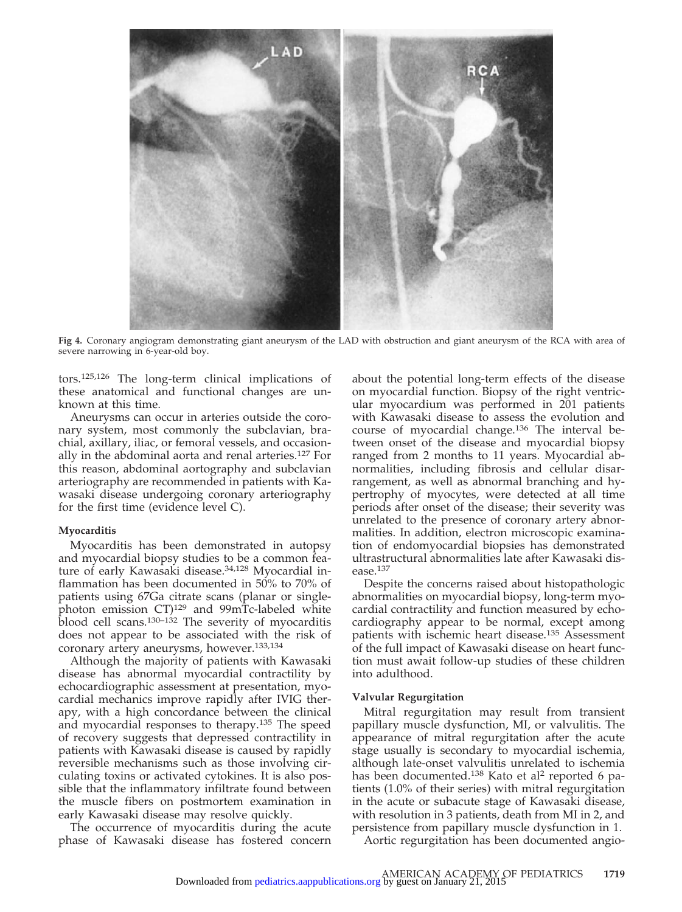**Fig 4.** Coronary angiogram demonstrating giant aneurysm of the LAD with obstruction and giant aneurysm of the RCA with area of severe narrowing in 6-year-old boy.

tors.[125,126] The long-term clinical implications of these anatomical and functional changes are unknown at this time.

Aneurysms can occur in arteries outside the coronary system, most commonly the subclavian, brachial, axillary, iliac, or femoral vessels, and occasionally in the abdominal aorta and renal arteries.[127] For this reason, abdominal aortography and subclavian arteriography are recommended in patients with Kawasaki disease undergoing coronary arteriography for the first time (evidence level C).

#### Myocarditis

Myocarditis has been demonstrated in autopsy and myocardial biopsy studies to be a common feature of early Kawasaki disease.[34,128] Myocardial inflammation has been documented in 50% to 70% of patients using 67Ga citrate scans (planar or single-photon emission CT)[129] and 99mTc-labeled white blood cell scans.[130–132] The severity of myocarditis does not appear to be associated with the risk of coronary artery aneurysms, however.[133,134]

Although the majority of patients with Kawasaki disease has abnormal myocardial contractility by echocardiographic assessment at presentation, myocardial mechanics improve rapidly after IVIG therapy, with a high concordance between the clinical and myocardial responses to therapy.[135] The speed of recovery suggests that depressed contractility in patients with Kawasaki disease is caused by rapidly reversible mechanisms such as those involving circulating toxins or activated cytokines. It is also possible that the inflammatory infiltrate found between the muscle fibers on postmortem examination in early Kawasaki disease may resolve quickly.

The occurrence of myocarditis during the acute phase of Kawasaki disease has fostered concern about the potential long-term effects of the disease on myocardial function. Biopsy of the right ventricular myocardium was performed in 201 patients with Kawasaki disease to assess the evolution and course of myocardial change.[136] The interval between onset of the disease and myocardial biopsy ranged from 2 months to 11 years. Myocardial abnormalities, including fibrosis and cellular disarrangement, as well as abnormal branching and hypertrophy of myocytes, were detected at all time periods after onset of the disease; their severity was unrelated to the presence of coronary artery abnormalities. In addition, electron microscopic examination of endomyocardial biopsies has demonstrated ultrastructural abnormalities late after Kawasaki disease.[137]

Despite the concerns raised about histopathologic abnormalities on myocardial biopsy, long-term myocardial contractility and function measured by echocardiography appear to be normal, except among patients with ischemic heart disease.[135] Assessment of the full impact of Kawasaki disease on heart function must await follow-up studies of these children into adulthood.

#### Valvular Regurgitation

Mitral regurgitation may result from transient papillary muscle dysfunction, MI, or valvulitis. The appearance of mitral regurgitation after the acute stage usually is secondary to myocardial ischemia, although late-onset valvulitis unrelated to ischemia has been documented.[138] Kato et al[2] reported 6 patients (1.0% of their series) with mitral regurgitation in the acute or subacute stage of Kawasaki disease, with resolution in 3 patients, death from MI in 2, and persistence from papillary muscle dysfunction in 1.

Aortic regurgitation has been documented angio-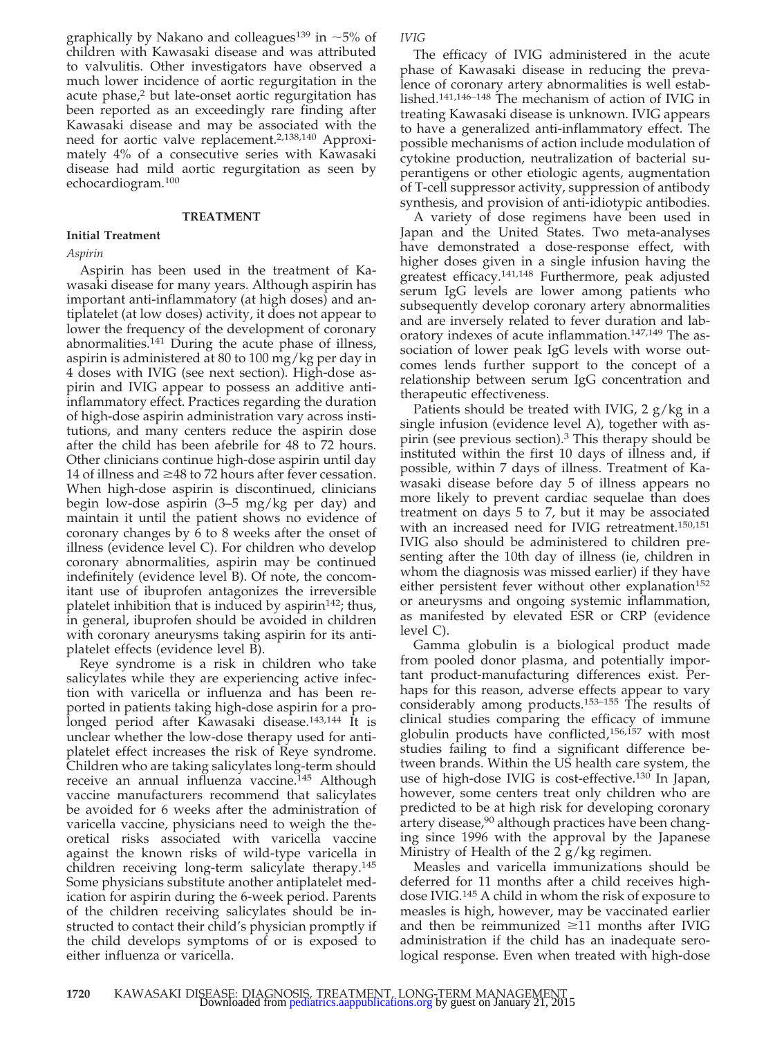graphically by Nakano and colleagues[139] in ~5% of children with Kawasaki disease and was attributed to valvulitis. Other investigators have observed a much lower incidence of aortic regurgitation in the acute phase,[2] but late-onset aortic regurgitation has been reported as an exceedingly rare finding after Kawasaki disease and may be associated with the need for aortic valve replacement.[2,138,140] Approximately 4% of a consecutive series with Kawasaki disease had mild aortic regurgitation as seen by echocardiogram.[100]

## TREATMENT

### Initial Treatment

#### *Aspirin*

Aspirin has been used in the treatment of Kawasaki disease for many years. Although aspirin has important anti-inflammatory (at high doses) and antiplatelet (at low doses) activity, it does not appear to lower the frequency of the development of coronary abnormalities.[141] During the acute phase of illness, aspirin is administered at 80 to 100 mg/kg per day in 4 doses with IVIG (see next section). High-dose aspirin and IVIG appear to possess an additive anti-inflammatory effect. Practices regarding the duration of high-dose aspirin administration vary across institutions, and many centers reduce the aspirin dose after the child has been afebrile for 48 to 72 hours. Other clinicians continue high-dose aspirin until day 14 of illness and ≥48 to 72 hours after fever cessation. When high-dose aspirin is discontinued, clinicians begin low-dose aspirin (3–5 mg/kg per day) and maintain it until the patient shows no evidence of coronary changes by 6 to 8 weeks after the onset of illness (evidence level C). For children who develop coronary abnormalities, aspirin may be continued indefinitely (evidence level B). Of note, the concomitant use of ibuprofen antagonizes the irreversible platelet inhibition that is induced by aspirin[142]; thus, in general, ibuprofen should be avoided in children with coronary aneurysms taking aspirin for its antiplatelet effects (evidence level B).

Reye syndrome is a risk in children who take salicylates while they are experiencing active infection with varicella or influenza and has been reported in patients taking high-dose aspirin for a prolonged period after Kawasaki disease.[143,144] It is unclear whether the low-dose therapy used for antiplatelet effect increases the risk of Reye syndrome. Children who are taking salicylates long-term should receive an annual influenza vaccine.[145] Although vaccine manufacturers recommend that salicylates be avoided for 6 weeks after the administration of varicella vaccine, physicians need to weigh the theoretical risks associated with varicella vaccine against the known risks of wild-type varicella in children receiving long-term salicylate therapy.[145] Some physicians substitute another antiplatelet medication for aspirin during the 6-week period. Parents of the children receiving salicylates should be instructed to contact their child's physician promptly if the child develops symptoms of or is exposed to either influenza or varicella.

#### *IVIG*

The efficacy of IVIG administered in the acute phase of Kawasaki disease in reducing the prevalence of coronary artery abnormalities is well established.[141,146–148] The mechanism of action of IVIG in treating Kawasaki disease is unknown. IVIG appears to have a generalized anti-inflammatory effect. The possible mechanisms of action include modulation of cytokine production, neutralization of bacterial superantigens or other etiologic agents, augmentation of T-cell suppressor activity, suppression of antibody synthesis, and provision of anti-idiotypic antibodies.

A variety of dose regimens have been used in Japan and the United States. Two meta-analyses have demonstrated a dose-response effect, with higher doses given in a single infusion having the greatest efficacy.[141,148] Furthermore, peak adjusted serum IgG levels are lower among patients who subsequently develop coronary artery abnormalities and are inversely related to fever duration and laboratory indexes of acute inflammation.[147,149] The association of lower peak IgG levels with worse outcomes lends further support to the concept of a relationship between serum IgG concentration and therapeutic effectiveness.

Patients should be treated with IVIG, 2 g/kg in a single infusion (evidence level A), together with aspirin (see previous section).[3] This therapy should be instituted within the first 10 days of illness and, if possible, within 7 days of illness. Treatment of Kawasaki disease before day 5 of illness appears no more likely to prevent cardiac sequelae than does treatment on days 5 to 7, but it may be associated with an increased need for IVIG retreatment.[150,151] IVIG also should be administered to children presenting after the 10th day of illness (ie, children in whom the diagnosis was missed earlier) if they have either persistent fever without other explanation[152] or aneurysms and ongoing systemic inflammation, as manifested by elevated ESR or CRP (evidence level C).

Gamma globulin is a biological product made from pooled donor plasma, and potentially important product-manufacturing differences exist. Perhaps for this reason, adverse effects appear to vary considerably among products.[153–155] The results of clinical studies comparing the efficacy of immune globulin products have conflicted,[156,157] with most studies failing to find a significant difference between brands. Within the US health care system, the use of high-dose IVIG is cost-effective.[130] In Japan, however, some centers treat only children who are predicted to be at high risk for developing coronary artery disease,[90] although practices have been changing since 1996 with the approval by the Japanese Ministry of Health of the 2 g/kg regimen.

Measles and varicella immunizations should be deferred for 11 months after a child receives high-dose IVIG.[145] A child in whom the risk of exposure to measles is high, however, may be vaccinated earlier and then be reimmunized ≥11 months after IVIG administration if the child has an inadequate serological response. Even when treated with high-dose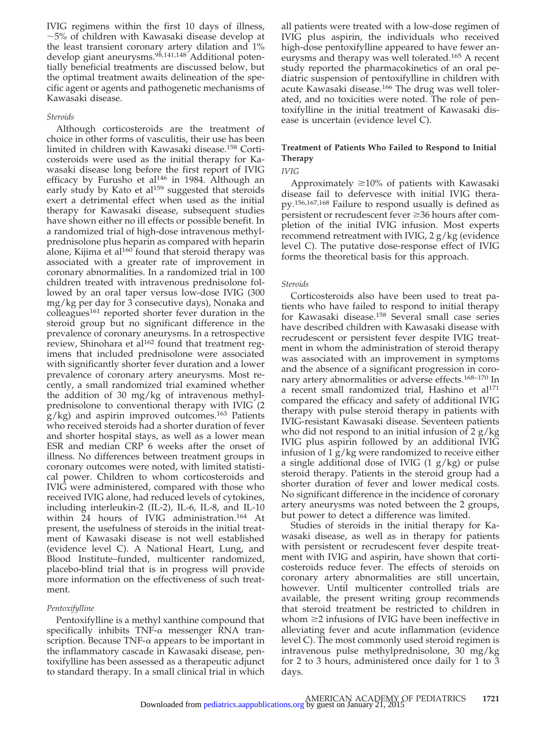IVIG regimens within the first 10 days of illness, ~5% of children with Kawasaki disease develop at the least transient coronary artery dilation and 1% develop giant aneurysms.[98,141,148] Additional potentially beneficial treatments are discussed below, but the optimal treatment awaits delineation of the specific agent or agents and pathogenetic mechanisms of Kawasaki disease.

*Steroids*

Although corticosteroids are the treatment of choice in other forms of vasculitis, their use has been limited in children with Kawasaki disease.[158] Corticosteroids were used as the initial therapy for Kawasaki disease long before the first report of IVIG efficacy by Furusho et al[146] in 1984. Although an early study by Kato et al[159] suggested that steroids exert a detrimental effect when used as the initial therapy for Kawasaki disease, subsequent studies have shown either no ill effects or possible benefit. In a randomized trial of high-dose intravenous methylprednisolone plus heparin as compared with heparin alone, Kijima et al[160] found that steroid therapy was associated with a greater rate of improvement in coronary abnormalities. In a randomized trial in 100 children treated with intravenous prednisolone followed by an oral taper versus low-dose IVIG (300 mg/kg per day for 3 consecutive days), Nonaka and colleagues[161] reported shorter fever duration in the steroid group but no significant difference in the prevalence of coronary aneurysms. In a retrospective review, Shinohara et al[162] found that treatment regimens that included prednisolone were associated with significantly shorter fever duration and a lower prevalence of coronary artery aneurysms. Most recently, a small randomized trial examined whether the addition of 30 mg/kg of intravenous methylprednisolone to conventional therapy with IVIG (2 g/kg) and aspirin improved outcomes.[163] Patients who received steroids had a shorter duration of fever and shorter hospital stays, as well as a lower mean ESR and median CRP 6 weeks after the onset of illness. No differences between treatment groups in coronary outcomes were noted, with limited statistical power. Children to whom corticosteroids and IVIG were administered, compared with those who received IVIG alone, had reduced levels of cytokines, including interleukin-2 (IL-2), IL-6, IL-8, and IL-10 within 24 hours of IVIG administration.[164] At present, the usefulness of steroids in the initial treatment of Kawasaki disease is not well established (evidence level C). A National Heart, Lung, and Blood Institute–funded, multicenter randomized, placebo-blind trial that is in progress will provide more information on the effectiveness of such treatment.

*Pentoxifylline*

Pentoxifylline is a methyl xanthine compound that specifically inhibits TNF-α messenger RNA transcription. Because TNF-α appears to be important in the inflammatory cascade in Kawasaki disease, pentoxifylline has been assessed as a therapeutic adjunct to standard therapy. In a small clinical trial in which all patients were treated with a low-dose regimen of IVIG plus aspirin, the individuals who received high-dose pentoxifylline appeared to have fewer aneurysms and therapy was well tolerated.[165] A recent study reported the pharmacokinetics of an oral pediatric suspension of pentoxifylline in children with acute Kawasaki disease.[166] The drug was well tolerated, and no toxicities were noted. The role of pentoxifylline in the initial treatment of Kawasaki disease is uncertain (evidence level C).

**Treatment of Patients Who Failed to Respond to Initial Therapy**

*IVIG*

Approximately ≥10% of patients with Kawasaki disease fail to defervesce with initial IVIG therapy.[156,167,168] Failure to respond usually is defined as persistent or recrudescent fever ≥36 hours after completion of the initial IVIG infusion. Most experts recommend retreatment with IVIG, 2 g/kg (evidence level C). The putative dose-response effect of IVIG forms the theoretical basis for this approach.

*Steroids*

Corticosteroids also have been used to treat patients who have failed to respond to initial therapy for Kawasaki disease.[158] Several small case series have described children with Kawasaki disease with recrudescent or persistent fever despite IVIG treatment in whom the administration of steroid therapy was associated with an improvement in symptoms and the absence of a significant progression in coronary artery abnormalities or adverse effects.[168–170] In a recent small randomized trial, Hashino et al[171] compared the efficacy and safety of additional IVIG therapy with pulse steroid therapy in patients with IVIG-resistant Kawasaki disease. Seventeen patients who did not respond to an initial infusion of 2 g/kg IVIG plus aspirin followed by an additional IVIG infusion of 1 g/kg were randomized to receive either a single additional dose of IVIG (1 g/kg) or pulse steroid therapy. Patients in the steroid group had a shorter duration of fever and lower medical costs. No significant difference in the incidence of coronary artery aneurysms was noted between the 2 groups, but power to detect a difference was limited.

Studies of steroids in the initial therapy for Kawasaki disease, as well as in therapy for patients with persistent or recrudescent fever despite treatment with IVIG and aspirin, have shown that corticosteroids reduce fever. The effects of steroids on coronary artery abnormalities are still uncertain, however. Until multicenter controlled trials are available, the present writing group recommends that steroid treatment be restricted to children in whom ≥2 infusions of IVIG have been ineffective in alleviating fever and acute inflammation (evidence level C). The most commonly used steroid regimen is intravenous pulse methylprednisolone, 30 mg/kg for 2 to 3 hours, administered once daily for 1 to 3 days.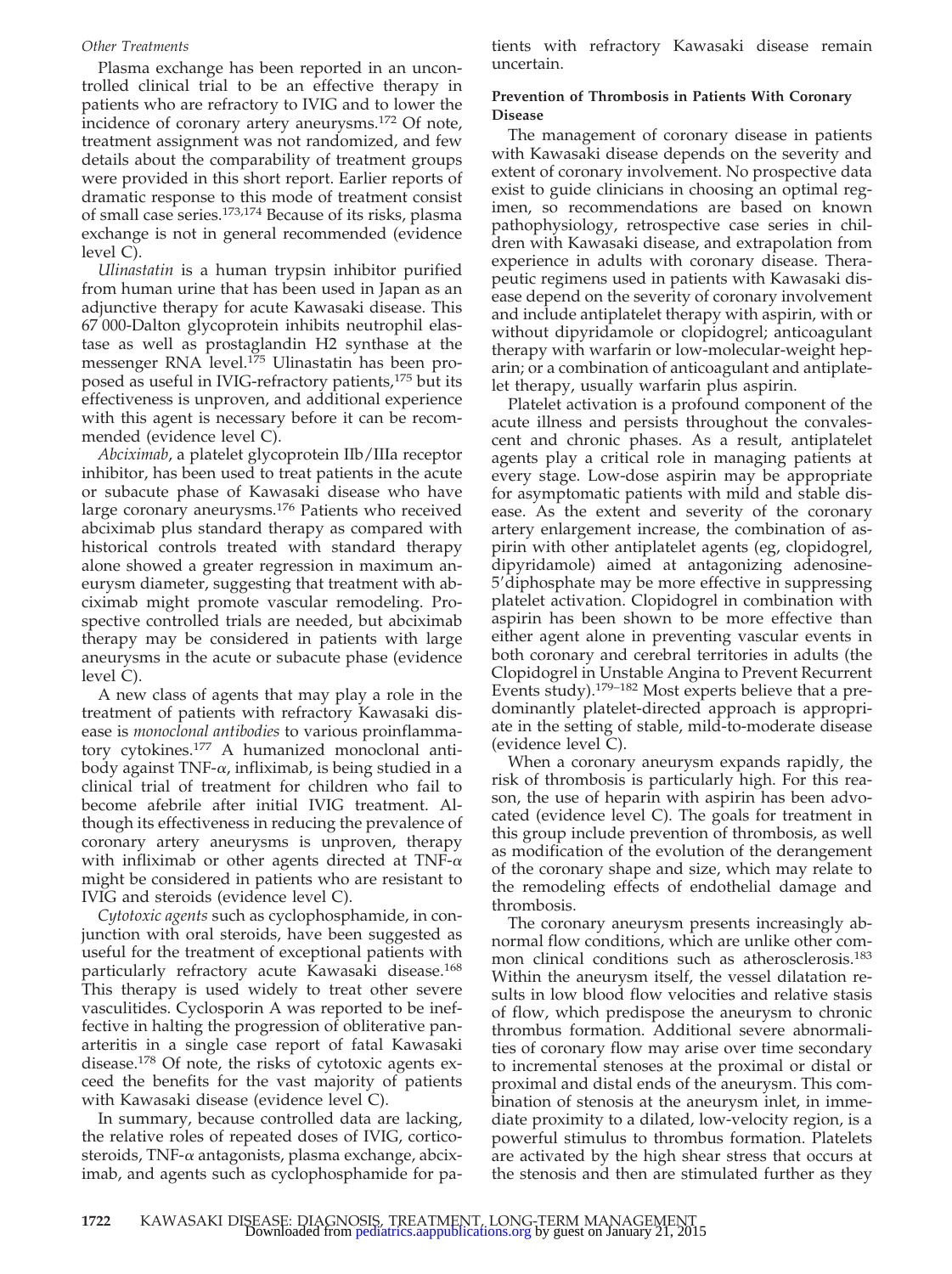*Other Treatments*

Plasma exchange has been reported in an uncontrolled clinical trial to be an effective therapy in patients who are refractory to IVIG and to lower the incidence of coronary artery aneurysms.[172] Of note, treatment assignment was not randomized, and few details about the comparability of treatment groups were provided in this short report. Earlier reports of dramatic response to this mode of treatment consist of small case series.[173,174] Because of its risks, plasma exchange is not in general recommended (evidence level C).

*Ulinastatin* is a human trypsin inhibitor purified from human urine that has been used in Japan as an adjunctive therapy for acute Kawasaki disease. This 67 000-Dalton glycoprotein inhibits neutrophil elastase as well as prostaglandin H2 synthase at the messenger RNA level.[175] Ulinastatin has been proposed as useful in IVIG-refractory patients,[175] but its effectiveness is unproven, and additional experience with this agent is necessary before it can be recommended (evidence level C).

*Abciximab*, a platelet glycoprotein IIb/IIIa receptor inhibitor, has been used to treat patients in the acute or subacute phase of Kawasaki disease who have large coronary aneurysms.[176] Patients who received abciximab plus standard therapy as compared with historical controls treated with standard therapy alone showed a greater regression in maximum aneurysm diameter, suggesting that treatment with abciximab might promote vascular remodeling. Prospective controlled trials are needed, but abciximab therapy may be considered in patients with large aneurysms in the acute or subacute phase (evidence level C).

A new class of agents that may play a role in the treatment of patients with refractory Kawasaki disease is *monoclonal antibodies* to various proinflammatory cytokines.[177] A humanized monoclonal antibody against TNF-$\alpha$, infliximab, is being studied in a clinical trial of treatment for children who fail to become afebrile after initial IVIG treatment. Although its effectiveness in reducing the prevalence of coronary artery aneurysms is unproven, therapy with infliximab or other agents directed at TNF-$\alpha$ might be considered in patients who are resistant to IVIG and steroids (evidence level C).

*Cytotoxic agents* such as cyclophosphamide, in conjunction with oral steroids, have been suggested as useful for the treatment of exceptional patients with particularly refractory acute Kawasaki disease.[168] This therapy is used widely to treat other severe vasculitides. Cyclosporin A was reported to be ineffective in halting the progression of obliterative panarteritis in a single case report of fatal Kawasaki disease.[178] Of note, the risks of cytotoxic agents exceed the benefits for the vast majority of patients with Kawasaki disease (evidence level C).

In summary, because controlled data are lacking, the relative roles of repeated doses of IVIG, corticosteroids, TNF-$\alpha$ antagonists, plasma exchange, abciximab, and agents such as cyclophosphamide for patients with refractory Kawasaki disease remain uncertain.

### Prevention of Thrombosis in Patients With Coronary Disease

The management of coronary disease in patients with Kawasaki disease depends on the severity and extent of coronary involvement. No prospective data exist to guide clinicians in choosing an optimal regimen, so recommendations are based on known pathophysiology, retrospective case series in children with Kawasaki disease, and extrapolation from experience in adults with coronary disease. Therapeutic regimens used in patients with Kawasaki disease depend on the severity of coronary involvement and include antiplatelet therapy with aspirin, with or without dipyridamole or clopidogrel; anticoagulant therapy with warfarin or low-molecular-weight heparin; or a combination of anticoagulant and antiplatelet therapy, usually warfarin plus aspirin.

Platelet activation is a profound component of the acute illness and persists throughout the convalescent and chronic phases. As a result, antiplatelet agents play a critical role in managing patients at every stage. Low-dose aspirin may be appropriate for asymptomatic patients with mild and stable disease. As the extent and severity of the coronary artery enlargement increase, the combination of aspirin with other antiplatelet agents (eg, clopidogrel, dipyridamole) aimed at antagonizing adenosine-5′diphosphate may be more effective in suppressing platelet activation. Clopidogrel in combination with aspirin has been shown to be more effective than either agent alone in preventing vascular events in both coronary and cerebral territories in adults (the Clopidogrel in Unstable Angina to Prevent Recurrent Events study).[179–182] Most experts believe that a predominantly platelet-directed approach is appropriate in the setting of stable, mild-to-moderate disease (evidence level C).

When a coronary aneurysm expands rapidly, the risk of thrombosis is particularly high. For this reason, the use of heparin with aspirin has been advocated (evidence level C). The goals for treatment in this group include prevention of thrombosis, as well as modification of the evolution of the derangement of the coronary shape and size, which may relate to the remodeling effects of endothelial damage and thrombosis.

The coronary aneurysm presents increasingly abnormal flow conditions, which are unlike other common clinical conditions such as atherosclerosis.[183] Within the aneurysm itself, the vessel dilatation results in low blood flow velocities and relative stasis of flow, which predispose the aneurysm to chronic thrombus formation. Additional severe abnormalities of coronary flow may arise over time secondary to incremental stenoses at the proximal or distal or proximal and distal ends of the aneurysm. This combination of stenosis at the aneurysm inlet, in immediate proximity to a dilated, low-velocity region, is a powerful stimulus to thrombus formation. Platelets are activated by the high shear stress that occurs at the stenosis and then are stimulated further as they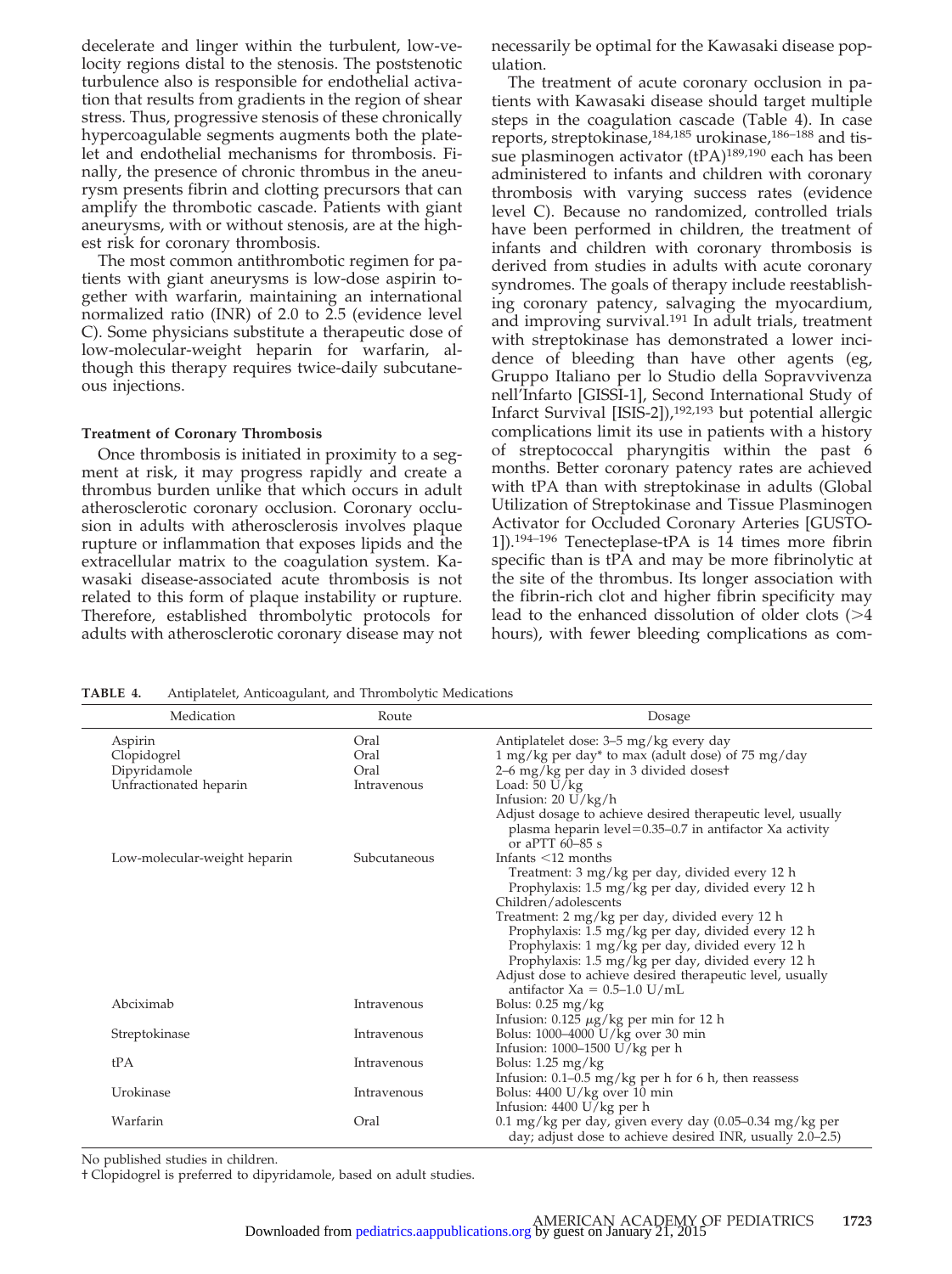decelerate and linger within the turbulent, low-velocity regions distal to the stenosis. The poststenotic turbulence also is responsible for endothelial activation that results from gradients in the region of shear stress. Thus, progressive stenosis of these chronically hypercoagulable segments augments both the platelet and endothelial mechanisms for thrombosis. Finally, the presence of chronic thrombus in the aneurysm presents fibrin and clotting precursors that can amplify the thrombotic cascade. Patients with giant aneurysms, with or without stenosis, are at the highest risk for coronary thrombosis.

The most common antithrombotic regimen for patients with giant aneurysms is low-dose aspirin together with warfarin, maintaining an international normalized ratio (INR) of 2.0 to 2.5 (evidence level C). Some physicians substitute a therapeutic dose of low-molecular-weight heparin for warfarin, although this therapy requires twice-daily subcutaneous injections.

**Treatment of Coronary Thrombosis**

Once thrombosis is initiated in proximity to a segment at risk, it may progress rapidly and create a thrombus burden unlike that which occurs in adult atherosclerotic coronary occlusion. Coronary occlusion in adults with atherosclerosis involves plaque rupture or inflammation that exposes lipids and the extracellular matrix to the coagulation system. Kawasaki disease-associated acute thrombosis is not related to this form of plaque instability or rupture. Therefore, established thrombolytic protocols for adults with atherosclerotic coronary disease may not necessarily be optimal for the Kawasaki disease population.

The treatment of acute coronary occlusion in patients with Kawasaki disease should target multiple steps in the coagulation cascade (Table 4). In case reports, streptokinase,[184,185] urokinase,[186–188] and tissue plasminogen activator (tPA)[189,190] each has been administered to infants and children with coronary thrombosis with varying success rates (evidence level C). Because no randomized, controlled trials have been performed in children, the treatment of infants and children with coronary thrombosis is derived from studies in adults with acute coronary syndromes. The goals of therapy include reestablishing coronary patency, salvaging the myocardium, and improving survival.[191] In adult trials, treatment with streptokinase has demonstrated a lower incidence of bleeding than have other agents (eg, Gruppo Italiano per lo Studio della Sopravvivenza nell'Infarto [GISSI-1], Second International Study of Infarct Survival [ISIS-2]),[192,193] but potential allergic complications limit its use in patients with a history of streptococcal pharyngitis within the past 6 months. Better coronary patency rates are achieved with tPA than with streptokinase in adults (Global Utilization of Streptokinase and Tissue Plasminogen Activator for Occluded Coronary Arteries [GUSTO-1]).[194–196] Tenecteplase-tPA is 14 times more fibrin specific than is tPA and may be more fibrinolytic at the site of the thrombus. Its longer association with the fibrin-rich clot and higher fibrin specificity may lead to the enhanced dissolution of older clots (>4 hours), with fewer bleeding complications as com-

**TABLE 4.** Antiplatelet, Anticoagulant, and Thrombolytic Medications

| Medication | Route | Dosage |
|---|---|---|
| Aspirin | Oral | Antiplatelet dose: 3–5 mg/kg every day |
| Clopidogrel | Oral | 1 mg/kg per day* to max (adult dose) of 75 mg/day |
| Dipyridamole | Oral | 2–6 mg/kg per day in 3 divided doses† |
| Unfractionated heparin | Intravenous | Load: 50 U/kg<br>Infusion: 20 U/kg/h<br>Adjust dosage to achieve desired therapeutic level, usually plasma heparin level=0.35–0.7 in antifactor Xa activity or aPTT 60–85 s |
| Low-molecular-weight heparin | Subcutaneous | Infants <12 months<br>Treatment: 3 mg/kg per day, divided every 12 h<br>Prophylaxis: 1.5 mg/kg per day, divided every 12 h<br>Children/adolescents<br>Treatment: 2 mg/kg per day, divided every 12 h<br>Prophylaxis: 1.5 mg/kg per day, divided every 12 h<br>Prophylaxis: 1 mg/kg per day, divided every 12 h<br>Prophylaxis: 1.5 mg/kg per day, divided every 12 h<br>Adjust dose to achieve desired therapeutic level, usually antifactor Xa = 0.5–1.0 U/mL |
| Abciximab | Intravenous | Bolus: 0.25 mg/kg<br>Infusion: 0.125 μg/kg per min for 12 h |
| Streptokinase | Intravenous | Bolus: 1000–4000 U/kg over 30 min<br>Infusion: 1000–1500 U/kg per h |
| tPA | Intravenous | Bolus: 1.25 mg/kg<br>Infusion: 0.1–0.5 mg/kg per h for 6 h, then reassess |
| Urokinase | Intravenous | Bolus: 4400 U/kg over 10 min<br>Infusion: 4400 U/kg per h |
| Warfarin | Oral | 0.1 mg/kg per day, given every day (0.05–0.34 mg/kg per day; adjust dose to achieve desired INR, usually 2.0–2.5) |

No published studies in children.

† Clopidogrel is preferred to dipyridamole, based on adult studies.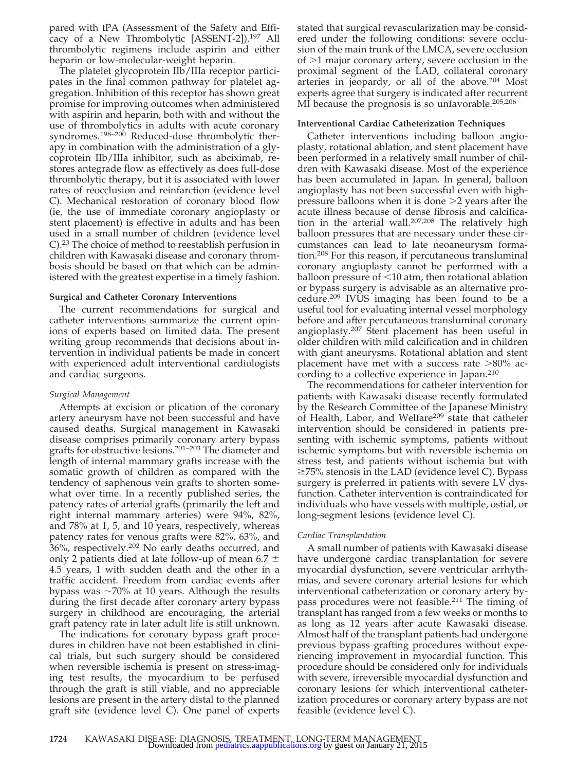pared with tPA (Assessment of the Safety and Efficacy of a New Thrombolytic [ASSENT-2]).[197] All thrombolytic regimens include aspirin and either heparin or low-molecular-weight heparin.

The platelet glycoprotein IIb/IIIa receptor participates in the final common pathway for platelet aggregation. Inhibition of this receptor has shown great promise for improving outcomes when administered with aspirin and heparin, both with and without the use of thrombolytics in adults with acute coronary syndromes.[198–200] Reduced-dose thrombolytic therapy in combination with the administration of a glycoprotein IIb/IIIa inhibitor, such as abciximab, restores antegrade flow as effectively as does full-dose thrombolytic therapy, but it is associated with lower rates of reocclusion and reinfarction (evidence level C). Mechanical restoration of coronary blood flow (ie, the use of immediate coronary angioplasty or stent placement) is effective in adults and has been used in a small number of children (evidence level C).[23] The choice of method to reestablish perfusion in children with Kawasaki disease and coronary thrombosis should be based on that which can be administered with the greatest expertise in a timely fashion.

#### Surgical and Catheter Coronary Interventions

The current recommendations for surgical and catheter interventions summarize the current opinions of experts based on limited data. The present writing group recommends that decisions about intervention in individual patients be made in concert with experienced adult interventional cardiologists and cardiac surgeons.

##### *Surgical Management*

Attempts at excision or plication of the coronary artery aneurysm have not been successful and have caused deaths. Surgical management in Kawasaki disease comprises primarily coronary artery bypass grafts for obstructive lesions.[201–203] The diameter and length of internal mammary grafts increase with the somatic growth of children as compared with the tendency of saphenous vein grafts to shorten somewhat over time. In a recently published series, the patency rates of arterial grafts (primarily the left and right internal mammary arteries) were 94%, 82%, and 78% at 1, 5, and 10 years, respectively, whereas patency rates for venous grafts were 82%, 63%, and 36%, respectively.[202] No early deaths occurred, and only 2 patients died at late follow-up of mean 6.7 ± 4.5 years, 1 with sudden death and the other in a traffic accident. Freedom from cardiac events after bypass was ~70% at 10 years. Although the results during the first decade after coronary artery bypass surgery in childhood are encouraging, the arterial graft patency rate in later adult life is still unknown.

The indications for coronary bypass graft procedures in children have not been established in clinical trials, but such surgery should be considered when reversible ischemia is present on stress-imaging test results, the myocardium to be perfused through the graft is still viable, and no appreciable lesions are present in the artery distal to the planned graft site (evidence level C). One panel of experts stated that surgical revascularization may be considered under the following conditions: severe occlusion of the main trunk of the LMCA, severe occlusion of >1 major coronary artery, severe occlusion in the proximal segment of the LAD, collateral coronary arteries in jeopardy, or all of the above.[204] Most experts agree that surgery is indicated after recurrent MI because the prognosis is so unfavorable.[205,206]

#### Interventional Cardiac Catheterization Techniques

Catheter interventions including balloon angioplasty, rotational ablation, and stent placement have been performed in a relatively small number of children with Kawasaki disease. Most of the experience has been accumulated in Japan. In general, balloon angioplasty has not been successful even with high-pressure balloons when it is done >2 years after the acute illness because of dense fibrosis and calcification in the arterial wall.[207,208] The relatively high balloon pressures that are necessary under these circumstances can lead to late neoaneurysm formation.[208] For this reason, if percutaneous transluminal coronary angioplasty cannot be performed with a balloon pressure of <10 atm, then rotational ablation or bypass surgery is advisable as an alternative procedure.[209] IVUS imaging has been found to be a useful tool for evaluating internal vessel morphology before and after percutaneous transluminal coronary angioplasty.[207] Stent placement has been useful in older children with mild calcification and in children with giant aneurysms. Rotational ablation and stent placement have met with a success rate >80% according to a collective experience in Japan.[210]

The recommendations for catheter intervention for patients with Kawasaki disease recently formulated by the Research Committee of the Japanese Ministry of Health, Labor, and Welfare[209] state that catheter intervention should be considered in patients presenting with ischemic symptoms, patients without ischemic symptoms but with reversible ischemia on stress test, and patients without ischemia but with ≥75% stenosis in the LAD (evidence level C). Bypass surgery is preferred in patients with severe LV dysfunction. Catheter intervention is contraindicated for individuals who have vessels with multiple, ostial, or long-segment lesions (evidence level C).

##### *Cardiac Transplantation*

A small number of patients with Kawasaki disease have undergone cardiac transplantation for severe myocardial dysfunction, severe ventricular arrhythmias, and severe coronary arterial lesions for which interventional catheterization or coronary artery bypass procedures were not feasible.[211] The timing of transplant has ranged from a few weeks or months to as long as 12 years after acute Kawasaki disease. Almost half of the transplant patients had undergone previous bypass grafting procedures without experiencing improvement in myocardial function. This procedure should be considered only for individuals with severe, irreversible myocardial dysfunction and coronary lesions for which interventional catheterization procedures or coronary artery bypass are not feasible (evidence level C).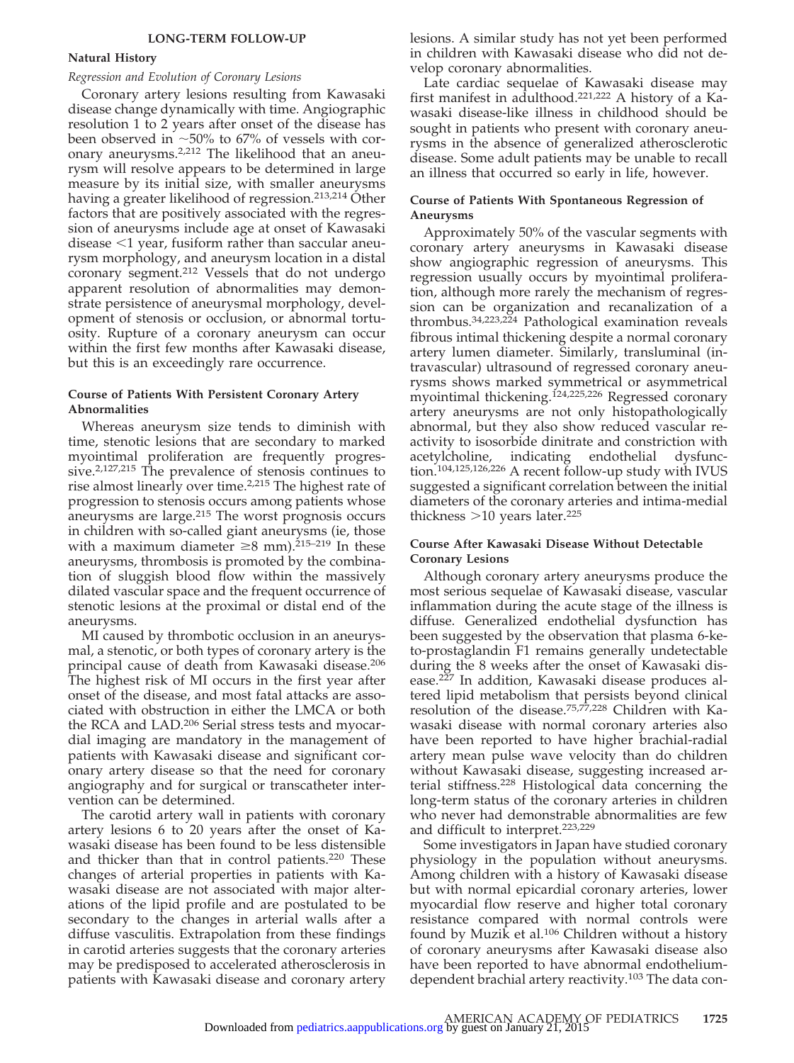## LONG-TERM FOLLOW-UP

### Natural History

#### *Regression and Evolution of Coronary Lesions*

Coronary artery lesions resulting from Kawasaki disease change dynamically with time. Angiographic resolution 1 to 2 years after onset of the disease has been observed in ~50% to 67% of vessels with coronary aneurysms.[2,212] The likelihood that an aneurysm will resolve appears to be determined in large measure by its initial size, with smaller aneurysms having a greater likelihood of regression.[213,214] Other factors that are positively associated with the regression of aneurysms include age at onset of Kawasaki disease <1 year, fusiform rather than saccular aneurysm morphology, and aneurysm location in a distal coronary segment.[212] Vessels that do not undergo apparent resolution of abnormalities may demonstrate persistence of aneurysmal morphology, development of stenosis or occlusion, or abnormal tortuosity. Rupture of a coronary aneurysm can occur within the first few months after Kawasaki disease, but this is an exceedingly rare occurrence.

#### Course of Patients With Persistent Coronary Artery Abnormalities

Whereas aneurysm size tends to diminish with time, stenotic lesions that are secondary to marked myointimal proliferation are frequently progressive.[2,127,215] The prevalence of stenosis continues to rise almost linearly over time.[2,215] The highest rate of progression to stenosis occurs among patients whose aneurysms are large.[215] The worst prognosis occurs in children with so-called giant aneurysms (ie, those with a maximum diameter ≥8 mm).[215–219] In these aneurysms, thrombosis is promoted by the combination of sluggish blood flow within the massively dilated vascular space and the frequent occurrence of stenotic lesions at the proximal or distal end of the aneurysms.

MI caused by thrombotic occlusion in an aneurysmal, a stenotic, or both types of coronary artery is the principal cause of death from Kawasaki disease.[206] The highest risk of MI occurs in the first year after onset of the disease, and most fatal attacks are associated with obstruction in either the LMCA or both the RCA and LAD.[206] Serial stress tests and myocardial imaging are mandatory in the management of patients with Kawasaki disease and significant coronary artery disease so that the need for coronary angiography and for surgical or transcatheter intervention can be determined.

The carotid artery wall in patients with coronary artery lesions 6 to 20 years after the onset of Kawasaki disease has been found to be less distensible and thicker than that in control patients.[220] These changes of arterial properties in patients with Kawasaki disease are not associated with major alterations of the lipid profile and are postulated to be secondary to the changes in arterial walls after a diffuse vasculitis. Extrapolation from these findings in carotid arteries suggests that the coronary arteries may be predisposed to accelerated atherosclerosis in patients with Kawasaki disease and coronary artery lesions. A similar study has not yet been performed in children with Kawasaki disease who did not develop coronary abnormalities.

Late cardiac sequelae of Kawasaki disease may first manifest in adulthood.[221,222] A history of a Kawasaki disease-like illness in childhood should be sought in patients who present with coronary aneurysms in the absence of generalized atherosclerotic disease. Some adult patients may be unable to recall an illness that occurred so early in life, however.

#### Course of Patients With Spontaneous Regression of Aneurysms

Approximately 50% of the vascular segments with coronary artery aneurysms in Kawasaki disease show angiographic regression of aneurysms. This regression usually occurs by myointimal proliferation, although more rarely the mechanism of regression can be organization and recanalization of a thrombus.[34,223,224] Pathological examination reveals fibrous intimal thickening despite a normal coronary artery lumen diameter. Similarly, transluminal (intravascular) ultrasound of regressed coronary aneurysms shows marked symmetrical or asymmetrical myointimal thickening.[124,225,226] Regressed coronary artery aneurysms are not only histopathologically abnormal, but they also show reduced vascular reactivity to isosorbide dinitrate and constriction with acetylcholine, indicating endothelial dysfunction.[104,125,126,226] A recent follow-up study with IVUS suggested a significant correlation between the initial diameters of the coronary arteries and intima-medial thickness >10 years later.[225]

#### Course After Kawasaki Disease Without Detectable Coronary Lesions

Although coronary artery aneurysms produce the most serious sequelae of Kawasaki disease, vascular inflammation during the acute stage of the illness is diffuse. Generalized endothelial dysfunction has been suggested by the observation that plasma 6-keto-prostaglandin F1 remains generally undetectable during the 8 weeks after the onset of Kawasaki disease.[227] In addition, Kawasaki disease produces altered lipid metabolism that persists beyond clinical resolution of the disease.[75,77,228] Children with Kawasaki disease with normal coronary arteries also have been reported to have higher brachial-radial artery mean pulse wave velocity than do children without Kawasaki disease, suggesting increased arterial stiffness.[228] Histological data concerning the long-term status of the coronary arteries in children who never had demonstrable abnormalities are few and difficult to interpret.[223,229]

Some investigators in Japan have studied coronary physiology in the population without aneurysms. Among children with a history of Kawasaki disease but with normal epicardial coronary arteries, lower myocardial flow reserve and higher total coronary resistance compared with normal controls were found by Muzik et al.[106] Children without a history of coronary aneurysms after Kawasaki disease also have been reported to have abnormal endothelium-dependent brachial artery reactivity.[103] The data con-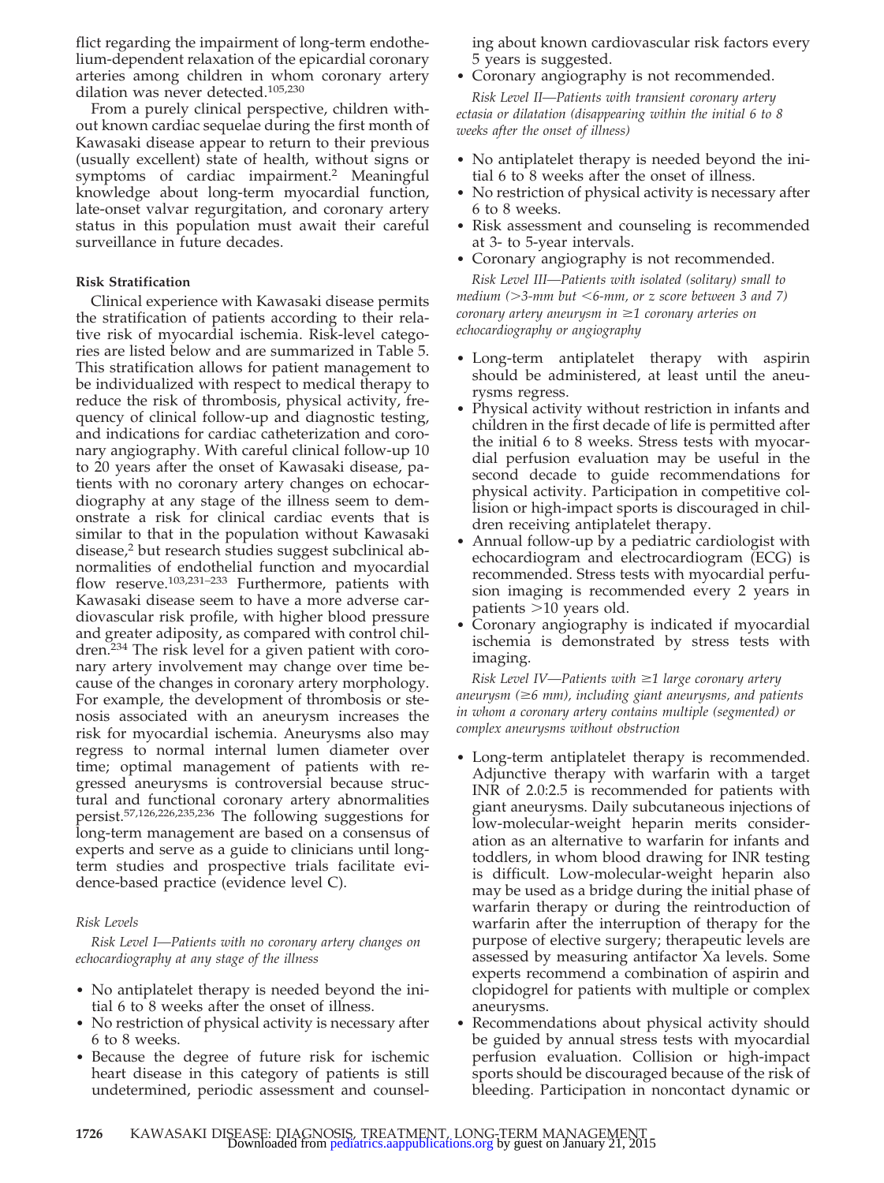flict regarding the impairment of long-term endothelium-dependent relaxation of the epicardial coronary arteries among children in whom coronary artery dilation was never detected.[105,230]

From a purely clinical perspective, children without known cardiac sequelae during the first month of Kawasaki disease appear to return to their previous (usually excellent) state of health, without signs or symptoms of cardiac impairment.[2] Meaningful knowledge about long-term myocardial function, late-onset valvar regurgitation, and coronary artery status in this population must await their careful surveillance in future decades.

**Risk Stratification**

Clinical experience with Kawasaki disease permits the stratification of patients according to their relative risk of myocardial ischemia. Risk-level categories are listed below and are summarized in Table 5. This stratification allows for patient management to be individualized with respect to medical therapy to reduce the risk of thrombosis, physical activity, frequency of clinical follow-up and diagnostic testing, and indications for cardiac catheterization and coronary angiography. With careful clinical follow-up 10 to 20 years after the onset of Kawasaki disease, patients with no coronary artery changes on echocardiography at any stage of the illness seem to demonstrate a risk for clinical cardiac events that is similar to that in the population without Kawasaki disease,[2] but research studies suggest subclinical abnormalities of endothelial function and myocardial flow reserve.[103,231–233] Furthermore, patients with Kawasaki disease seem to have a more adverse cardiovascular risk profile, with higher blood pressure and greater adiposity, as compared with control children.[234] The risk level for a given patient with coronary artery involvement may change over time because of the changes in coronary artery morphology. For example, the development of thrombosis or stenosis associated with an aneurysm increases the risk for myocardial ischemia. Aneurysms also may regress to normal internal lumen diameter over time; optimal management of patients with regressed aneurysms is controversial because structural and functional coronary artery abnormalities persist.[57,126,226,235,236] The following suggestions for long-term management are based on a consensus of experts and serve as a guide to clinicians until long-term studies and prospective trials facilitate evidence-based practice (evidence level C).

*Risk Levels*

*Risk Level I—Patients with no coronary artery changes on echocardiography at any stage of the illness*

- No antiplatelet therapy is needed beyond the initial 6 to 8 weeks after the onset of illness.
- No restriction of physical activity is necessary after 6 to 8 weeks.
- Because the degree of future risk for ischemic heart disease in this category of patients is still undetermined, periodic assessment and counseling about known cardiovascular risk factors every 5 years is suggested.
- Coronary angiography is not recommended.

*Risk Level II—Patients with transient coronary artery ectasia or dilatation (disappearing within the initial 6 to 8 weeks after the onset of illness)*

- No antiplatelet therapy is needed beyond the initial 6 to 8 weeks after the onset of illness.
- No restriction of physical activity is necessary after 6 to 8 weeks.
- Risk assessment and counseling is recommended at 3- to 5-year intervals.
- Coronary angiography is not recommended.

*Risk Level III—Patients with isolated (solitary) small to medium (>3-mm but <6-mm, or z score between 3 and 7) coronary artery aneurysm in ≥1 coronary arteries on echocardiography or angiography*

- Long-term antiplatelet therapy with aspirin should be administered, at least until the aneurysms regress.
- Physical activity without restriction in infants and children in the first decade of life is permitted after the initial 6 to 8 weeks. Stress tests with myocardial perfusion evaluation may be useful in the second decade to guide recommendations for physical activity. Participation in competitive collision or high-impact sports is discouraged in children receiving antiplatelet therapy.
- Annual follow-up by a pediatric cardiologist with echocardiogram and electrocardiogram (ECG) is recommended. Stress tests with myocardial perfusion imaging is recommended every 2 years in patients >10 years old.
- Coronary angiography is indicated if myocardial ischemia is demonstrated by stress tests with imaging.

*Risk Level IV—Patients with ≥1 large coronary artery aneurysm (≥6 mm), including giant aneurysms, and patients in whom a coronary artery contains multiple (segmented) or complex aneurysms without obstruction*

- Long-term antiplatelet therapy is recommended. Adjunctive therapy with warfarin with a target INR of 2.0:2.5 is recommended for patients with giant aneurysms. Daily subcutaneous injections of low-molecular-weight heparin merits consideration as an alternative to warfarin for infants and toddlers, in whom blood drawing for INR testing is difficult. Low-molecular-weight heparin also may be used as a bridge during the initial phase of warfarin therapy or during the reintroduction of warfarin after the interruption of therapy for the purpose of elective surgery; therapeutic levels are assessed by measuring antifactor Xa levels. Some experts recommend a combination of aspirin and clopidogrel for patients with multiple or complex aneurysms.
- Recommendations about physical activity should be guided by annual stress tests with myocardial perfusion evaluation. Collision or high-impact sports should be discouraged because of the risk of bleeding. Participation in noncontact dynamic or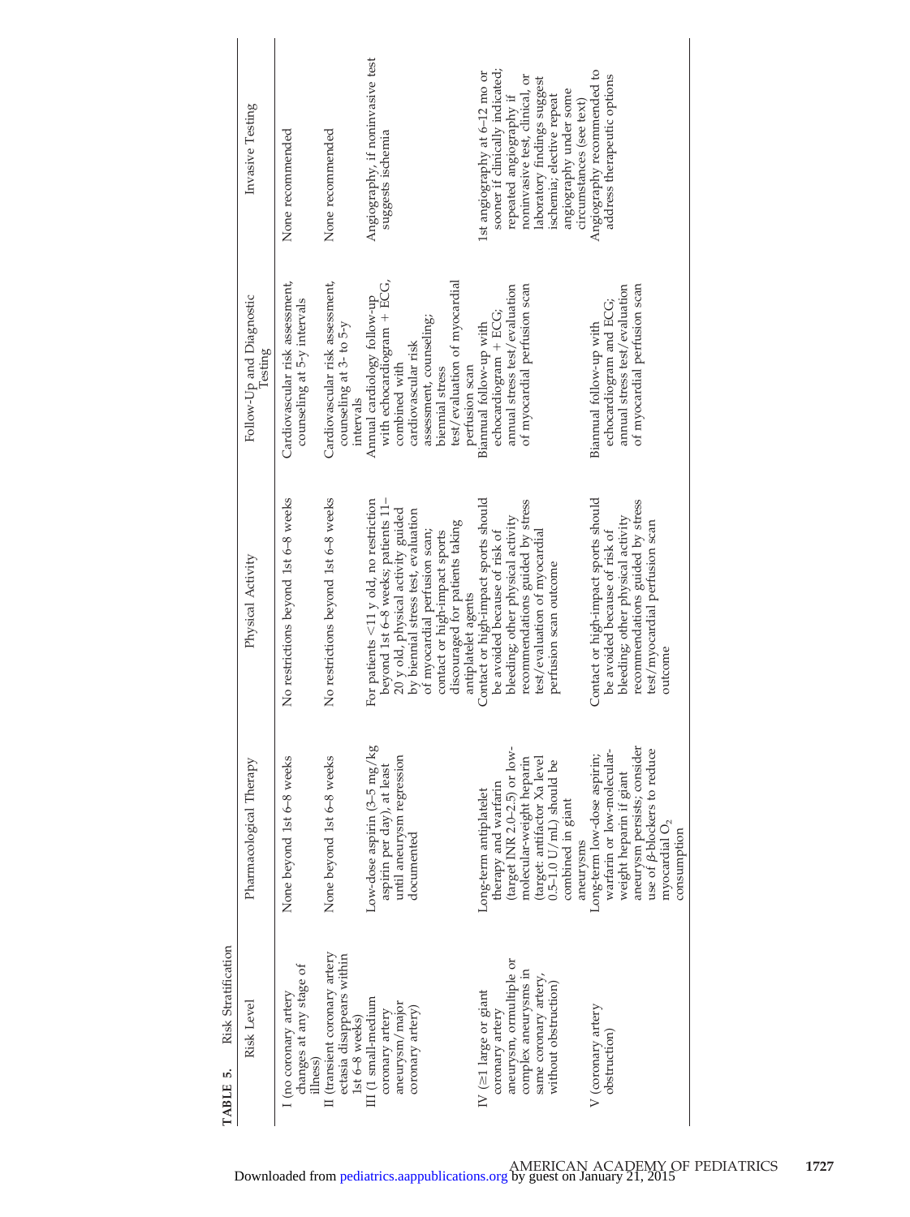**TABLE 5.** Risk Stratification

| Risk Level | Pharmacological Therapy | Physical Activity | Follow-Up and Diagnostic Testing | Invasive Testing |
|---|---|---|---|---|
| I (no coronary artery changes at any stage of illness) | None beyond 1st 6–8 weeks | No restrictions beyond 1st 6–8 weeks | Cardiovascular risk assessment, counseling at 5-y intervals | None recommended |
| II (transient coronary artery ectasia disappears within 1st 6–8 weeks) | None beyond 1st 6–8 weeks | No restrictions beyond 1st 6–8 weeks | Cardiovascular risk assessment, counseling at 3- to 5-y intervals | None recommended |
| III (1 small-medium coronary artery aneurysm/major coronary artery) | Low-dose aspirin (3–5 mg/kg aspirin per day), at least until aneurysm regression documented | For patients <11 y old, no restriction beyond 1st 6–8 weeks; patients 11–20 y old, physical activity guided by biennial stress test, evaluation of myocardial perfusion scan; contact or high-impact sports discouraged for patients taking antiplatelet agents | Annual cardiology follow-up with echocardiogram + ECG, combined with cardiovascular risk assessment, counseling; biennial stress test/evaluation of myocardial perfusion scan | Angiography, if noninvasive test suggests ischemia |
| IV (≥1 large or giant coronary artery aneurysm, ormultiple or complex aneurysms in same coronary artery, without obstruction) | Long-term antiplatelet therapy and warfarin (target INR 2.0–2.5) or low-molecular-weight heparin (target: antifactor Xa level 0.5–1.0 U/mL) should be combined in giant aneurysms | Contact or high-impact sports should be avoided because of risk of bleeding; other physical activity recommendations guided by stress test/evaluation of myocardial perfusion scan outcome | Biannual follow-up with echocardiogram + ECG; annual stress test/evaluation of myocardial perfusion scan | 1st angiography at 6–12 mo or sooner if clinically indicated; repeated angiography if noninvasive test, clinical, or laboratory findings suggest ischemia; elective repeat angiography under some circumstances (see text) |
| V (coronary artery obstruction) | Long-term low-dose aspirin; warfarin or low-molecular-weight heparin if giant aneurysm persists; consider use of β-blockers to reduce myocardial $O_2$ consumption | Contact or high-impact sports should be avoided because of risk of bleeding; other physical activity recommendations guided by stress test/myocardial perfusion scan outcome | Biannual follow-up with echocardiogram and ECG; annual stress test/evaluation of myocardial perfusion scan | Angiography recommended to address therapeutic options |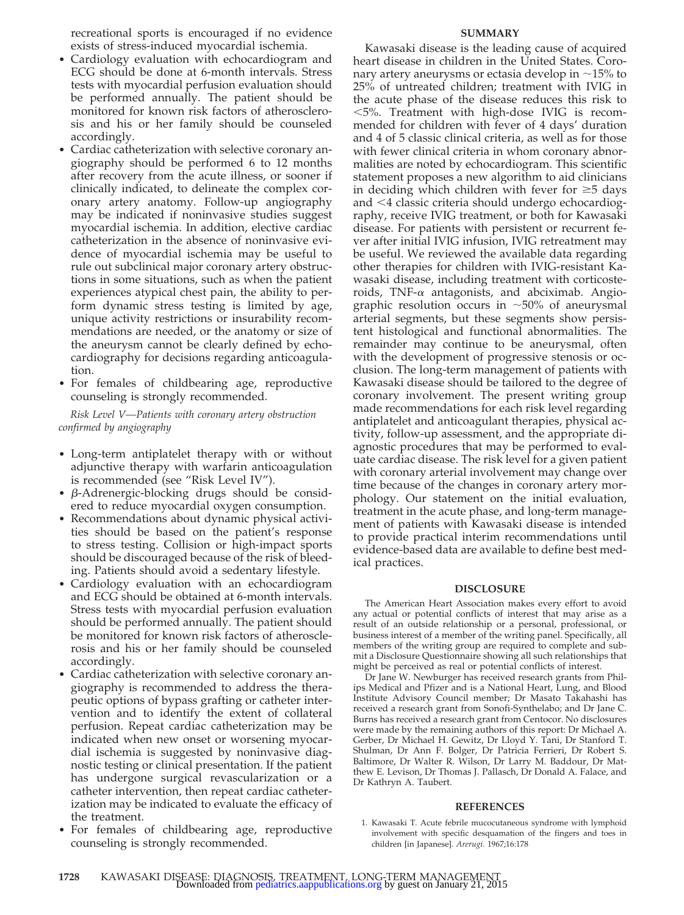recreational sports is encouraged if no evidence exists of stress-induced myocardial ischemia.

- Cardiology evaluation with echocardiogram and ECG should be done at 6-month intervals. Stress tests with myocardial perfusion evaluation should be performed annually. The patient should be monitored for known risk factors of atherosclerosis and his or her family should be counseled accordingly.
- Cardiac catheterization with selective coronary angiography should be performed 6 to 12 months after recovery from the acute illness, or sooner if clinically indicated, to delineate the complex coronary artery anatomy. Follow-up angiography may be indicated if noninvasive studies suggest myocardial ischemia. In addition, elective cardiac catheterization in the absence of noninvasive evidence of myocardial ischemia may be useful to rule out subclinical major coronary artery obstructions in some situations, such as when the patient experiences atypical chest pain, the ability to perform dynamic stress testing is limited by age, unique activity restrictions or insurability recommendations are needed, or the anatomy or size of the aneurysm cannot be clearly defined by echocardiography for decisions regarding anticoagulation.
- For females of childbearing age, reproductive counseling is strongly recommended.

*Risk Level V—Patients with coronary artery obstruction confirmed by angiography*

- Long-term antiplatelet therapy with or without adjunctive therapy with warfarin anticoagulation is recommended (see "Risk Level IV").
- β-Adrenergic-blocking drugs should be considered to reduce myocardial oxygen consumption.
- Recommendations about dynamic physical activities should be based on the patient's response to stress testing. Collision or high-impact sports should be discouraged because of the risk of bleeding. Patients should avoid a sedentary lifestyle.
- Cardiology evaluation with an echocardiogram and ECG should be obtained at 6-month intervals. Stress tests with myocardial perfusion evaluation should be performed annually. The patient should be monitored for known risk factors of atherosclerosis and his or her family should be counseled accordingly.
- Cardiac catheterization with selective coronary angiography is recommended to address the therapeutic options of bypass grafting or catheter intervention and to identify the extent of collateral perfusion. Repeat cardiac catheterization may be indicated when new onset or worsening myocardial ischemia is suggested by noninvasive diagnostic testing or clinical presentation. If the patient has undergone surgical revascularization or a catheter intervention, then repeat cardiac catheterization may be indicated to evaluate the efficacy of the treatment.
- For females of childbearing age, reproductive counseling is strongly recommended.

## SUMMARY

Kawasaki disease is the leading cause of acquired heart disease in children in the United States. Coronary artery aneurysms or ectasia develop in ~15% to 25% of untreated children; treatment with IVIG in the acute phase of the disease reduces this risk to <5%. Treatment with high-dose IVIG is recommended for children with fever of 4 days' duration and 4 of 5 classic clinical criteria, as well as for those with fewer clinical criteria in whom coronary abnormalities are noted by echocardiogram. This scientific statement proposes a new algorithm to aid clinicians in deciding which children with fever for ≥5 days and <4 classic criteria should undergo echocardiography, receive IVIG treatment, or both for Kawasaki disease. For patients with persistent or recurrent fever after initial IVIG infusion, IVIG retreatment may be useful. We reviewed the available data regarding other therapies for children with IVIG-resistant Kawasaki disease, including treatment with corticosteroids, TNF-α antagonists, and abciximab. Angiographic resolution occurs in ~50% of aneurysmal arterial segments, but these segments show persistent histological and functional abnormalities. The remainder may continue to be aneurysmal, often with the development of progressive stenosis or occlusion. The long-term management of patients with Kawasaki disease should be tailored to the degree of coronary involvement. The present writing group made recommendations for each risk level regarding antiplatelet and anticoagulant therapies, physical activity, follow-up assessment, and the appropriate diagnostic procedures that may be performed to evaluate cardiac disease. The risk level for a given patient with coronary arterial involvement may change over time because of the changes in coronary artery morphology. Our statement on the initial evaluation, treatment in the acute phase, and long-term management of patients with Kawasaki disease is intended to provide practical interim recommendations until evidence-based data are available to define best medical practices.

## DISCLOSURE

The American Heart Association makes every effort to avoid any actual or potential conflicts of interest that may arise as a result of an outside relationship or a personal, professional, or business interest of a member of the writing panel. Specifically, all members of the writing group are required to complete and submit a Disclosure Questionnaire showing all such relationships that might be perceived as real or potential conflicts of interest.

Dr Jane W. Newburger has received research grants from Philips Medical and Pfizer and is a National Heart, Lung, and Blood Institute Advisory Council member; Dr Masato Takahashi has received a research grant from Sonofi-Synthelabo; and Dr Jane C. Burns has received a research grant from Centocor. No disclosures were made by the remaining authors of this report: Dr Michael A. Gerber, Dr Michael H. Gewitz, Dr Lloyd Y. Tani, Dr Stanford T. Shulman, Dr Ann F. Bolger, Dr Patricia Ferrieri, Dr Robert S. Baltimore, Dr Walter R. Wilson, Dr Larry M. Baddour, Dr Matthew E. Levison, Dr Thomas J. Pallasch, Dr Donald A. Falace, and Dr Kathryn A. Taubert.

## REFERENCES

1. Kawasaki T. Acute febrile mucocutaneous syndrome with lymphoid involvement with specific desquamation of the fingers and toes in children [in Japanese]. *Arerugi.* 1967;16:178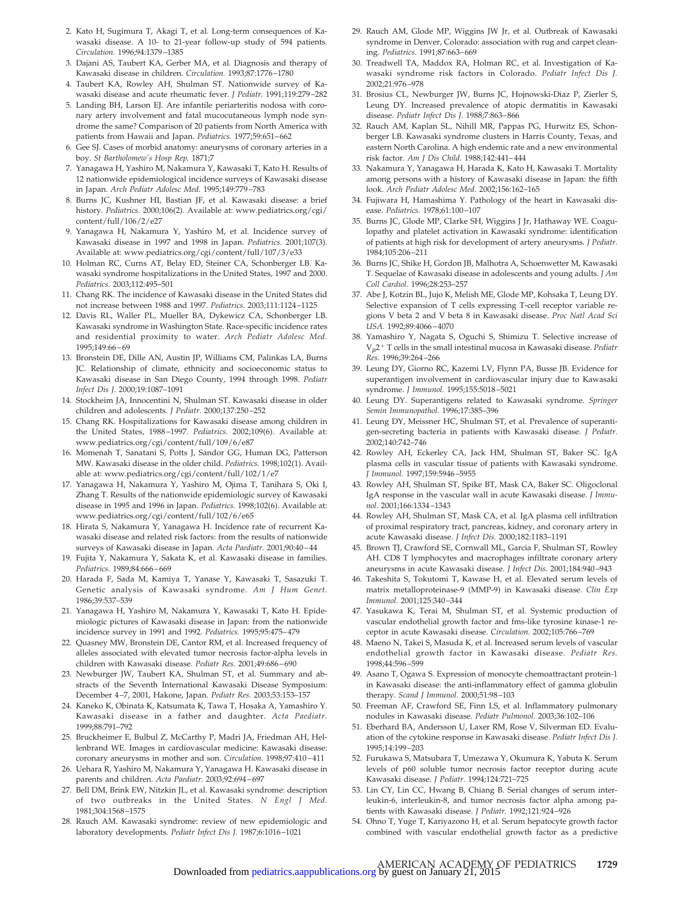2. Kato H, Sugimura T, Akagi T, et al. Long-term consequences of Kawasaki disease. A 10- to 21-year follow-up study of 594 patients. *Circulation.* 1996;94:1379–1385
3. Dajani AS, Taubert KA, Gerber MA, et al. Diagnosis and therapy of Kawasaki disease in children. *Circulation.* 1993;87:1776–1780
4. Taubert KA, Rowley AH, Shulman ST. Nationwide survey of Kawasaki disease and acute rheumatic fever. *J Pediatr.* 1991;119:279–282
5. Landing BH, Larson EJ. Are infantile periarteritis nodosa with coronary artery involvement and fatal mucocutaneous lymph node syndrome the same? Comparison of 20 patients from North America with patients from Hawaii and Japan. *Pediatrics.* 1977;59:651–662
6. Gee SJ. Cases of morbid anatomy: aneurysms of coronary arteries in a boy. *St Bartholomew's Hosp Rep.* 1871;7
7. Yanagawa H, Yashiro M, Nakamura Y, Kawasaki T, Kato H. Results of 12 nationwide epidemiological incidence surveys of Kawasaki disease in Japan. *Arch Pediatr Adolesc Med.* 1995;149:779–783
8. Burns JC, Kushner HI, Bastian JF, et al. Kawasaki disease: a brief history. *Pediatrics.* 2000;106(2). Available at: www.pediatrics.org/cgi/content/full/106/2/e27
9. Yanagawa H, Nakamura Y, Yashiro M, et al. Incidence survey of Kawasaki disease in 1997 and 1998 in Japan. *Pediatrics.* 2001;107(3). Available at: www.pediatrics.org/cgi/content/full/107/3/e33
10. Holman RC, Curns AT, Belay ED, Steiner CA, Schonberger LB. Kawasaki syndrome hospitalizations in the United States, 1997 and 2000. *Pediatrics.* 2003;112:495–501
11. Chang RK. The incidence of Kawasaki disease in the United States did not increase between 1988 and 1997. *Pediatrics.* 2003;111:1124–1125
12. Davis RL, Waller PL, Mueller BA, Dykewicz CA, Schonberger LB. Kawasaki syndrome in Washington State. Race-specific incidence rates and residential proximity to water. *Arch Pediatr Adolesc Med.* 1995;149:66–69
13. Bronstein DE, Dille AN, Austin JP, Williams CM, Palinkas LA, Burns JC. Relationship of climate, ethnicity and socioeconomic status to Kawasaki disease in San Diego County, 1994 through 1998. *Pediatr Infect Dis J.* 2000;19:1087–1091
14. Stockheim JA, Innocentini N, Shulman ST. Kawasaki disease in older children and adolescents. *J Pediatr.* 2000;137:250–252
15. Chang RK. Hospitalizations for Kawasaki disease among children in the United States, 1988–1997. *Pediatrics.* 2002;109(6). Available at: www.pediatrics.org/cgi/content/full/109/6/e87
16. Momenah T, Sanatani S, Potts J, Sandor GG, Human DG, Patterson MW. Kawasaki disease in the older child. *Pediatrics.* 1998;102(1). Available at: www.pediatrics.org/cgi/content/full/102/1/e7
17. Yanagawa H, Nakamura Y, Yashiro M, Ojima T, Tanihara S, Oki I, Zhang T. Results of the nationwide epidemiologic survey of Kawasaki disease in 1995 and 1996 in Japan. *Pediatrics.* 1998;102(6). Available at: www.pediatrics.org/cgi/content/full/102/6/e65
18. Hirata S, Nakamura Y, Yanagawa H. Incidence rate of recurrent Kawasaki disease and related risk factors: from the results of nationwide surveys of Kawasaki disease in Japan. *Acta Paediatr.* 2001;90:40–44
19. Fujita Y, Nakamura Y, Sakata K, et al. Kawasaki disease in families. *Pediatrics.* 1989;84:666–669
20. Harada F, Sada M, Kamiya T, Yanase Y, Kawasaki T, Sasazuki T. Genetic analysis of Kawasaki syndrome. *Am J Hum Genet.* 1986;39:537–539
21. Yanagawa H, Yashiro M, Nakamura Y, Kawasaki T, Kato H. Epidemiologic pictures of Kawasaki disease in Japan: from the nationwide incidence survey in 1991 and 1992. *Pediatrics.* 1995;95:475–479
22. Quasney MW, Bronstein DE, Cantor RM, et al. Increased frequency of alleles associated with elevated tumor necrosis factor-alpha levels in children with Kawasaki disease. *Pediatr Res.* 2001;49:686–690
23. Newburger JW, Taubert KA, Shulman ST, et al. Summary and abstracts of the Seventh International Kawasaki Disease Symposium: December 4–7, 2001, Hakone, Japan. *Pediatr Res.* 2003;53:153–157
24. Kaneko K, Obinata K, Katsumata K, Tawa T, Hosaka A, Yamashiro Y. Kawasaki disease in a father and daughter. *Acta Paediatr.* 1999;88:791–792
25. Bruckheimer E, Bulbul Z, McCarthy P, Madri JA, Friedman AH, Hellenbrand WE. Images in cardiovascular medicine: Kawasaki disease: coronary aneurysms in mother and son. *Circulation.* 1998;97:410–411
26. Uehara R, Yashiro M, Nakamura Y, Yanagawa H. Kawasaki disease in parents and children. *Acta Paediatr.* 2003;92:694–697
27. Bell DM, Brink EW, Nitzkin JL, et al. Kawasaki syndrome: description of two outbreaks in the United States. *N Engl J Med.* 1981;304:1568–1575
28. Rauch AM. Kawasaki syndrome: review of new epidemiologic and laboratory developments. *Pediatr Infect Dis J.* 1987;6:1016–1021
29. Rauch AM, Glode MP, Wiggins JW Jr, et al. Outbreak of Kawasaki syndrome in Denver, Colorado: association with rug and carpet cleaning. *Pediatrics.* 1991;87:663–669
30. Treadwell TA, Maddox RA, Holman RC, et al. Investigation of Kawasaki syndrome risk factors in Colorado. *Pediatr Infect Dis J.* 2002;21:976–978
31. Brosius CL, Newburger JW, Burns JC, Hojnowski-Diaz P, Zierler S, Leung DY. Increased prevalence of atopic dermatitis in Kawasaki disease. *Pediatr Infect Dis J.* 1988;7:863–866
32. Rauch AM, Kaplan SL, Nihill MR, Pappas PG, Hurwitz ES, Schonberger LB. Kawasaki syndrome clusters in Harris County, Texas, and eastern North Carolina. A high endemic rate and a new environmental risk factor. *Am J Dis Child.* 1988;142:441–444
33. Nakamura Y, Yanagawa H, Harada K, Kato H, Kawasaki T. Mortality among persons with a history of Kawasaki disease in Japan: the fifth look. *Arch Pediatr Adolesc Med.* 2002;156:162–165
34. Fujiwara H, Hamashima Y. Pathology of the heart in Kawasaki disease. *Pediatrics.* 1978;61:100–107
35. Burns JC, Glode MP, Clarke SH, Wiggins J Jr, Hathaway WE. Coagulopathy and platelet activation in Kawasaki syndrome: identification of patients at high risk for development of artery aneurysms. *J Pediatr.* 1984;105:206–211
36. Burns JC, Shike H, Gordon JB, Malhotra A, Schoenwetter M, Kawasaki T. Sequelae of Kawasaki disease in adolescents and young adults. *J Am Coll Cardiol.* 1996;28:253–257
37. Abe J, Kotzin BL, Jujo K, Melish ME, Glode MP, Kohsaka T, Leung DY. Selective expansion of T cells expressing T-cell receptor variable regions V beta 2 and V beta 8 in Kawasaki disease. *Proc Natl Acad Sci USA.* 1992;89:4066–4070
38. Yamashiro Y, Nagata S, Oguchi S, Shimizu T. Selective increase of $V_{\beta}2^{+}$ T cells in the small intestinal mucosa in Kawasaki disease. *Pediatr Res.* 1996;39:264–266
39. Leung DY, Giorno RC, Kazemi LV, Flynn PA, Busse JB. Evidence for superantigen involvement in cardiovascular injury due to Kawasaki syndrome. *J Immunol.* 1995;155:5018–5021
40. Leung DY. Superantigens related to Kawasaki syndrome. *Springer Semin Immunopathol.* 1996;17:385–396
41. Leung DY, Meissner HC, Shulman ST, et al. Prevalence of superantigen-secreting bacteria in patients with Kawasaki disease. *J Pediatr.* 2002;140:742–746
42. Rowley AH, Eckerley CA, Jack HM, Shulman ST, Baker SC. IgA plasma cells in vascular tissue of patients with Kawasaki syndrome. *J Immunol.* 1997;159:5946–5955
43. Rowley AH, Shulman ST, Spike BT, Mask CA, Baker SC. Oligoclonal IgA response in the vascular wall in acute Kawasaki disease. *J Immunol.* 2001;166:1334–1343
44. Rowley AH, Shulman ST, Mask CA, et al. IgA plasma cell infiltration of proximal respiratory tract, pancreas, kidney, and coronary artery in acute Kawasaki disease. *J Infect Dis.* 2000;182:1183–1191
45. Brown TJ, Crawford SE, Cornwall ML, Garcia F, Shulman ST, Rowley AH. CD8 T lymphocytes and macrophages infiltrate coronary artery aneurysms in acute Kawasaki disease. *J Infect Dis.* 2001;184:940–943
46. Takeshita S, Tokutomi T, Kawase H, et al. Elevated serum levels of matrix metalloproteinase-9 (MMP-9) in Kawasaki disease. *Clin Exp Immunol.* 2001;125:340–344
47. Yasukawa K, Terai M, Shulman ST, et al. Systemic production of vascular endothelial growth factor and fms-like tyrosine kinase-1 receptor in acute Kawasaki disease. *Circulation.* 2002;105:766–769
48. Maeno N, Takei S, Masuda K, et al. Increased serum levels of vascular endothelial growth factor in Kawasaki disease. *Pediatr Res.* 1998;44:596–599
49. Asano T, Ogawa S. Expression of monocyte chemoattractant protein-1 in Kawasaki disease: the anti-inflammatory effect of gamma globulin therapy. *Scand J Immunol.* 2000;51:98–103
50. Freeman AF, Crawford SE, Finn LS, et al. Inflammatory pulmonary nodules in Kawasaki disease. *Pediatr Pulmonol.* 2003;36:102–106
51. Eberhard BA, Andersson U, Laxer RM, Rose V, Silverman ED. Evaluation of the cytokine response in Kawasaki disease. *Pediatr Infect Dis J.* 1995;14:199–203
52. Furukawa S, Matsubara T, Umezawa Y, Okumura K, Yabuta K. Serum levels of p60 soluble tumor necrosis factor receptor during acute Kawasaki disease. *J Pediatr.* 1994;124:721–725
53. Lin CY, Lin CC, Hwang B, Chiang B. Serial changes of serum interleukin-6, interleukin-8, and tumor necrosis factor alpha among patients with Kawasaki disease. *J Pediatr.* 1992;121:924–926
54. Ohno T, Yuge T, Kariyazono H, et al. Serum hepatocyte growth factor combined with vascular endothelial growth factor as a predictive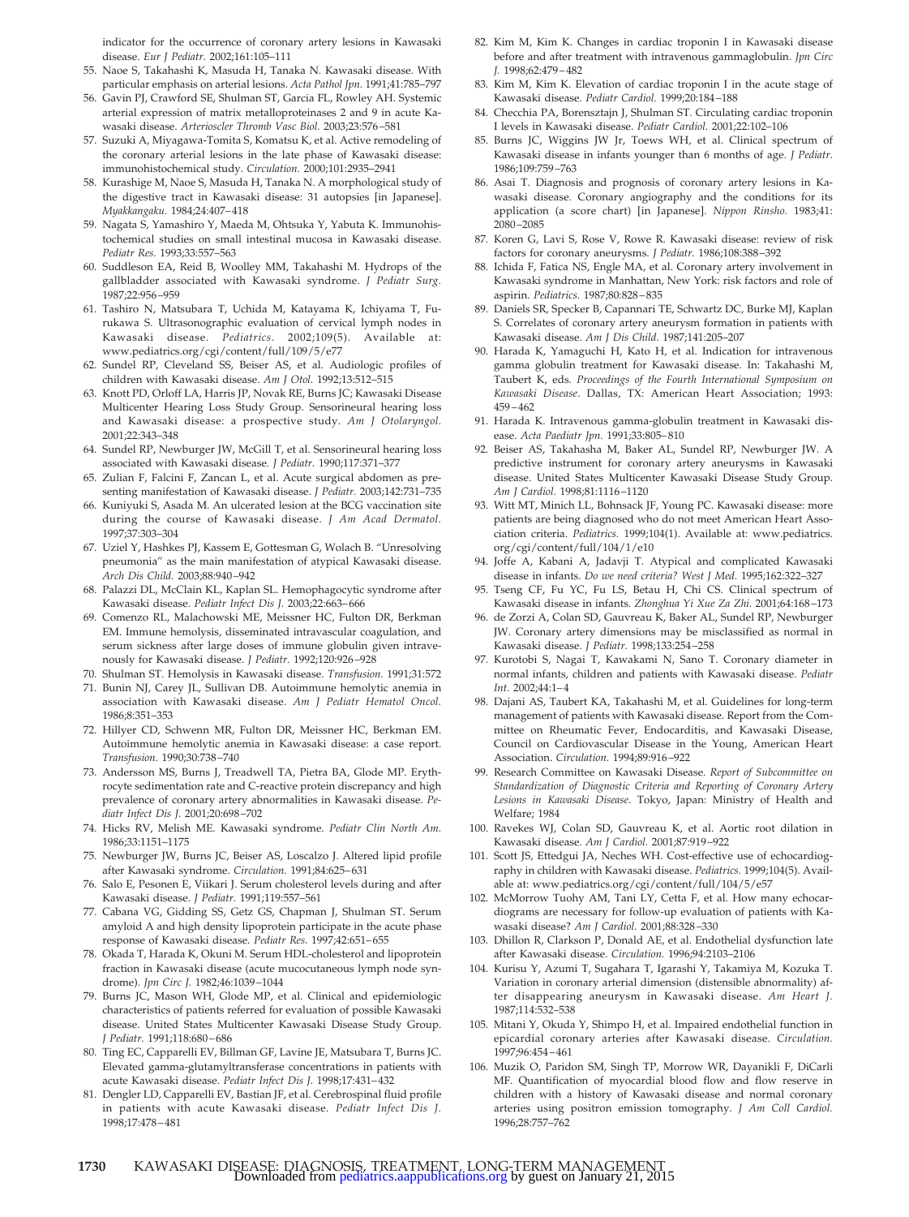indicator for the occurrence of coronary artery lesions in Kawasaki disease. *Eur J Pediatr.* 2002;161:105–111

55. Naoe S, Takahashi K, Masuda H, Tanaka N. Kawasaki disease. With particular emphasis on arterial lesions. *Acta Pathol Jpn.* 1991;41:785–797
56. Gavin PJ, Crawford SE, Shulman ST, Garcia FL, Rowley AH. Systemic arterial expression of matrix metalloproteinases 2 and 9 in acute Kawasaki disease. *Arterioscler Thromb Vasc Biol.* 2003;23:576–581
57. Suzuki A, Miyagawa-Tomita S, Komatsu K, et al. Active remodeling of the coronary arterial lesions in the late phase of Kawasaki disease: immunohistochemical study. *Circulation.* 2000;101:2935–2941
58. Kurashige M, Naoe S, Masuda H, Tanaka N. A morphological study of the digestive tract in Kawasaki disease: 31 autopsies [in Japanese]. *Myakkangaku.* 1984;24:407–418
59. Nagata S, Yamashiro Y, Maeda M, Ohtsuka Y, Yabuta K. Immunohistochemical studies on small intestinal mucosa in Kawasaki disease. *Pediatr Res.* 1993;33:557–563
60. Suddleson EA, Reid B, Woolley MM, Takahashi M. Hydrops of the gallbladder associated with Kawasaki syndrome. *J Pediatr Surg.* 1987;22:956–959
61. Tashiro N, Matsubara T, Uchida M, Katayama K, Ichiyama T, Furukawa S. Ultrasonographic evaluation of cervical lymph nodes in Kawasaki disease. *Pediatrics.* 2002;109(5). Available at: www.pediatrics.org/cgi/content/full/109/5/e77
62. Sundel RP, Cleveland SS, Beiser AS, et al. Audiologic profiles of children with Kawasaki disease. *Am J Otol.* 1992;13:512–515
63. Knott PD, Orloff LA, Harris JP, Novak RE, Burns JC; Kawasaki Disease Multicenter Hearing Loss Study Group. Sensorineural hearing loss and Kawasaki disease: a prospective study. *Am J Otolaryngol.* 2001;22:343–348
64. Sundel RP, Newburger JW, McGill T, et al. Sensorineural hearing loss associated with Kawasaki disease. *J Pediatr.* 1990;117:371–377
65. Zulian F, Falcini F, Zancan L, et al. Acute surgical abdomen as presenting manifestation of Kawasaki disease. *J Pediatr.* 2003;142:731–735
66. Kuniyuki S, Asada M. An ulcerated lesion at the BCG vaccination site during the course of Kawasaki disease. *J Am Acad Dermatol.* 1997;37:303–304
67. Uziel Y, Hashkes PJ, Kassem E, Gottesman G, Wolach B. "Unresolving pneumonia" as the main manifestation of atypical Kawasaki disease. *Arch Dis Child.* 2003;88:940–942
68. Palazzi DL, McClain KL, Kaplan SL. Hemophagocytic syndrome after Kawasaki disease. *Pediatr Infect Dis J.* 2003;22:663–666
69. Comenzo RL, Malachowski ME, Meissner HC, Fulton DR, Berkman EM. Immune hemolysis, disseminated intravascular coagulation, and serum sickness after large doses of immune globulin given intravenously for Kawasaki disease. *J Pediatr.* 1992;120:926–928
70. Shulman ST. Hemolysis in Kawasaki disease. *Transfusion.* 1991;31:572
71. Bunin NJ, Carey JL, Sullivan DB. Autoimmune hemolytic anemia in association with Kawasaki disease. *Am J Pediatr Hematol Oncol.* 1986;8:351–353
72. Hillyer CD, Schwenn MR, Fulton DR, Meissner HC, Berkman EM. Autoimmune hemolytic anemia in Kawasaki disease: a case report. *Transfusion.* 1990;30:738–740
73. Andersson MS, Burns J, Treadwell TA, Pietra BA, Glode MP. Erythrocyte sedimentation rate and C-reactive protein discrepancy and high prevalence of coronary artery abnormalities in Kawasaki disease. *Pediatr Infect Dis J.* 2001;20:698–702
74. Hicks RV, Melish ME. Kawasaki syndrome. *Pediatr Clin North Am.* 1986;33:1151–1175
75. Newburger JW, Burns JC, Beiser AS, Loscalzo J. Altered lipid profile after Kawasaki syndrome. *Circulation.* 1991;84:625–631
76. Salo E, Pesonen E, Viikari J. Serum cholesterol levels during and after Kawasaki disease. *J Pediatr.* 1991;119:557–561
77. Cabana VG, Gidding SS, Getz GS, Chapman J, Shulman ST. Serum amyloid A and high density lipoprotein participate in the acute phase response of Kawasaki disease. *Pediatr Res.* 1997;42:651–655
78. Okada T, Harada K, Okuni M. Serum HDL-cholesterol and lipoprotein fraction in Kawasaki disease (acute mucocutaneous lymph node syndrome). *Jpn Circ J.* 1982;46:1039–1044
79. Burns JC, Mason WH, Glode MP, et al. Clinical and epidemiologic characteristics of patients referred for evaluation of possible Kawasaki disease. United States Multicenter Kawasaki Disease Study Group. *J Pediatr.* 1991;118:680–686
80. Ting EC, Capparelli EV, Billman GF, Lavine JE, Matsubara T, Burns JC. Elevated gamma-glutamyltransferase concentrations in patients with acute Kawasaki disease. *Pediatr Infect Dis J.* 1998;17:431–432
81. Dengler LD, Capparelli EV, Bastian JF, et al. Cerebrospinal fluid profile in patients with acute Kawasaki disease. *Pediatr Infect Dis J.* 1998;17:478–481
82. Kim M, Kim K. Changes in cardiac troponin I in Kawasaki disease before and after treatment with intravenous gammaglobulin. *Jpn Circ J.* 1998;62:479–482
83. Kim M, Kim K. Elevation of cardiac troponin I in the acute stage of Kawasaki disease. *Pediatr Cardiol.* 1999;20:184–188
84. Checchia PA, Borensztajn J, Shulman ST. Circulating cardiac troponin I levels in Kawasaki disease. *Pediatr Cardiol.* 2001;22:102–106
85. Burns JC, Wiggins JW Jr, Toews WH, et al. Clinical spectrum of Kawasaki disease in infants younger than 6 months of age. *J Pediatr.* 1986;109:759–763
86. Asai T. Diagnosis and prognosis of coronary artery lesions in Kawasaki disease. Coronary angiography and the conditions for its application (a score chart) [in Japanese]. *Nippon Rinsho.* 1983;41:2080–2085
87. Koren G, Lavi S, Rose V, Rowe R. Kawasaki disease: review of risk factors for coronary aneurysms. *J Pediatr.* 1986;108:388–392
88. Ichida F, Fatica NS, Engle MA, et al. Coronary artery involvement in Kawasaki syndrome in Manhattan, New York: risk factors and role of aspirin. *Pediatrics.* 1987;80:828–835
89. Daniels SR, Specker B, Capannari TE, Schwartz DC, Burke MJ, Kaplan S. Correlates of coronary artery aneurysm formation in patients with Kawasaki disease. *Am J Dis Child.* 1987;141:205–207
90. Harada K, Yamaguchi H, Kato H, et al. Indication for intravenous gamma globulin treatment for Kawasaki disease. In: Takahashi M, Taubert K, eds. *Proceedings of the Fourth International Symposium on Kawasaki Disease*. Dallas, TX: American Heart Association; 1993: 459–462
91. Harada K. Intravenous gamma-globulin treatment in Kawasaki disease. *Acta Paediatr Jpn.* 1991;33:805–810
92. Beiser AS, Takahasha M, Baker AL, Sundel RP, Newburger JW. A predictive instrument for coronary artery aneurysms in Kawasaki disease. United States Multicenter Kawasaki Disease Study Group. *Am J Cardiol.* 1998;81:1116–1120
93. Witt MT, Minich LL, Bohnsack JF, Young PC. Kawasaki disease: more patients are being diagnosed who do not meet American Heart Association criteria. *Pediatrics.* 1999;104(1). Available at: www.pediatrics.org/cgi/content/full/104/1/e10
94. Joffe A, Kabani A, Jadavji T. Atypical and complicated Kawasaki disease in infants. *Do we need criteria? West J Med.* 1995;162:322–327
95. Tseng CF, Fu YC, Fu LS, Betau H, Chi CS. Clinical spectrum of Kawasaki disease in infants. *Zhonghua Yi Xue Za Zhi.* 2001;64:168–173
96. de Zorzi A, Colan SD, Gauvreau K, Baker AL, Sundel RP, Newburger JW. Coronary artery dimensions may be misclassified as normal in Kawasaki disease. *J Pediatr.* 1998;133:254–258
97. Kurotobi S, Nagai T, Kawakami N, Sano T. Coronary diameter in normal infants, children and patients with Kawasaki disease. *Pediatr Int.* 2002;44:1–4
98. Dajani AS, Taubert KA, Takahashi M, et al. Guidelines for long-term management of patients with Kawasaki disease. Report from the Committee on Rheumatic Fever, Endocarditis, and Kawasaki Disease, Council on Cardiovascular Disease in the Young, American Heart Association. *Circulation.* 1994;89:916–922
99. Research Committee on Kawasaki Disease. *Report of Subcommittee on Standardization of Diagnostic Criteria and Reporting of Coronary Artery Lesions in Kawasaki Disease*. Tokyo, Japan: Ministry of Health and Welfare; 1984
100. Ravekes WJ, Colan SD, Gauvreau K, et al. Aortic root dilation in Kawasaki disease. *Am J Cardiol.* 2001;87:919–922
101. Scott JS, Ettedgui JA, Neches WH. Cost-effective use of echocardiography in children with Kawasaki disease. *Pediatrics.* 1999;104(5). Available at: www.pediatrics.org/cgi/content/full/104/5/e57
102. McMorrow Tuohy AM, Tani LY, Cetta F, et al. How many echocardiograms are necessary for follow-up evaluation of patients with Kawasaki disease? *Am J Cardiol.* 2001;88:328–330
103. Dhillon R, Clarkson P, Donald AE, et al. Endothelial dysfunction late after Kawasaki disease. *Circulation.* 1996;94:2103–2106
104. Kurisu Y, Azumi T, Sugahara T, Igarashi Y, Takamiya M, Kozuka T. Variation in coronary arterial dimension (distensible abnormality) after disappearing aneurysm in Kawasaki disease. *Am Heart J.* 1987;114:532–538
105. Mitani Y, Okuda Y, Shimpo H, et al. Impaired endothelial function in epicardial coronary arteries after Kawasaki disease. *Circulation.* 1997;96:454–461
106. Muzik O, Paridon SM, Singh TP, Morrow WR, Dayanikli F, DiCarli MF. Quantification of myocardial blood flow and flow reserve in children with a history of Kawasaki disease and normal coronary arteries using positron emission tomography. *J Am Coll Cardiol.* 1996;28:757–762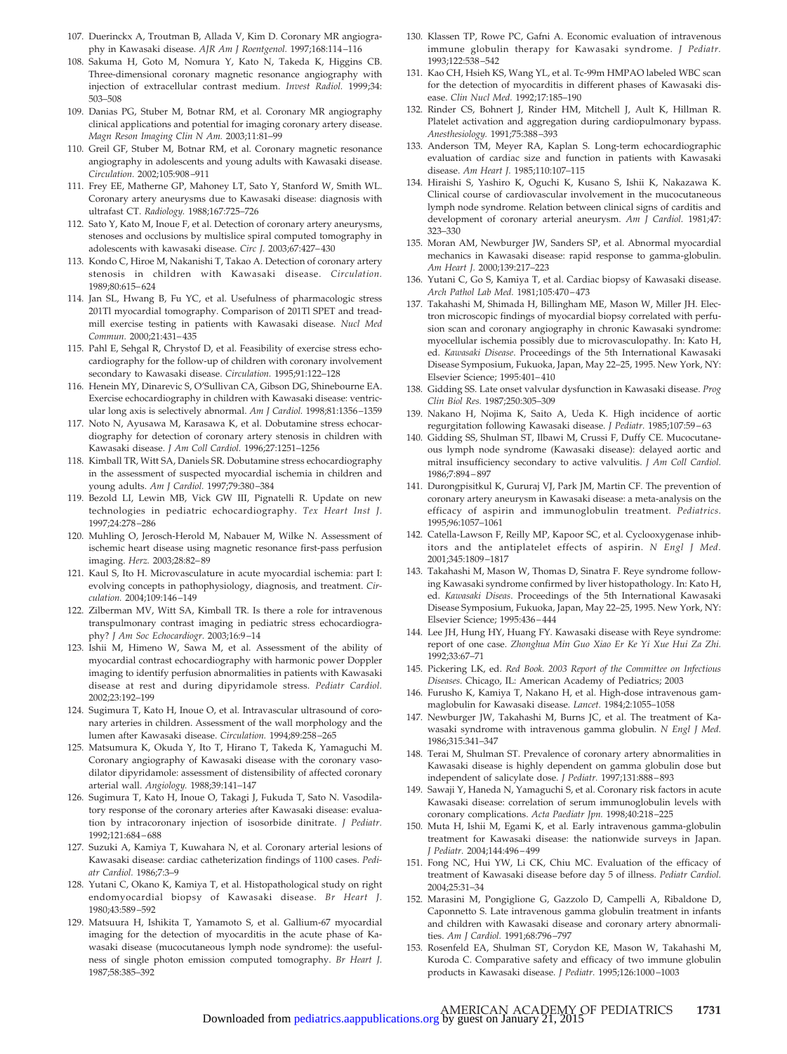107. Duerinckx A, Troutman B, Allada V, Kim D. Coronary MR angiography in Kawasaki disease. *AJR Am J Roentgenol.* 1997;168:114–116
108. Sakuma H, Goto M, Nomura Y, Kato N, Takeda K, Higgins CB. Three-dimensional coronary magnetic resonance angiography with injection of extracellular contrast medium. *Invest Radiol.* 1999;34: 503–508
109. Danias PG, Stuber M, Botnar RM, et al. Coronary MR angiography clinical applications and potential for imaging coronary artery disease. *Magn Reson Imaging Clin N Am.* 2003;11:81–99
110. Greil GF, Stuber M, Botnar RM, et al. Coronary magnetic resonance angiography in adolescents and young adults with Kawasaki disease. *Circulation.* 2002;105:908–911
111. Frey EE, Matherne GP, Mahoney LT, Sato Y, Stanford W, Smith WL. Coronary artery aneurysms due to Kawasaki disease: diagnosis with ultrafast CT. *Radiology.* 1988;167:725–726
112. Sato Y, Kato M, Inoue F, et al. Detection of coronary artery aneurysms, stenoses and occlusions by multislice spiral computed tomography in adolescents with kawasaki disease. *Circ J.* 2003;67:427–430
113. Kondo C, Hiroe M, Nakanishi T, Takao A. Detection of coronary artery stenosis in children with Kawasaki disease. *Circulation.* 1989;80:615–624
114. Jan SL, Hwang B, Fu YC, et al. Usefulness of pharmacologic stress 201Tl myocardial tomography. Comparison of 201Tl SPET and treadmill exercise testing in patients with Kawasaki disease. *Nucl Med Commun.* 2000;21:431–435
115. Pahl E, Sehgal R, Chrystof D, et al. Feasibility of exercise stress echocardiography for the follow-up of children with coronary involvement secondary to Kawasaki disease. *Circulation.* 1995;91:122–128
116. Henein MY, Dinarevic S, O'Sullivan CA, Gibson DG, Shinebourne EA. Exercise echocardiography in children with Kawasaki disease: ventricular long axis is selectively abnormal. *Am J Cardiol.* 1998;81:1356–1359
117. Noto N, Ayusawa M, Karasawa K, et al. Dobutamine stress echocardiography for detection of coronary artery stenosis in children with Kawasaki disease. *J Am Coll Cardiol.* 1996;27:1251–1256
118. Kimball TR, Witt SA, Daniels SR. Dobutamine stress echocardiography in the assessment of suspected myocardial ischemia in children and young adults. *Am J Cardiol.* 1997;79:380–384
119. Bezold LI, Lewin MB, Vick GW III, Pignatelli R. Update on new technologies in pediatric echocardiography. *Tex Heart Inst J.* 1997;24:278–286
120. Muhling O, Jerosch-Herold M, Nabauer M, Wilke N. Assessment of ischemic heart disease using magnetic resonance first-pass perfusion imaging. *Herz.* 2003;28:82–89
121. Kaul S, Ito H. Microvasculature in acute myocardial ischemia: part I: evolving concepts in pathophysiology, diagnosis, and treatment. *Circulation.* 2004;109:146–149
122. Zilberman MV, Witt SA, Kimball TR. Is there a role for intravenous transpulmonary contrast imaging in pediatric stress echocardiography? *J Am Soc Echocardiogr.* 2003;16:9–14
123. Ishii M, Himeno W, Sawa M, et al. Assessment of the ability of myocardial contrast echocardiography with harmonic power Doppler imaging to identify perfusion abnormalities in patients with Kawasaki disease at rest and during dipyridamole stress. *Pediatr Cardiol.* 2002;23:192–199
124. Sugimura T, Kato H, Inoue O, et al. Intravascular ultrasound of coronary arteries in children. Assessment of the wall morphology and the lumen after Kawasaki disease. *Circulation.* 1994;89:258–265
125. Matsumura K, Okuda Y, Ito T, Hirano T, Takeda K, Yamaguchi M. Coronary angiography of Kawasaki disease with the coronary vasodilator dipyridamole: assessment of distensibility of affected coronary arterial wall. *Angiology.* 1988;39:141–147
126. Sugimura T, Kato H, Inoue O, Takagi J, Fukuda T, Sato N. Vasodilatory response of the coronary arteries after Kawasaki disease: evaluation by intracoronary injection of isosorbide dinitrate. *J Pediatr.* 1992;121:684–688
127. Suzuki A, Kamiya T, Kuwahara N, et al. Coronary arterial lesions of Kawasaki disease: cardiac catheterization findings of 1100 cases. *Pediatr Cardiol.* 1986;7:3–9
128. Yutani C, Okano K, Kamiya T, et al. Histopathological study on right endomyocardial biopsy of Kawasaki disease. *Br Heart J.* 1980;43:589–592
129. Matsuura H, Ishikita T, Yamamoto S, et al. Gallium-67 myocardial imaging for the detection of myocarditis in the acute phase of Kawasaki disease (mucocutaneous lymph node syndrome): the usefulness of single photon emission computed tomography. *Br Heart J.* 1987;58:385–392
130. Klassen TP, Rowe PC, Gafni A. Economic evaluation of intravenous immune globulin therapy for Kawasaki syndrome. *J Pediatr.* 1993;122:538–542
131. Kao CH, Hsieh KS, Wang YL, et al. Tc-99m HMPAO labeled WBC scan for the detection of myocarditis in different phases of Kawasaki disease. *Clin Nucl Med.* 1992;17:185–190
132. Rinder CS, Bohnert J, Rinder HM, Mitchell J, Ault K, Hillman R. Platelet activation and aggregation during cardiopulmonary bypass. *Anesthesiology.* 1991;75:388–393
133. Anderson TM, Meyer RA, Kaplan S. Long-term echocardiographic evaluation of cardiac size and function in patients with Kawasaki disease. *Am Heart J.* 1985;110:107–115
134. Hiraishi S, Yashiro K, Oguchi K, Kusano S, Ishii K, Nakazawa K. Clinical course of cardiovascular involvement in the mucocutaneous lymph node syndrome. Relation between clinical signs of carditis and development of coronary arterial aneurysm. *Am J Cardiol.* 1981;47: 323–330
135. Moran AM, Newburger JW, Sanders SP, et al. Abnormal myocardial mechanics in Kawasaki disease: rapid response to gamma-globulin. *Am Heart J.* 2000;139:217–223
136. Yutani C, Go S, Kamiya T, et al. Cardiac biopsy of Kawasaki disease. *Arch Pathol Lab Med.* 1981;105:470–473
137. Takahashi M, Shimada H, Billingham ME, Mason W, Miller JH. Electron microscopic findings of myocardial biopsy correlated with perfusion scan and coronary angiography in chronic Kawasaki syndrome: myocellular ischemia possibly due to microvasculopathy. In: Kato H, ed. *Kawasaki Disease*. Proceedings of the 5th International Kawasaki Disease Symposium, Fukuoka, Japan, May 22–25, 1995. New York, NY: Elsevier Science; 1995:401–410
138. Gidding SS. Late onset valvular dysfunction in Kawasaki disease. *Prog Clin Biol Res.* 1987;250:305–309
139. Nakano H, Nojima K, Saito A, Ueda K. High incidence of aortic regurgitation following Kawasaki disease. *J Pediatr.* 1985;107:59–63
140. Gidding SS, Shulman ST, Ilbawi M, Crussi F, Duffy CE. Mucocutaneous lymph node syndrome (Kawasaki disease): delayed aortic and mitral insufficiency secondary to active valvulitis. *J Am Coll Cardiol.* 1986;7:894–897
141. Durongpisitkul K, Gururaj VJ, Park JM, Martin CF. The prevention of coronary artery aneurysm in Kawasaki disease: a meta-analysis on the efficacy of aspirin and immunoglobulin treatment. *Pediatrics.* 1995;96:1057–1061
142. Catella-Lawson F, Reilly MP, Kapoor SC, et al. Cyclooxygenase inhibitors and the antiplatelet effects of aspirin. *N Engl J Med.* 2001;345:1809–1817
143. Takahashi M, Mason W, Thomas D, Sinatra F. Reye syndrome following Kawasaki syndrome confirmed by liver histopathology. In: Kato H, ed. *Kawasaki Diseas*. Proceedings of the 5th International Kawasaki Disease Symposium, Fukuoka, Japan, May 22–25, 1995. New York, NY: Elsevier Science; 1995:436–444
144. Lee JH, Hung HY, Huang FY. Kawasaki disease with Reye syndrome: report of one case. *Zhonghua Min Guo Xiao Er Ke Yi Xue Hui Za Zhi.* 1992;33:67–71
145. Pickering LK, ed. *Red Book. 2003 Report of the Committee on Infectious Diseases*. Chicago, IL: American Academy of Pediatrics; 2003
146. Furusho K, Kamiya T, Nakano H, et al. High-dose intravenous gammaglobulin for Kawasaki disease. *Lancet.* 1984;2:1055–1058
147. Newburger JW, Takahashi M, Burns JC, et al. The treatment of Kawasaki syndrome with intravenous gamma globulin. *N Engl J Med.* 1986;315:341–347
148. Terai M, Shulman ST. Prevalence of coronary artery abnormalities in Kawasaki disease is highly dependent on gamma globulin dose but independent of salicylate dose. *J Pediatr.* 1997;131:888–893
149. Sawaji Y, Haneda N, Yamaguchi S, et al. Coronary risk factors in acute Kawasaki disease: correlation of serum immunoglobulin levels with coronary complications. *Acta Paediatr Jpn.* 1998;40:218–225
150. Muta H, Ishii M, Egami K, et al. Early intravenous gamma-globulin treatment for Kawasaki disease: the nationwide surveys in Japan. *J Pediatr.* 2004;144:496–499
151. Fong NC, Hui YW, Li CK, Chiu MC. Evaluation of the efficacy of treatment of Kawasaki disease before day 5 of illness. *Pediatr Cardiol.* 2004;25:31–34
152. Marasini M, Pongiglione G, Gazzolo D, Campelli A, Ribaldone D, Caponnetto S. Late intravenous gamma globulin treatment in infants and children with Kawasaki disease and coronary artery abnormalities. *Am J Cardiol.* 1991;68:796–797
153. Rosenfeld EA, Shulman ST, Corydon KE, Mason W, Takahashi M, Kuroda C. Comparative safety and efficacy of two immune globulin products in Kawasaki disease. *J Pediatr.* 1995;126:1000–1003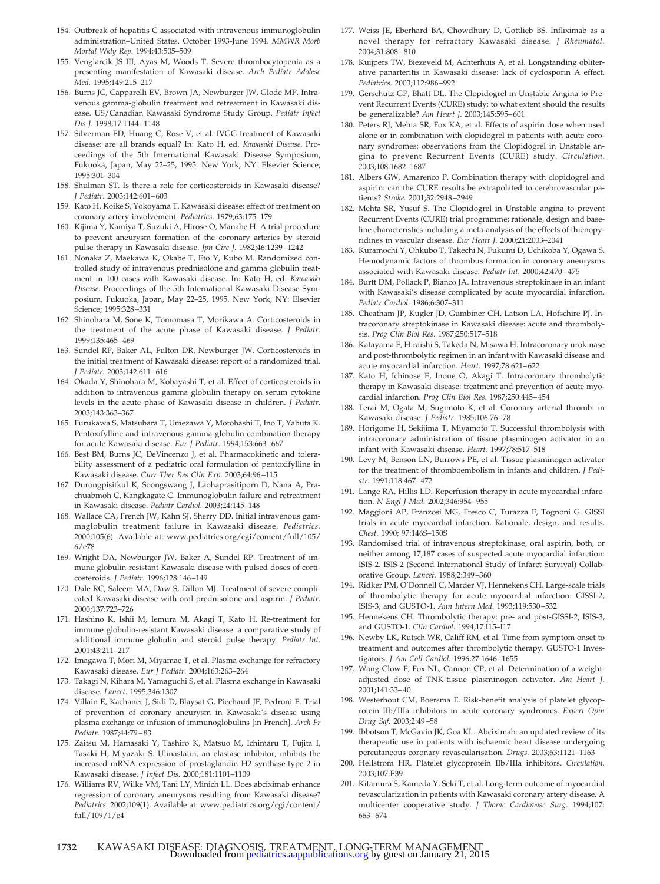154. Outbreak of hepatitis C associated with intravenous immunoglobulin administration–United States. October 1993-June 1994. *MMWR Morb Mortal Wkly Rep.* 1994;43:505–509
155. Venglarcik JS III, Ayas M, Woods T. Severe thrombocytopenia as a presenting manifestation of Kawasaki disease. *Arch Pediatr Adolesc Med.* 1995;149:215–217
156. Burns JC, Capparelli EV, Brown JA, Newburger JW, Glode MP. Intravenous gamma-globulin treatment and retreatment in Kawasaki disease. US/Canadian Kawasaki Syndrome Study Group. *Pediatr Infect Dis J.* 1998;17:1144–1148
157. Silverman ED, Huang C, Rose V, et al. IVGG treatment of Kawasaki disease: are all brands equal? In: Kato H, ed. *Kawasaki Disease*. Proceedings of the 5th International Kawasaki Disease Symposium, Fukuoka, Japan, May 22–25, 1995. New York, NY: Elsevier Science; 1995:301–304
158. Shulman ST. Is there a role for corticosteroids in Kawasaki disease? *J Pediatr.* 2003;142:601–603
159. Kato H, Koike S, Yokoyama T. Kawasaki disease: effect of treatment on coronary artery involvement. *Pediatrics.* 1979;63:175–179
160. Kijima Y, Kamiya T, Suzuki A, Hirose O, Manabe H. A trial procedure to prevent aneurysm formation of the coronary arteries by steroid pulse therapy in Kawasaki disease. *Jpn Circ J.* 1982;46:1239–1242
161. Nonaka Z, Maekawa K, Okabe T, Eto Y, Kubo M. Randomized controlled study of intravenous prednisolone and gamma globulin treatment in 100 cases with Kawasaki disease. In: Kato H, ed. *Kawasaki Disease*. Proceedings of the 5th International Kawasaki Disease Symposium, Fukuoka, Japan, May 22–25, 1995. New York, NY: Elsevier Science; 1995:328–331
162. Shinohara M, Sone K, Tomomasa T, Morikawa A. Corticosteroids in the treatment of the acute phase of Kawasaki disease. *J Pediatr.* 1999;135:465–469
163. Sundel RP, Baker AL, Fulton DR, Newburger JW. Corticosteroids in the initial treatment of Kawasaki disease: report of a randomized trial. *J Pediatr.* 2003;142:611–616
164. Okada Y, Shinohara M, Kobayashi T, et al. Effect of corticosteroids in addition to intravenous gamma globulin therapy on serum cytokine levels in the acute phase of Kawasaki disease in children. *J Pediatr.* 2003;143:363–367
165. Furukawa S, Matsubara T, Umezawa Y, Motohashi T, Ino T, Yabuta K. Pentoxifylline and intravenous gamma globulin combination therapy for acute Kawasaki disease. *Eur J Pediatr.* 1994;153:663–667
166. Best BM, Burns JC, DeVincenzo J, et al. Pharmacokinetic and tolerability assessment of a pediatric oral formulation of pentoxifylline in Kawasaki disease. *Curr Ther Res Clin Exp.* 2003;64:96–115
167. Durongpisitkul K, Soongswang J, Laohaprasitiporn D, Nana A, Prachuabmoh C, Kangkagate C. Immunoglobulin failure and retreatment in Kawasaki disease. *Pediatr Cardiol.* 2003;24:145–148
168. Wallace CA, French JW, Kahn SJ, Sherry DD. Initial intravenous gammaglobulin treatment failure in Kawasaki disease. *Pediatrics.* 2000;105(6). Available at: www.pediatrics.org/cgi/content/full/105/6/e78
169. Wright DA, Newburger JW, Baker A, Sundel RP. Treatment of immune globulin-resistant Kawasaki disease with pulsed doses of corticosteroids. *J Pediatr.* 1996;128:146–149
170. Dale RC, Saleem MA, Daw S, Dillon MJ. Treatment of severe complicated Kawasaki disease with oral prednisolone and aspirin. *J Pediatr.* 2000;137:723–726
171. Hashino K, Ishii M, Iemura M, Akagi T, Kato H. Re-treatment for immune globulin-resistant Kawasaki disease: a comparative study of additional immune globulin and steroid pulse therapy. *Pediatr Int.* 2001;43:211–217
172. Imagawa T, Mori M, Miyamae T, et al. Plasma exchange for refractory Kawasaki disease. *Eur J Pediatr.* 2004;163:263–264
173. Takagi N, Kihara M, Yamaguchi S, et al. Plasma exchange in Kawasaki disease. *Lancet.* 1995;346:1307
174. Villain E, Kachaner J, Sidi D, Blaysat G, Piechaud JF, Pedroni E. Trial of prevention of coronary aneurysm in Kawasaki's disease using plasma exchange or infusion of immunoglobulins [in French]. *Arch Fr Pediatr.* 1987;44:79–83
175. Zaitsu M, Hamasaki Y, Tashiro K, Matsuo M, Ichimaru T, Fujita I, Tasaki H, Miyazaki S. Ulinastatin, an elastase inhibitor, inhibits the increased mRNA expression of prostaglandin H2 synthase-type 2 in Kawasaki disease. *J Infect Dis.* 2000;181:1101–1109
176. Williams RV, Wilke VM, Tani LY, Minich LL. Does abciximab enhance regression of coronary aneurysms resulting from Kawasaki disease? *Pediatrics.* 2002;109(1). Available at: www.pediatrics.org/cgi/content/full/109/1/e4
177. Weiss JE, Eberhard BA, Chowdhury D, Gottlieb BS. Infliximab as a novel therapy for refractory Kawasaki disease. *J Rheumatol.* 2004;31:808–810
178. Kuijpers TW, Biezeveld M, Achterhuis A, et al. Longstanding obliterative panarteritis in Kawasaki disease: lack of cyclosporin A effect. *Pediatrics.* 2003;112:986–992
179. Gerschutz GP, Bhatt DL. The Clopidogrel in Unstable Angina to Prevent Recurrent Events (CURE) study: to what extent should the results be generalizable? *Am Heart J.* 2003;145:595–601
180. Peters RJ, Mehta SR, Fox KA, et al. Effects of aspirin dose when used alone or in combination with clopidogrel in patients with acute coronary syndromes: observations from the Clopidogrel in Unstable angina to prevent Recurrent Events (CURE) study. *Circulation.* 2003;108:1682–1687
181. Albers GW, Amarenco P. Combination therapy with clopidogrel and aspirin: can the CURE results be extrapolated to cerebrovascular patients? *Stroke.* 2001;32:2948–2949
182. Mehta SR, Yusuf S. The Clopidogrel in Unstable angina to prevent Recurrent Events (CURE) trial programme; rationale, design and baseline characteristics including a meta-analysis of the effects of thienopyridines in vascular disease. *Eur Heart J.* 2000;21:2033–2041
183. Kuramochi Y, Ohkubo T, Takechi N, Fukumi D, Uchikoba Y, Ogawa S. Hemodynamic factors of thrombus formation in coronary aneurysms associated with Kawasaki disease. *Pediatr Int.* 2000;42:470–475
184. Burtt DM, Pollack P, Bianco JA. Intravenous streptokinase in an infant with Kawasaki's disease complicated by acute myocardial infarction. *Pediatr Cardiol.* 1986;6:307–311
185. Cheatham JP, Kugler JD, Gumbiner CH, Latson LA, Hofschire PJ. Intracoronary streptokinase in Kawasaki disease: acute and thrombolysis. *Prog Clin Biol Res.* 1987;250:517–518
186. Katayama F, Hiraishi S, Takeda N, Misawa H. Intracoronary urokinase and post-thrombolytic regimen in an infant with Kawasaki disease and acute myocardial infarction. *Heart.* 1997;78:621–622
187. Kato H, Ichinose E, Inoue O, Akagi T. Intracoronary thrombolytic therapy in Kawasaki disease: treatment and prevention of acute myocardial infarction. *Prog Clin Biol Res.* 1987;250:445–454
188. Terai M, Ogata M, Sugimoto K, et al. Coronary arterial thrombi in Kawasaki disease. *J Pediatr.* 1985;106:76–78
189. Horigome H, Sekijima T, Miyamoto T. Successful thrombolysis with intracoronary administration of tissue plasminogen activator in an infant with Kawasaki disease. *Heart.* 1997;78:517–518
190. Levy M, Benson LN, Burrows PE, et al. Tissue plasminogen activator for the treatment of thromboembolism in infants and children. *J Pediatr.* 1991;118:467–472
191. Lange RA, Hillis LD. Reperfusion therapy in acute myocardial infarction. *N Engl J Med.* 2002;346:954–955
192. Maggioni AP, Franzosi MG, Fresco C, Turazza F, Tognoni G. GISSI trials in acute myocardial infarction. Rationale, design, and results. *Chest.* 1990; 97:146S–150S
193. Randomised trial of intravenous streptokinase, oral aspirin, both, or neither among 17,187 cases of suspected acute myocardial infarction: ISIS-2. ISIS-2 (Second International Study of Infarct Survival) Collaborative Group. *Lancet.* 1988;2:349–360
194. Ridker PM, O'Donnell C, Marder VJ, Hennekens CH. Large-scale trials of thrombolytic therapy for acute myocardial infarction: GISSI-2, ISIS-3, and GUSTO-1. *Ann Intern Med.* 1993;119:530–532
195. Hennekens CH. Thrombolytic therapy: pre- and post-GISSI-2, ISIS-3, and GUSTO-1. *Clin Cardiol.* 1994;17:I15–I17
196. Newby LK, Rutsch WR, Califf RM, et al. Time from symptom onset to treatment and outcomes after thrombolytic therapy. GUSTO-1 Investigators. *J Am Coll Cardiol.* 1996;27:1646–1655
197. Wang-Clow F, Fox NL, Cannon CP, et al. Determination of a weight-adjusted dose of TNK-tissue plasminogen activator. *Am Heart J.* 2001;141:33–40
198. Westerhout CM, Boersma E. Risk-benefit analysis of platelet glycoprotein IIb/IIIa inhibitors in acute coronary syndromes. *Expert Opin Drug Saf.* 2003;2:49–58
199. Ibbotson T, McGavin JK, Goa KL. Abciximab: an updated review of its therapeutic use in patients with ischaemic heart disease undergoing percutaneous coronary revascularisation. *Drugs.* 2003;63:1121–1163
200. Hellstrom HR. Platelet glycoprotein IIb/IIIa inhibitors. *Circulation.* 2003;107:E39
201. Kitamura S, Kameda Y, Seki T, et al. Long-term outcome of myocardial revascularization in patients with Kawasaki coronary artery disease. A multicenter cooperative study. *J Thorac Cardiovasc Surg.* 1994;107: 663–674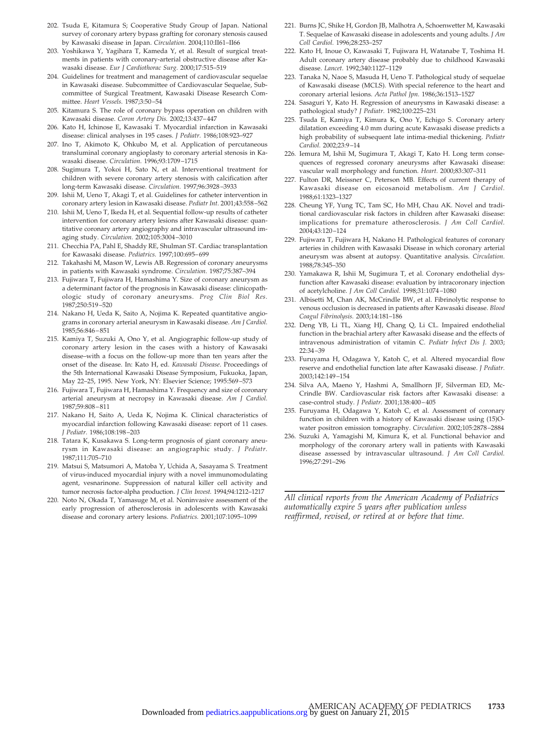202. Tsuda E, Kitamura S; Cooperative Study Group of Japan. National survey of coronary artery bypass grafting for coronary stenosis caused by Kawasaki disease in Japan. *Circulation.* 2004;110:II61–II66
203. Yoshikawa Y, Yagihara T, Kameda Y, et al. Result of surgical treatments in patients with coronary-arterial obstructive disease after Kawasaki disease. *Eur J Cardiothorac Surg.* 2000;17:515–519
204. Guidelines for treatment and management of cardiovascular sequelae in Kawasaki disease. Subcommittee of Cardiovascular Sequelae, Subcommittee of Surgical Treatment, Kawasaki Disease Research Committee. *Heart Vessels.* 1987;3:50–54
205. Kitamura S. The role of coronary bypass operation on children with Kawasaki disease. *Coron Artery Dis.* 2002;13:437–447
206. Kato H, Ichinose E, Kawasaki T. Myocardial infarction in Kawasaki disease: clinical analyses in 195 cases. *J Pediatr.* 1986;108:923–927
207. Ino T, Akimoto K, Ohkubo M, et al. Application of percutaneous transluminal coronary angioplasty to coronary arterial stenosis in Kawasaki disease. *Circulation.* 1996;93:1709–1715
208. Sugimura T, Yokoi H, Sato N, et al. Interventional treatment for children with severe coronary artery stenosis with calcification after long-term Kawasaki disease. *Circulation.* 1997;96:3928–3933
209. Ishii M, Ueno T, Akagi T, et al. Guidelines for catheter intervention in coronary artery lesion in Kawasaki disease. *Pediatr Int.* 2001;43:558–562
210. Ishii M, Ueno T, Ikeda H, et al. Sequential follow-up results of catheter intervention for coronary artery lesions after Kawasaki disease: quantitative coronary artery angiography and intravascular ultrasound imaging study. *Circulation.* 2002;105:3004–3010
211. Checchia PA, Pahl E, Shaddy RE, Shulman ST. Cardiac transplantation for Kawasaki disease. *Pediatrics.* 1997;100:695–699
212. Takahashi M, Mason W, Lewis AB. Regression of coronary aneurysms in patients with Kawasaki syndrome. *Circulation.* 1987;75:387–394
213. Fujiwara T, Fujiwara H, Hamashima Y. Size of coronary aneurysm as a determinant factor of the prognosis in Kawasaki disease: clinicopathologic study of coronary aneurysms. *Prog Clin Biol Res.* 1987;250:519–520
214. Nakano H, Ueda K, Saito A, Nojima K. Repeated quantitative angiograms in coronary arterial aneurysm in Kawasaki disease. *Am J Cardiol.* 1985;56:846–851
215. Kamiya T, Suzuki A, Ono Y, et al. Angiographic follow-up study of coronary artery lesion in the cases with a history of Kawasaki disease–with a focus on the follow-up more than ten years after the onset of the disease. In: Kato H, ed. *Kawasaki Disease*. Proceedings of the 5th International Kawasaki Disease Symposium, Fukuoka, Japan, May 22–25, 1995. New York, NY: Elsevier Science; 1995:569–573
216. Fujiwara T, Fujiwara H, Hamashima Y. Frequency and size of coronary arterial aneurysm at necropsy in Kawasaki disease. *Am J Cardiol.* 1987;59:808–811
217. Nakano H, Saito A, Ueda K, Nojima K. Clinical characteristics of myocardial infarction following Kawasaki disease: report of 11 cases. *J Pediatr.* 1986;108:198–203
218. Tatara K, Kusakawa S. Long-term prognosis of giant coronary aneurysm in Kawasaki disease: an angiographic study. *J Pediatr.* 1987;111:705–710
219. Matsui S, Matsumori A, Matoba Y, Uchida A, Sasayama S. Treatment of virus-induced myocardial injury with a novel immunomodulating agent, vesnarinone. Suppression of natural killer cell activity and tumor necrosis factor-alpha production. *J Clin Invest.* 1994;94:1212–1217
220. Noto N, Okada T, Yamasuge M, et al. Noninvasive assessment of the early progression of atherosclerosis in adolescents with Kawasaki disease and coronary artery lesions. *Pediatrics.* 2001;107:1095–1099
221. Burns JC, Shike H, Gordon JB, Malhotra A, Schoenwetter M, Kawasaki T. Sequelae of Kawasaki disease in adolescents and young adults. *J Am Coll Cardiol.* 1996;28:253–257
222. Kato H, Inoue O, Kawasaki T, Fujiwara H, Watanabe T, Toshima H. Adult coronary artery disease probably due to childhood Kawasaki disease. *Lancet.* 1992;340:1127–1129
223. Tanaka N, Naoe S, Masuda H, Ueno T. Pathological study of sequelae of Kawasaki disease (MCLS). With special reference to the heart and coronary arterial lesions. *Acta Pathol Jpn.* 1986;36:1513–1527
224. Sasaguri Y, Kato H. Regression of aneurysms in Kawasaki disease: a pathological study? *J Pediatr.* 1982;100:225–231
225. Tsuda E, Kamiya T, Kimura K, Ono Y, Echigo S. Coronary artery dilatation exceeding 4.0 mm during acute Kawasaki disease predicts a high probability of subsequent late intima-medial thickening. *Pediatr Cardiol.* 2002;23:9–14
226. Iemura M, Ishii M, Sugimura T, Akagi T, Kato H. Long term consequences of regressed coronary aneurysms after Kawasaki disease: vascular wall morphology and function. *Heart.* 2000;83:307–311
227. Fulton DR, Meissner C, Peterson MB. Effects of current therapy of Kawasaki disease on eicosanoid metabolism. *Am J Cardiol.* 1988;61:1323–1327
228. Cheung YF, Yung TC, Tam SC, Ho MH, Chau AK. Novel and traditional cardiovascular risk factors in children after Kawasaki disease: implications for premature atherosclerosis. *J Am Coll Cardiol.* 2004;43:120–124
229. Fujiwara T, Fujiwara H, Nakano H. Pathological features of coronary arteries in children with Kawasaki Disease in which coronary arterial aneurysm was absent at autopsy. Quantitative analysis. *Circulation.* 1988;78:345–350
230. Yamakawa R, Ishii M, Sugimura T, et al. Coronary endothelial dysfunction after Kawasaki disease: evaluation by intracoronary injection of acetylcholine. *J Am Coll Cardiol.* 1998;31:1074–1080
231. Albisetti M, Chan AK, McCrindle BW, et al. Fibrinolytic response to venous occlusion is decreased in patients after Kawasaki disease. *Blood Coagul Fibrinolysis.* 2003;14:181–186
232. Deng YB, Li TL, Xiang HJ, Chang Q, Li CL. Impaired endothelial function in the brachial artery after Kawasaki disease and the effects of intravenous administration of vitamin C. *Pediatr Infect Dis J.* 2003;22:34–39
233. Furuyama H, Odagawa Y, Katoh C, et al. Altered myocardial flow reserve and endothelial function late after Kawasaki disease. *J Pediatr.* 2003;142:149–154
234. Silva AA, Maeno Y, Hashmi A, Smallhorn JF, Silverman ED, McCrindle BW. Cardiovascular risk factors after Kawasaki disease: a case-control study. *J Pediatr.* 2001;138:400–405
235. Furuyama H, Odagawa Y, Katoh C, et al. Assessment of coronary function in children with a history of Kawasaki disease using (15)O-water positron emission tomography. *Circulation.* 2002;105:2878–2884
236. Suzuki A, Yamagishi M, Kimura K, et al. Functional behavior and morphology of the coronary artery wall in patients with Kawasaki disease assessed by intravascular ultrasound. *J Am Coll Cardiol.* 1996;27:291–296

*All clinical reports from the American Academy of Pediatrics automatically expire 5 years after publication unless reaffirmed, revised, or retired at or before that time.*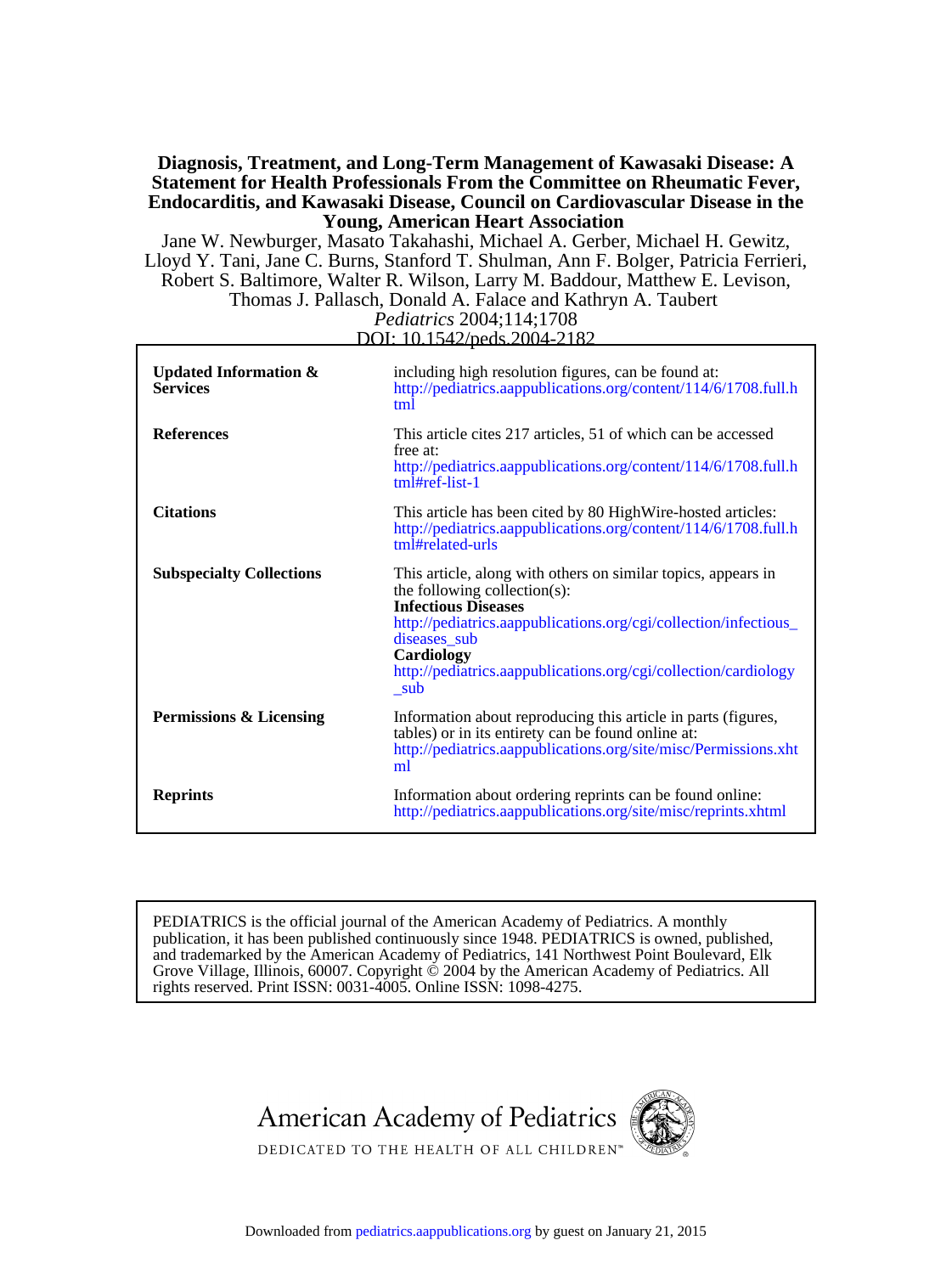**Diagnosis, Treatment, and Long-Term Management of Kawasaki Disease: A Statement for Health Professionals From the Committee on Rheumatic Fever, Endocarditis, and Kawasaki Disease, Council on Cardiovascular Disease in the Young, American Heart Association**

Jane W. Newburger, Masato Takahashi, Michael A. Gerber, Michael H. Gewitz, Lloyd Y. Tani, Jane C. Burns, Stanford T. Shulman, Ann F. Bolger, Patricia Ferrieri, Robert S. Baltimore, Walter R. Wilson, Larry M. Baddour, Matthew E. Levison, Thomas J. Pallasch, Donald A. Falace and Kathryn A. Taubert

*Pediatrics* 2004;114;1708

DOI: 10.1542/peds.2004-2182

| | |
|---|---|
| **Updated Information & Services** | including high resolution figures, can be found at: http://pediatrics.aappublications.org/content/114/6/1708.full.html |
| **References** | This article cites 217 articles, 51 of which can be accessed free at: http://pediatrics.aappublications.org/content/114/6/1708.full.html#ref-list-1 |
| **Citations** | This article has been cited by 80 HighWire-hosted articles: http://pediatrics.aappublications.org/content/114/6/1708.full.html#related-urls |
| **Subspecialty Collections** | This article, along with others on similar topics, appears in the following collection(s): **Infectious Diseases** http://pediatrics.aappublications.org/cgi/collection/infectious_diseases_sub **Cardiology** http://pediatrics.aappublications.org/cgi/collection/cardiology_sub |
| **Permissions & Licensing** | Information about reproducing this article in parts (figures, tables) or in its entirety can be found online at: http://pediatrics.aappublications.org/site/misc/Permissions.xhtml |
| **Reprints** | Information about ordering reprints can be found online: http://pediatrics.aappublications.org/site/misc/reprints.xhtml |

PEDIATRICS is the official journal of the American Academy of Pediatrics. A monthly publication, it has been published continuously since 1948. PEDIATRICS is owned, published, and trademarked by the American Academy of Pediatrics, 141 Northwest Point Boulevard, Elk Grove Village, Illinois, 60007. Copyright © 2004 by the American Academy of Pediatrics. All rights reserved. Print ISSN: 0031-4005. Online ISSN: 1098-4275.

American Academy of Pediatrics

DEDICATED TO THE HEALTH OF ALL CHILDREN™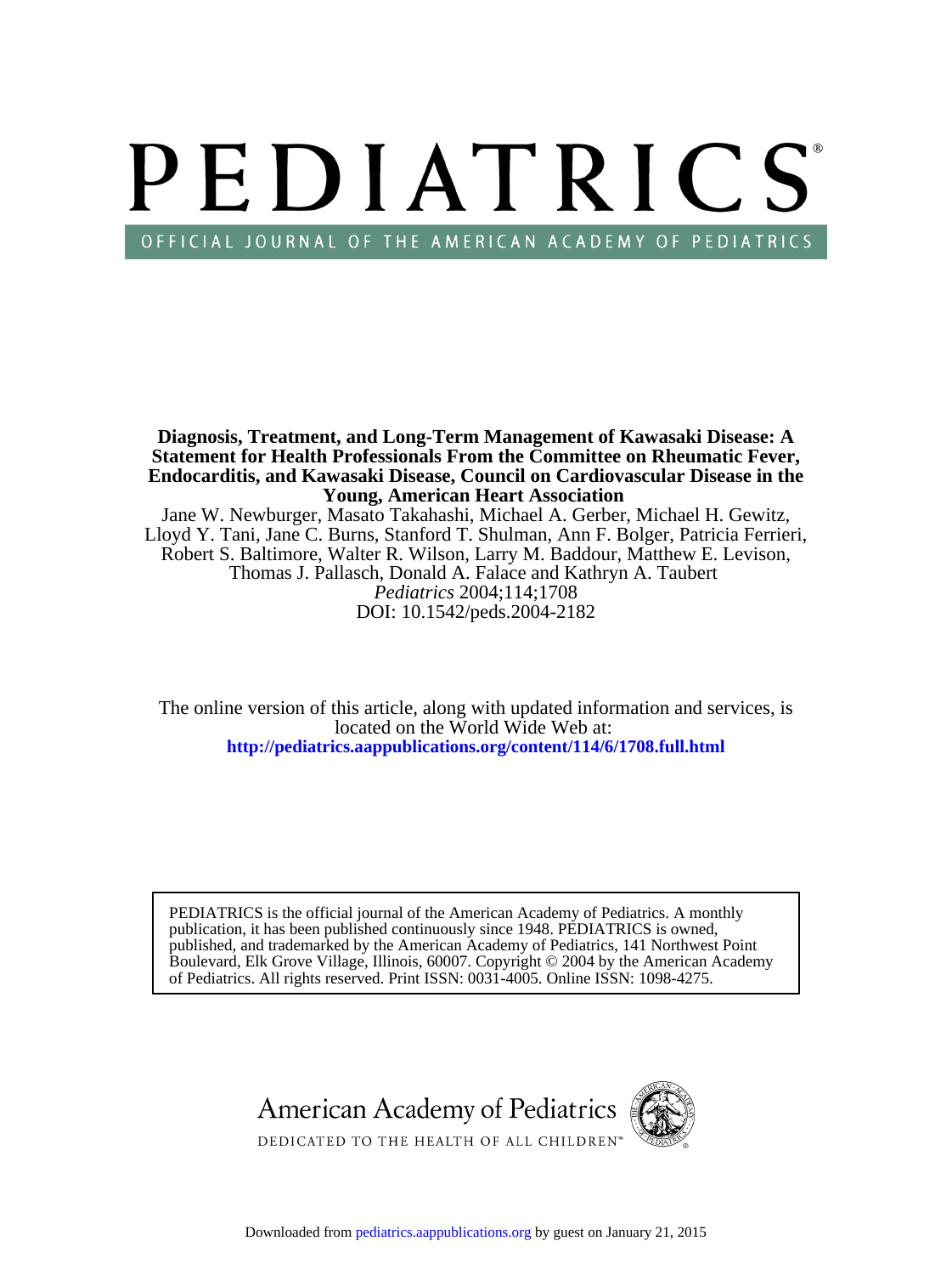# PEDIATRICS®

OFFICIAL JOURNAL OF THE AMERICAN ACADEMY OF PEDIATRICS

**Diagnosis, Treatment, and Long-Term Management of Kawasaki Disease: A Statement for Health Professionals From the Committee on Rheumatic Fever, Endocarditis, and Kawasaki Disease, Council on Cardiovascular Disease in the Young, American Heart Association**

Jane W. Newburger, Masato Takahashi, Michael A. Gerber, Michael H. Gewitz, Lloyd Y. Tani, Jane C. Burns, Stanford T. Shulman, Ann F. Bolger, Patricia Ferrieri, Robert S. Baltimore, Walter R. Wilson, Larry M. Baddour, Matthew E. Levison, Thomas J. Pallasch, Donald A. Falace and Kathryn A. Taubert

*Pediatrics* 2004;114;1708

DOI: 10.1542/peds.2004-2182

The online version of this article, along with updated information and services, is located on the World Wide Web at:

**http://pediatrics.aappublications.org/content/114/6/1708.full.html**

PEDIATRICS is the official journal of the American Academy of Pediatrics. A monthly publication, it has been published continuously since 1948. PEDIATRICS is owned, published, and trademarked by the American Academy of Pediatrics, 141 Northwest Point Boulevard, Elk Grove Village, Illinois, 60007. Copyright © 2004 by the American Academy of Pediatrics. All rights reserved. Print ISSN: 0031-4005. Online ISSN: 1098-4275.

American Academy of Pediatrics

DEDICATED TO THE HEALTH OF ALL CHILDREN™

Downloaded from pediatrics.aappublications.org by guest on January 21, 2015